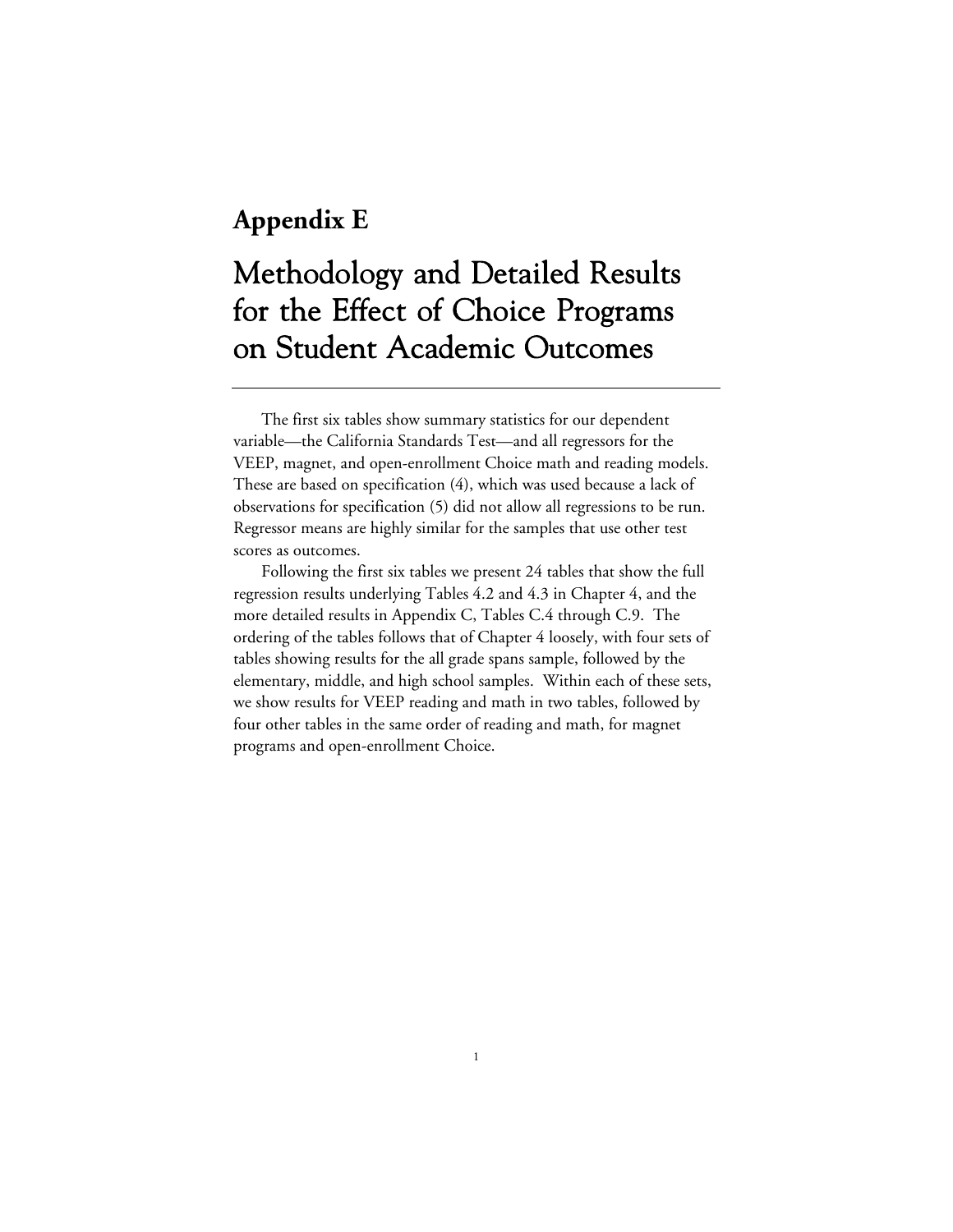# Appendix E

# Methodology and Detailed Results for the Effect of Choice Programs on Student Academic Outcomes

The first six tables show summary statistics for our dependent variable—the California Standards Test—and all regressors for the VEEP, magnet, and open-enrollment Choice math and reading models. These are based on specification (4), which was used because a lack of observations for specification (5) did not allow all regressions to be run. Regressor means are highly similar for the samples that use other test scores as outcomes.

Following the first six tables we present 24 tables that show the full regression results underlying Tables 4.2 and 4.3 in Chapter 4, and the more detailed results in Appendix C, Tables C.4 through C.9. The ordering of the tables follows that of Chapter 4 loosely, with four sets of tables showing results for the all grade spans sample, followed by the elementary, middle, and high school samples. Within each of these sets, we show results for VEEP reading and math in two tables, followed by four other tables in the same order of reading and math, for magnet programs and open-enrollment Choice.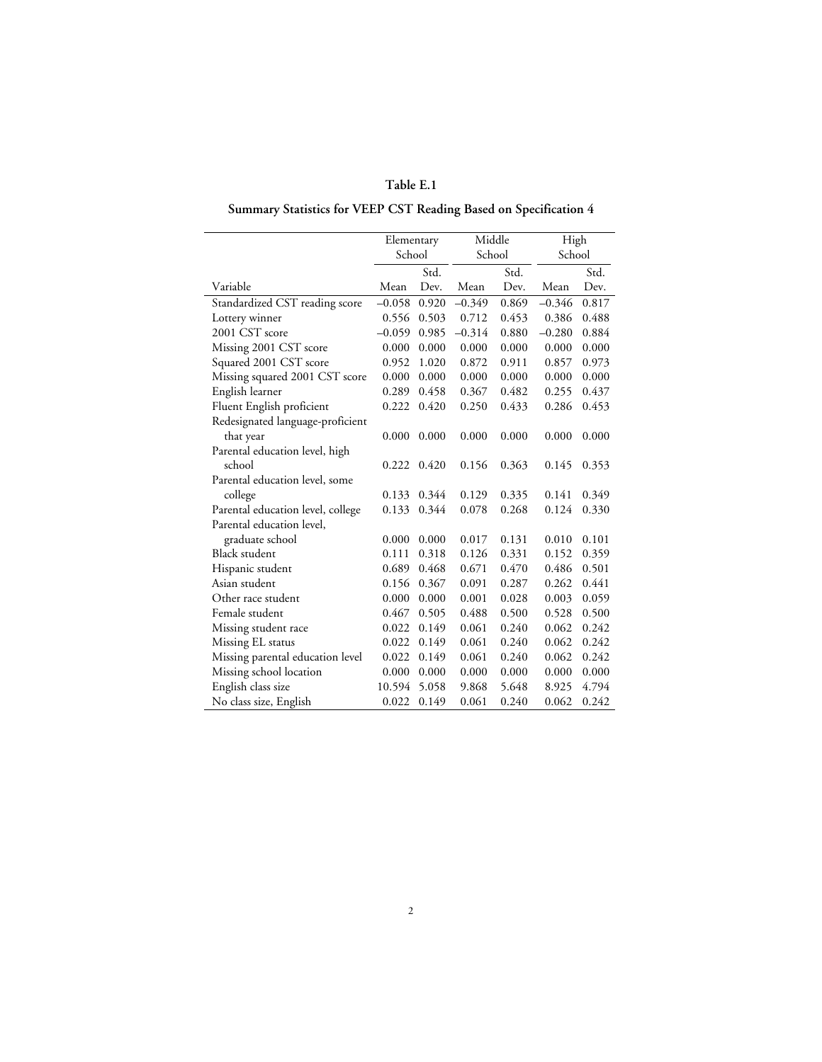**Table E.1**

**Summary Statistics for VEEP CST Reading Based on Specification 4**

| | Elementary School | | Middle School | | High School | |
|---|---|---|---|---|---|---|
| Variable | Mean | Std. Dev. | Mean | Std. Dev. | Mean | Std. Dev. |
| Standardized CST reading score | –0.058 | 0.920 | –0.349 | 0.869 | –0.346 | 0.817 |
| Lottery winner | 0.556 | 0.503 | 0.712 | 0.453 | 0.386 | 0.488 |
| 2001 CST score | –0.059 | 0.985 | –0.314 | 0.880 | –0.280 | 0.884 |
| Missing 2001 CST score | 0.000 | 0.000 | 0.000 | 0.000 | 0.000 | 0.000 |
| Squared 2001 CST score | 0.952 | 1.020 | 0.872 | 0.911 | 0.857 | 0.973 |
| Missing squared 2001 CST score | 0.000 | 0.000 | 0.000 | 0.000 | 0.000 | 0.000 |
| English learner | 0.289 | 0.458 | 0.367 | 0.482 | 0.255 | 0.437 |
| Fluent English proficient | 0.222 | 0.420 | 0.250 | 0.433 | 0.286 | 0.453 |
| Redesignated language-proficient that year | 0.000 | 0.000 | 0.000 | 0.000 | 0.000 | 0.000 |
| Parental education level, high school | 0.222 | 0.420 | 0.156 | 0.363 | 0.145 | 0.353 |
| Parental education level, some college | 0.133 | 0.344 | 0.129 | 0.335 | 0.141 | 0.349 |
| Parental education level, college | 0.133 | 0.344 | 0.078 | 0.268 | 0.124 | 0.330 |
| Parental education level, graduate school | 0.000 | 0.000 | 0.017 | 0.131 | 0.010 | 0.101 |
| Black student | 0.111 | 0.318 | 0.126 | 0.331 | 0.152 | 0.359 |
| Hispanic student | 0.689 | 0.468 | 0.671 | 0.470 | 0.486 | 0.501 |
| Asian student | 0.156 | 0.367 | 0.091 | 0.287 | 0.262 | 0.441 |
| Other race student | 0.000 | 0.000 | 0.001 | 0.028 | 0.003 | 0.059 |
| Female student | 0.467 | 0.505 | 0.488 | 0.500 | 0.528 | 0.500 |
| Missing student race | 0.022 | 0.149 | 0.061 | 0.240 | 0.062 | 0.242 |
| Missing EL status | 0.022 | 0.149 | 0.061 | 0.240 | 0.062 | 0.242 |
| Missing parental education level | 0.022 | 0.149 | 0.061 | 0.240 | 0.062 | 0.242 |
| Missing school location | 0.000 | 0.000 | 0.000 | 0.000 | 0.000 | 0.000 |
| English class size | 10.594 | 5.058 | 9.868 | 5.648 | 8.925 | 4.794 |
| No class size, English | 0.022 | 0.149 | 0.061 | 0.240 | 0.062 | 0.242 |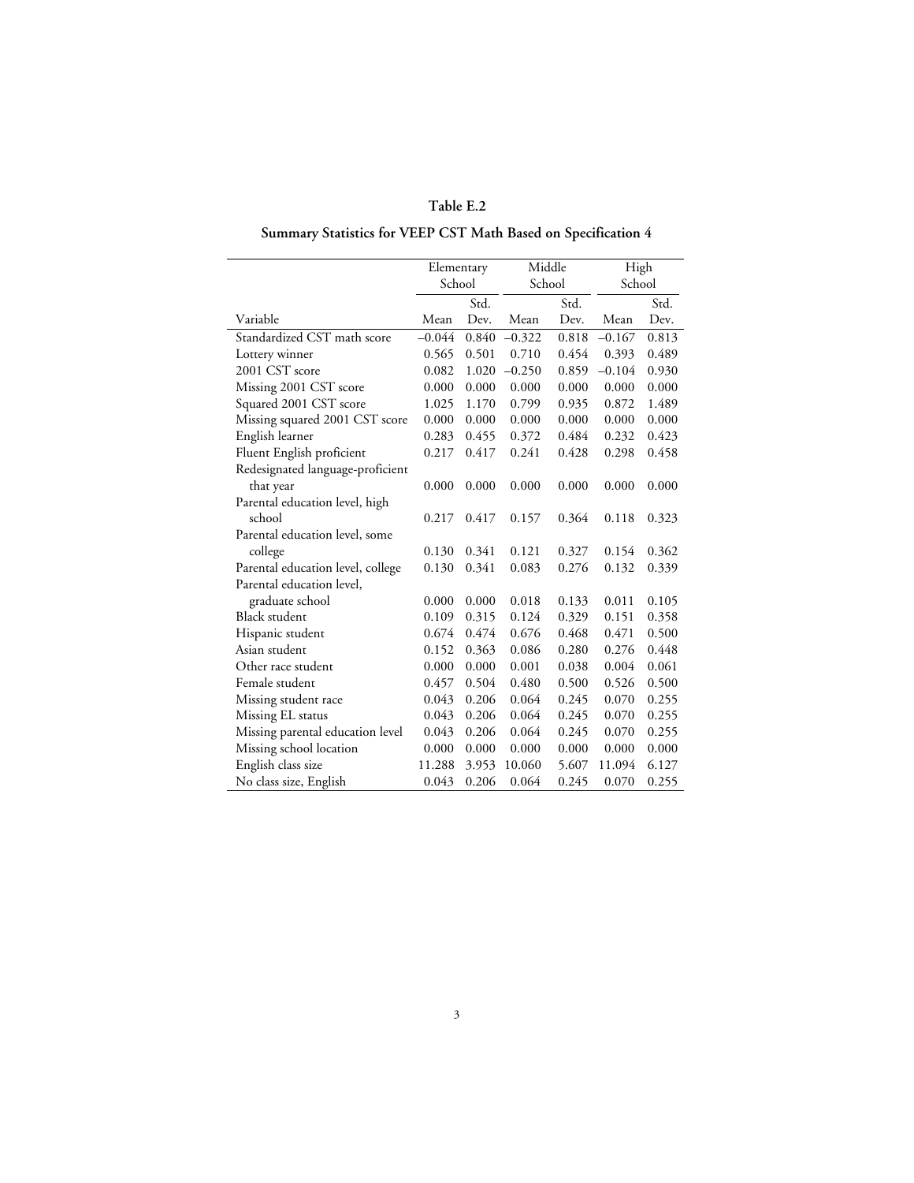**Table E.2**

**Summary Statistics for VEEP CST Math Based on Specification 4**

| | Elementary School | | Middle School | | High School | |
|---|---|---|---|---|---|---|
| Variable | Mean | Std. Dev. | Mean | Std. Dev. | Mean | Std. Dev. |
| Standardized CST math score | –0.044 | 0.840 | –0.322 | 0.818 | –0.167 | 0.813 |
| Lottery winner | 0.565 | 0.501 | 0.710 | 0.454 | 0.393 | 0.489 |
| 2001 CST score | 0.082 | 1.020 | –0.250 | 0.859 | –0.104 | 0.930 |
| Missing 2001 CST score | 0.000 | 0.000 | 0.000 | 0.000 | 0.000 | 0.000 |
| Squared 2001 CST score | 1.025 | 1.170 | 0.799 | 0.935 | 0.872 | 1.489 |
| Missing squared 2001 CST score | 0.000 | 0.000 | 0.000 | 0.000 | 0.000 | 0.000 |
| English learner | 0.283 | 0.455 | 0.372 | 0.484 | 0.232 | 0.423 |
| Fluent English proficient | 0.217 | 0.417 | 0.241 | 0.428 | 0.298 | 0.458 |
| Redesignated language-proficient that year | 0.000 | 0.000 | 0.000 | 0.000 | 0.000 | 0.000 |
| Parental education level, high school | 0.217 | 0.417 | 0.157 | 0.364 | 0.118 | 0.323 |
| Parental education level, some college | 0.130 | 0.341 | 0.121 | 0.327 | 0.154 | 0.362 |
| Parental education level, college | 0.130 | 0.341 | 0.083 | 0.276 | 0.132 | 0.339 |
| Parental education level, graduate school | 0.000 | 0.000 | 0.018 | 0.133 | 0.011 | 0.105 |
| Black student | 0.109 | 0.315 | 0.124 | 0.329 | 0.151 | 0.358 |
| Hispanic student | 0.674 | 0.474 | 0.676 | 0.468 | 0.471 | 0.500 |
| Asian student | 0.152 | 0.363 | 0.086 | 0.280 | 0.276 | 0.448 |
| Other race student | 0.000 | 0.000 | 0.001 | 0.038 | 0.004 | 0.061 |
| Female student | 0.457 | 0.504 | 0.480 | 0.500 | 0.526 | 0.500 |
| Missing student race | 0.043 | 0.206 | 0.064 | 0.245 | 0.070 | 0.255 |
| Missing EL status | 0.043 | 0.206 | 0.064 | 0.245 | 0.070 | 0.255 |
| Missing parental education level | 0.043 | 0.206 | 0.064 | 0.245 | 0.070 | 0.255 |
| Missing school location | 0.000 | 0.000 | 0.000 | 0.000 | 0.000 | 0.000 |
| English class size | 11.288 | 3.953 | 10.060 | 5.607 | 11.094 | 6.127 |
| No class size, English | 0.043 | 0.206 | 0.064 | 0.245 | 0.070 | 0.255 |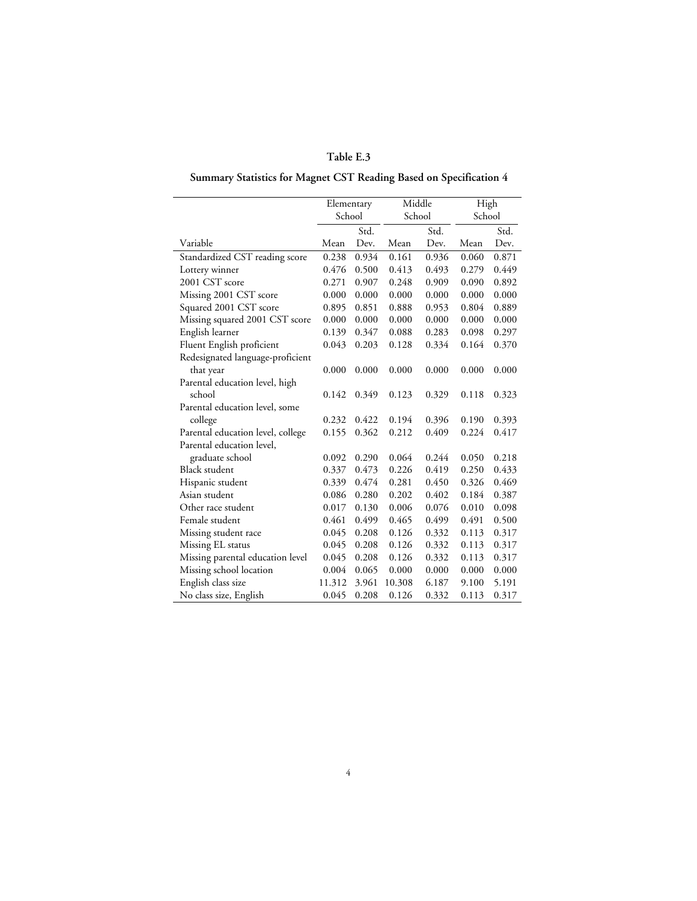**Table E.3**

**Summary Statistics for Magnet CST Reading Based on Specification 4**

| | Elementary School | | Middle School | | High School | |
|---|---|---|---|---|---|---|
| Variable | Mean | Std. Dev. | Mean | Std. Dev. | Mean | Std. Dev. |
| Standardized CST reading score | 0.238 | 0.934 | 0.161 | 0.936 | 0.060 | 0.871 |
| Lottery winner | 0.476 | 0.500 | 0.413 | 0.493 | 0.279 | 0.449 |
| 2001 CST score | 0.271 | 0.907 | 0.248 | 0.909 | 0.090 | 0.892 |
| Missing 2001 CST score | 0.000 | 0.000 | 0.000 | 0.000 | 0.000 | 0.000 |
| Squared 2001 CST score | 0.895 | 0.851 | 0.888 | 0.953 | 0.804 | 0.889 |
| Missing squared 2001 CST score | 0.000 | 0.000 | 0.000 | 0.000 | 0.000 | 0.000 |
| English learner | 0.139 | 0.347 | 0.088 | 0.283 | 0.098 | 0.297 |
| Fluent English proficient | 0.043 | 0.203 | 0.128 | 0.334 | 0.164 | 0.370 |
| Redesignated language-proficient that year | 0.000 | 0.000 | 0.000 | 0.000 | 0.000 | 0.000 |
| Parental education level, high school | 0.142 | 0.349 | 0.123 | 0.329 | 0.118 | 0.323 |
| Parental education level, some college | 0.232 | 0.422 | 0.194 | 0.396 | 0.190 | 0.393 |
| Parental education level, college | 0.155 | 0.362 | 0.212 | 0.409 | 0.224 | 0.417 |
| Parental education level, graduate school | 0.092 | 0.290 | 0.064 | 0.244 | 0.050 | 0.218 |
| Black student | 0.337 | 0.473 | 0.226 | 0.419 | 0.250 | 0.433 |
| Hispanic student | 0.339 | 0.474 | 0.281 | 0.450 | 0.326 | 0.469 |
| Asian student | 0.086 | 0.280 | 0.202 | 0.402 | 0.184 | 0.387 |
| Other race student | 0.017 | 0.130 | 0.006 | 0.076 | 0.010 | 0.098 |
| Female student | 0.461 | 0.499 | 0.465 | 0.499 | 0.491 | 0.500 |
| Missing student race | 0.045 | 0.208 | 0.126 | 0.332 | 0.113 | 0.317 |
| Missing EL status | 0.045 | 0.208 | 0.126 | 0.332 | 0.113 | 0.317 |
| Missing parental education level | 0.045 | 0.208 | 0.126 | 0.332 | 0.113 | 0.317 |
| Missing school location | 0.004 | 0.065 | 0.000 | 0.000 | 0.000 | 0.000 |
| English class size | 11.312 | 3.961 | 10.308 | 6.187 | 9.100 | 5.191 |
| No class size, English | 0.045 | 0.208 | 0.126 | 0.332 | 0.113 | 0.317 |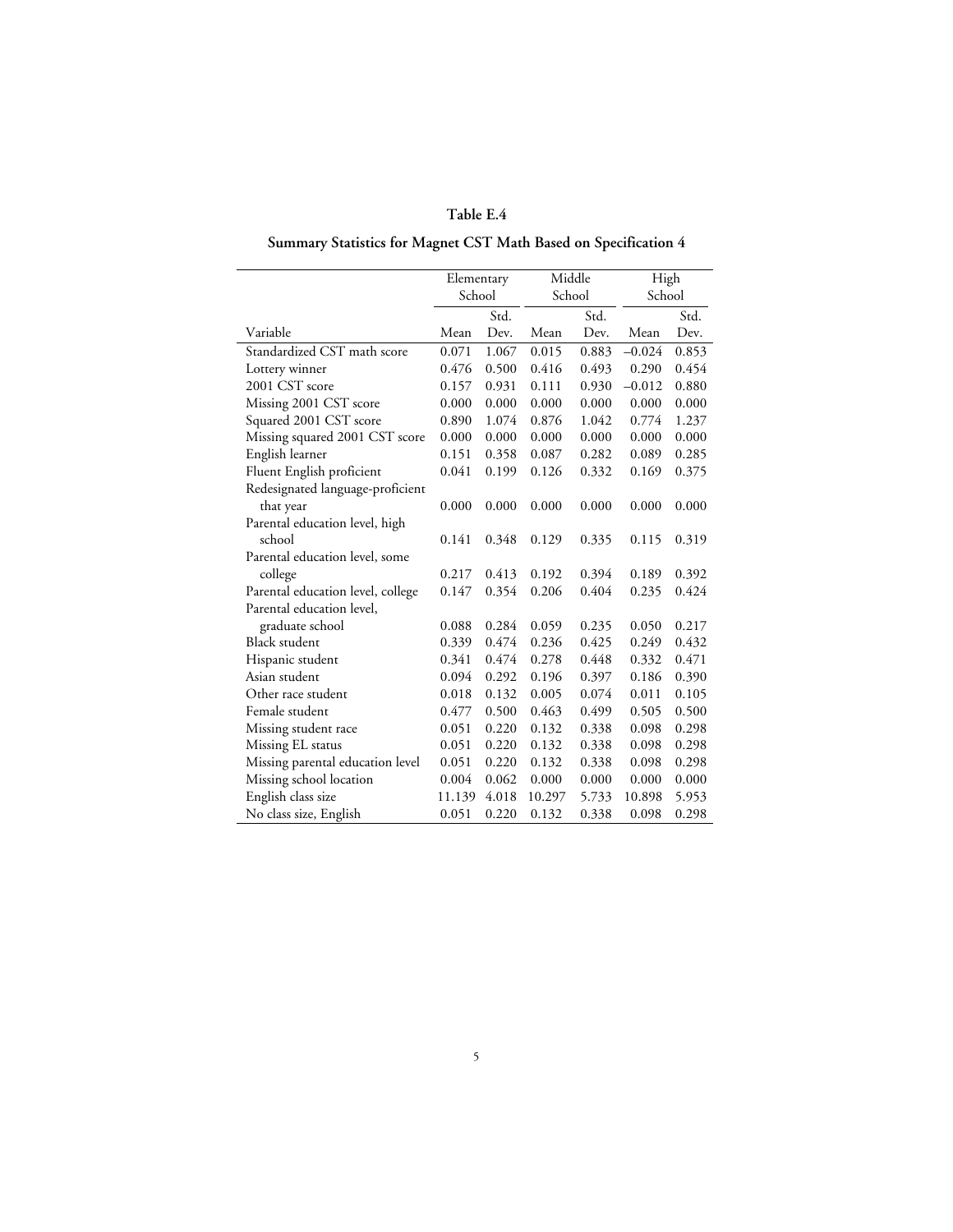**Table E.4**

**Summary Statistics for Magnet CST Math Based on Specification 4**

| | Elementary School | | Middle School | | High School | |
|---|---|---|---|---|---|---|
| Variable | Mean | Std. Dev. | Mean | Std. Dev. | Mean | Std. Dev. |
| Standardized CST math score | 0.071 | 1.067 | 0.015 | 0.883 | −0.024 | 0.853 |
| Lottery winner | 0.476 | 0.500 | 0.416 | 0.493 | 0.290 | 0.454 |
| 2001 CST score | 0.157 | 0.931 | 0.111 | 0.930 | −0.012 | 0.880 |
| Missing 2001 CST score | 0.000 | 0.000 | 0.000 | 0.000 | 0.000 | 0.000 |
| Squared 2001 CST score | 0.890 | 1.074 | 0.876 | 1.042 | 0.774 | 1.237 |
| Missing squared 2001 CST score | 0.000 | 0.000 | 0.000 | 0.000 | 0.000 | 0.000 |
| English learner | 0.151 | 0.358 | 0.087 | 0.282 | 0.089 | 0.285 |
| Fluent English proficient | 0.041 | 0.199 | 0.126 | 0.332 | 0.169 | 0.375 |
| Redesignated language-proficient that year | 0.000 | 0.000 | 0.000 | 0.000 | 0.000 | 0.000 |
| Parental education level, high school | 0.141 | 0.348 | 0.129 | 0.335 | 0.115 | 0.319 |
| Parental education level, some college | 0.217 | 0.413 | 0.192 | 0.394 | 0.189 | 0.392 |
| Parental education level, college | 0.147 | 0.354 | 0.206 | 0.404 | 0.235 | 0.424 |
| Parental education level, graduate school | 0.088 | 0.284 | 0.059 | 0.235 | 0.050 | 0.217 |
| Black student | 0.339 | 0.474 | 0.236 | 0.425 | 0.249 | 0.432 |
| Hispanic student | 0.341 | 0.474 | 0.278 | 0.448 | 0.332 | 0.471 |
| Asian student | 0.094 | 0.292 | 0.196 | 0.397 | 0.186 | 0.390 |
| Other race student | 0.018 | 0.132 | 0.005 | 0.074 | 0.011 | 0.105 |
| Female student | 0.477 | 0.500 | 0.463 | 0.499 | 0.505 | 0.500 |
| Missing student race | 0.051 | 0.220 | 0.132 | 0.338 | 0.098 | 0.298 |
| Missing EL status | 0.051 | 0.220 | 0.132 | 0.338 | 0.098 | 0.298 |
| Missing parental education level | 0.051 | 0.220 | 0.132 | 0.338 | 0.098 | 0.298 |
| Missing school location | 0.004 | 0.062 | 0.000 | 0.000 | 0.000 | 0.000 |
| English class size | 11.139 | 4.018 | 10.297 | 5.733 | 10.898 | 5.953 |
| No class size, English | 0.051 | 0.220 | 0.132 | 0.338 | 0.098 | 0.298 |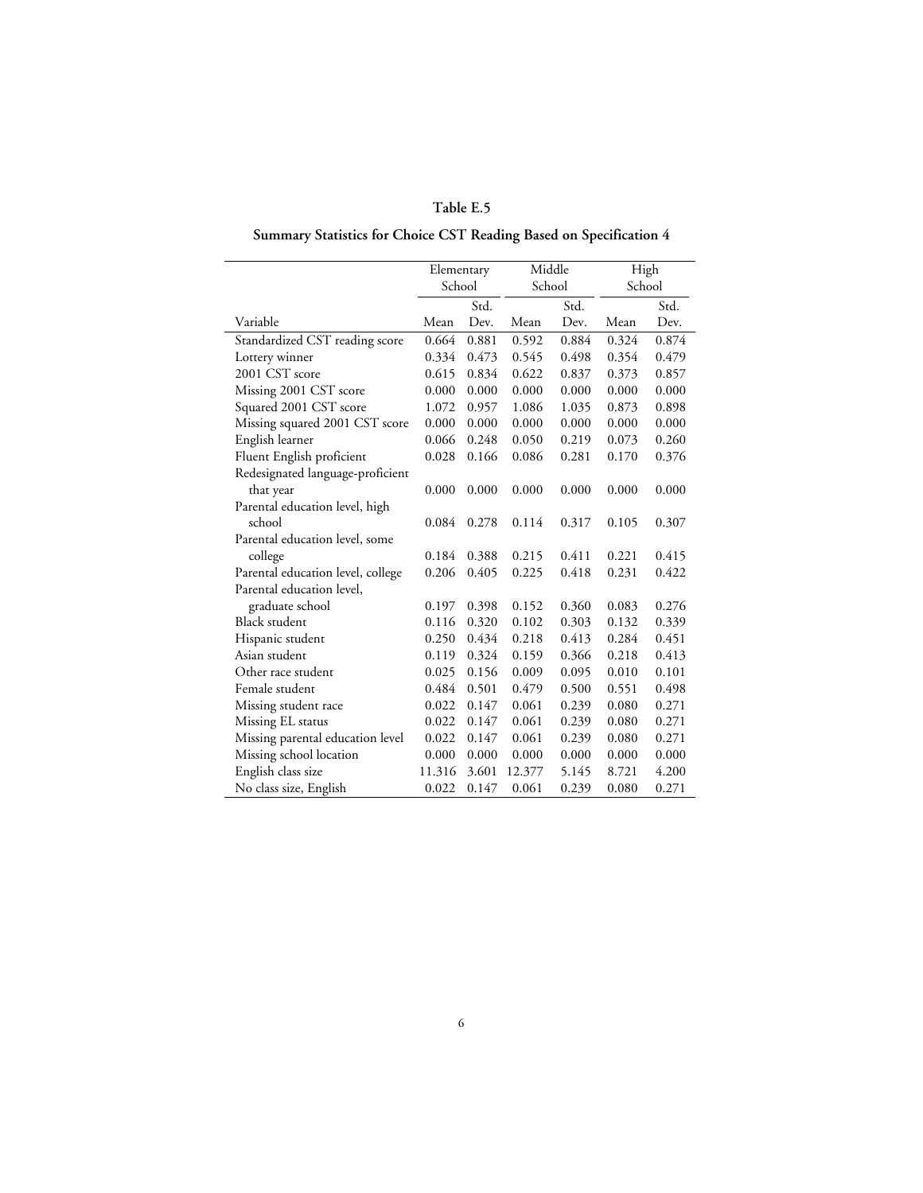**Table E.5**

**Summary Statistics for Choice CST Reading Based on Specification 4**

| | Elementary School | | Middle School | | High School | |
|---|---|---|---|---|---|---|
| Variable | Mean | Std. Dev. | Mean | Std. Dev. | Mean | Std. Dev. |
| Standardized CST reading score | 0.664 | 0.881 | 0.592 | 0.884 | 0.324 | 0.874 |
| Lottery winner | 0.334 | 0.473 | 0.545 | 0.498 | 0.354 | 0.479 |
| 2001 CST score | 0.615 | 0.834 | 0.622 | 0.837 | 0.373 | 0.857 |
| Missing 2001 CST score | 0.000 | 0.000 | 0.000 | 0.000 | 0.000 | 0.000 |
| Squared 2001 CST score | 1.072 | 0.957 | 1.086 | 1.035 | 0.873 | 0.898 |
| Missing squared 2001 CST score | 0.000 | 0.000 | 0.000 | 0.000 | 0.000 | 0.000 |
| English learner | 0.066 | 0.248 | 0.050 | 0.219 | 0.073 | 0.260 |
| Fluent English proficient | 0.028 | 0.166 | 0.086 | 0.281 | 0.170 | 0.376 |
| Redesignated language-proficient that year | 0.000 | 0.000 | 0.000 | 0.000 | 0.000 | 0.000 |
| Parental education level, high school | 0.084 | 0.278 | 0.114 | 0.317 | 0.105 | 0.307 |
| Parental education level, some college | 0.184 | 0.388 | 0.215 | 0.411 | 0.221 | 0.415 |
| Parental education level, college | 0.206 | 0.405 | 0.225 | 0.418 | 0.231 | 0.422 |
| Parental education level, graduate school | 0.197 | 0.398 | 0.152 | 0.360 | 0.083 | 0.276 |
| Black student | 0.116 | 0.320 | 0.102 | 0.303 | 0.132 | 0.339 |
| Hispanic student | 0.250 | 0.434 | 0.218 | 0.413 | 0.284 | 0.451 |
| Asian student | 0.119 | 0.324 | 0.159 | 0.366 | 0.218 | 0.413 |
| Other race student | 0.025 | 0.156 | 0.009 | 0.095 | 0.010 | 0.101 |
| Female student | 0.484 | 0.501 | 0.479 | 0.500 | 0.551 | 0.498 |
| Missing student race | 0.022 | 0.147 | 0.061 | 0.239 | 0.080 | 0.271 |
| Missing EL status | 0.022 | 0.147 | 0.061 | 0.239 | 0.080 | 0.271 |
| Missing parental education level | 0.022 | 0.147 | 0.061 | 0.239 | 0.080 | 0.271 |
| Missing school location | 0.000 | 0.000 | 0.000 | 0.000 | 0.000 | 0.000 |
| English class size | 11.316 | 3.601 | 12.377 | 5.145 | 8.721 | 4.200 |
| No class size, English | 0.022 | 0.147 | 0.061 | 0.239 | 0.080 | 0.271 |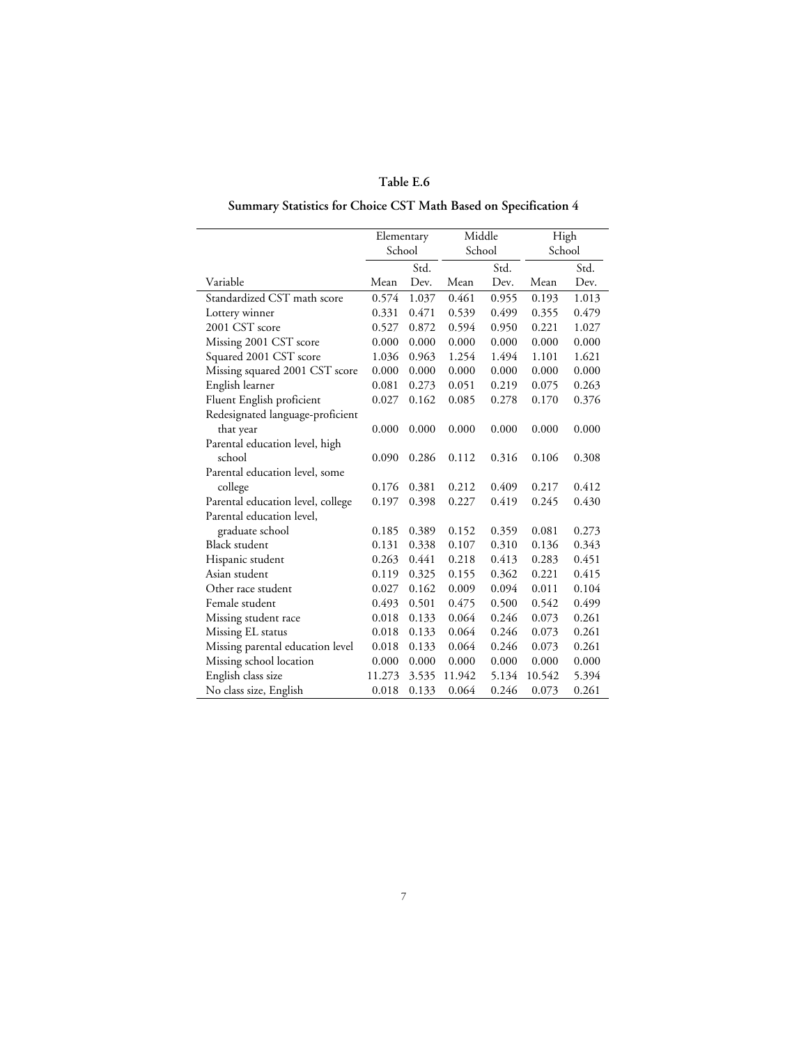**Table E.6**

**Summary Statistics for Choice CST Math Based on Specification 4**

| | Elementary School | | Middle School | | High School | |
|---|---|---|---|---|---|---|
| Variable | Mean | Std. Dev. | Mean | Std. Dev. | Mean | Std. Dev. |
| Standardized CST math score | 0.574 | 1.037 | 0.461 | 0.955 | 0.193 | 1.013 |
| Lottery winner | 0.331 | 0.471 | 0.539 | 0.499 | 0.355 | 0.479 |
| 2001 CST score | 0.527 | 0.872 | 0.594 | 0.950 | 0.221 | 1.027 |
| Missing 2001 CST score | 0.000 | 0.000 | 0.000 | 0.000 | 0.000 | 0.000 |
| Squared 2001 CST score | 1.036 | 0.963 | 1.254 | 1.494 | 1.101 | 1.621 |
| Missing squared 2001 CST score | 0.000 | 0.000 | 0.000 | 0.000 | 0.000 | 0.000 |
| English learner | 0.081 | 0.273 | 0.051 | 0.219 | 0.075 | 0.263 |
| Fluent English proficient | 0.027 | 0.162 | 0.085 | 0.278 | 0.170 | 0.376 |
| Redesignated language-proficient that year | 0.000 | 0.000 | 0.000 | 0.000 | 0.000 | 0.000 |
| Parental education level, high school | 0.090 | 0.286 | 0.112 | 0.316 | 0.106 | 0.308 |
| Parental education level, some college | 0.176 | 0.381 | 0.212 | 0.409 | 0.217 | 0.412 |
| Parental education level, college | 0.197 | 0.398 | 0.227 | 0.419 | 0.245 | 0.430 |
| Parental education level, graduate school | 0.185 | 0.389 | 0.152 | 0.359 | 0.081 | 0.273 |
| Black student | 0.131 | 0.338 | 0.107 | 0.310 | 0.136 | 0.343 |
| Hispanic student | 0.263 | 0.441 | 0.218 | 0.413 | 0.283 | 0.451 |
| Asian student | 0.119 | 0.325 | 0.155 | 0.362 | 0.221 | 0.415 |
| Other race student | 0.027 | 0.162 | 0.009 | 0.094 | 0.011 | 0.104 |
| Female student | 0.493 | 0.501 | 0.475 | 0.500 | 0.542 | 0.499 |
| Missing student race | 0.018 | 0.133 | 0.064 | 0.246 | 0.073 | 0.261 |
| Missing EL status | 0.018 | 0.133 | 0.064 | 0.246 | 0.073 | 0.261 |
| Missing parental education level | 0.018 | 0.133 | 0.064 | 0.246 | 0.073 | 0.261 |
| Missing school location | 0.000 | 0.000 | 0.000 | 0.000 | 0.000 | 0.000 |
| English class size | 11.273 | 3.535 | 11.942 | 5.134 | 10.542 | 5.394 |
| No class size, English | 0.018 | 0.133 | 0.064 | 0.246 | 0.073 | 0.261 |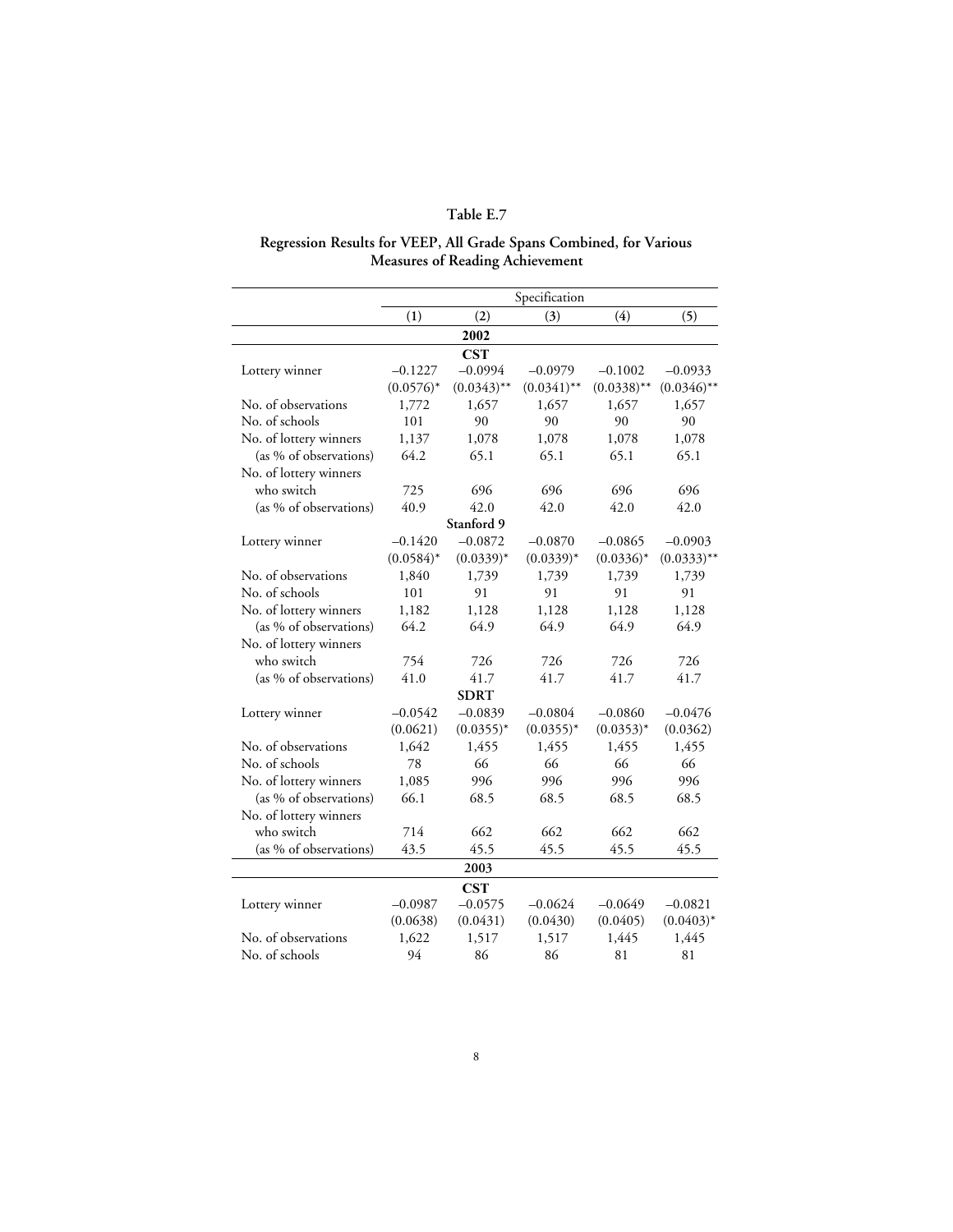**Table E.7**

**Regression Results for VEEP, All Grade Spans Combined, for Various Measures of Reading Achievement**

| | Specification | | | | |
|---|---|---|---|---|---|
| | (1) | (2) | (3) | (4) | (5) |
| | | **2002** | | | |
| | | **CST** | | | |
| Lottery winner | –0.1227 | –0.0994 | –0.0979 | –0.1002 | –0.0933 |
| | (0.0576)* | (0.0343)** | (0.0341)** | (0.0338)** | (0.0346)** |
| No. of observations | 1,772 | 1,657 | 1,657 | 1,657 | 1,657 |
| No. of schools | 101 | 90 | 90 | 90 | 90 |
| No. of lottery winners | 1,137 | 1,078 | 1,078 | 1,078 | 1,078 |
| (as % of observations) | 64.2 | 65.1 | 65.1 | 65.1 | 65.1 |
| No. of lottery winners who switch | 725 | 696 | 696 | 696 | 696 |
| (as % of observations) | 40.9 | 42.0 | 42.0 | 42.0 | 42.0 |
| | | **Stanford 9** | | | |
| Lottery winner | –0.1420 | –0.0872 | –0.0870 | –0.0865 | –0.0903 |
| | (0.0584)* | (0.0339)* | (0.0339)* | (0.0336)* | (0.0333)** |
| No. of observations | 1,840 | 1,739 | 1,739 | 1,739 | 1,739 |
| No. of schools | 101 | 91 | 91 | 91 | 91 |
| No. of lottery winners | 1,182 | 1,128 | 1,128 | 1,128 | 1,128 |
| (as % of observations) | 64.2 | 64.9 | 64.9 | 64.9 | 64.9 |
| No. of lottery winners who switch | 754 | 726 | 726 | 726 | 726 |
| (as % of observations) | 41.0 | 41.7 | 41.7 | 41.7 | 41.7 |
| | | **SDRT** | | | |
| Lottery winner | –0.0542 | –0.0839 | –0.0804 | –0.0860 | –0.0476 |
| | (0.0621) | (0.0355)* | (0.0355)* | (0.0353)* | (0.0362) |
| No. of observations | 1,642 | 1,455 | 1,455 | 1,455 | 1,455 |
| No. of schools | 78 | 66 | 66 | 66 | 66 |
| No. of lottery winners | 1,085 | 996 | 996 | 996 | 996 |
| (as % of observations) | 66.1 | 68.5 | 68.5 | 68.5 | 68.5 |
| No. of lottery winners who switch | 714 | 662 | 662 | 662 | 662 |
| (as % of observations) | 43.5 | 45.5 | 45.5 | 45.5 | 45.5 |
| | | **2003** | | | |
| | | **CST** | | | |
| Lottery winner | –0.0987 | –0.0575 | –0.0624 | –0.0649 | –0.0821 |
| | (0.0638) | (0.0431) | (0.0430) | (0.0405) | (0.0403)* |
| No. of observations | 1,622 | 1,517 | 1,517 | 1,445 | 1,445 |
| No. of schools | 94 | 86 | 86 | 81 | 81 |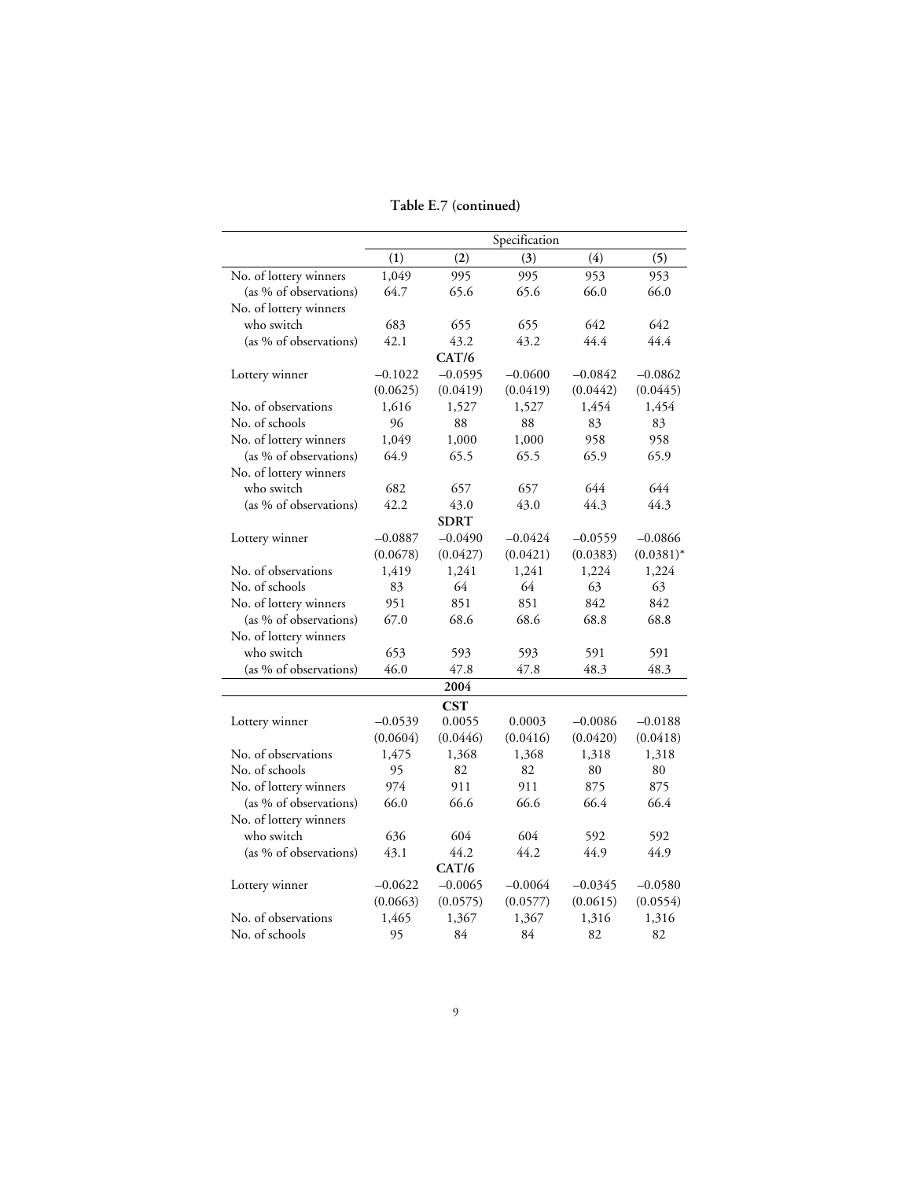**Table E.7 (continued)**

| | Specification | | | | |
|---|---|---|---|---|---|
| | (1) | (2) | (3) | (4) | (5) |
| No. of lottery winners | 1,049 | 995 | 995 | 953 | 953 |
| (as % of observations) | 64.7 | 65.6 | 65.6 | 66.0 | 66.0 |
| No. of lottery winners who switch | 683 | 655 | 655 | 642 | 642 |
| (as % of observations) | 42.1 | 43.2 | 43.2 | 44.4 | 44.4 |
| | | **CAT/6** | | | |
| Lottery winner | −0.1022 | −0.0595 | −0.0600 | −0.0842 | −0.0862 |
| | (0.0625) | (0.0419) | (0.0419) | (0.0442) | (0.0445) |
| No. of observations | 1,616 | 1,527 | 1,527 | 1,454 | 1,454 |
| No. of schools | 96 | 88 | 88 | 83 | 83 |
| No. of lottery winners | 1,049 | 1,000 | 1,000 | 958 | 958 |
| (as % of observations) | 64.9 | 65.5 | 65.5 | 65.9 | 65.9 |
| No. of lottery winners who switch | 682 | 657 | 657 | 644 | 644 |
| (as % of observations) | 42.2 | 43.0 | 43.0 | 44.3 | 44.3 |
| | | **SDRT** | | | |
| Lottery winner | −0.0887 | −0.0490 | −0.0424 | −0.0559 | −0.0866 |
| | (0.0678) | (0.0427) | (0.0421) | (0.0383) | (0.0381)* |
| No. of observations | 1,419 | 1,241 | 1,241 | 1,224 | 1,224 |
| No. of schools | 83 | 64 | 64 | 63 | 63 |
| No. of lottery winners | 951 | 851 | 851 | 842 | 842 |
| (as % of observations) | 67.0 | 68.6 | 68.6 | 68.8 | 68.8 |
| No. of lottery winners who switch | 653 | 593 | 593 | 591 | 591 |
| (as % of observations) | 46.0 | 47.8 | 47.8 | 48.3 | 48.3 |
| | | **2004** | | | |
| | | **CST** | | | |
| Lottery winner | −0.0539 | 0.0055 | 0.0003 | −0.0086 | −0.0188 |
| | (0.0604) | (0.0446) | (0.0416) | (0.0420) | (0.0418) |
| No. of observations | 1,475 | 1,368 | 1,368 | 1,318 | 1,318 |
| No. of schools | 95 | 82 | 82 | 80 | 80 |
| No. of lottery winners | 974 | 911 | 911 | 875 | 875 |
| (as % of observations) | 66.0 | 66.6 | 66.6 | 66.4 | 66.4 |
| No. of lottery winners who switch | 636 | 604 | 604 | 592 | 592 |
| (as % of observations) | 43.1 | 44.2 | 44.2 | 44.9 | 44.9 |
| | | **CAT/6** | | | |
| Lottery winner | −0.0622 | −0.0065 | −0.0064 | −0.0345 | −0.0580 |
| | (0.0663) | (0.0575) | (0.0577) | (0.0615) | (0.0554) |
| No. of observations | 1,465 | 1,367 | 1,367 | 1,316 | 1,316 |
| No. of schools | 95 | 84 | 84 | 82 | 82 |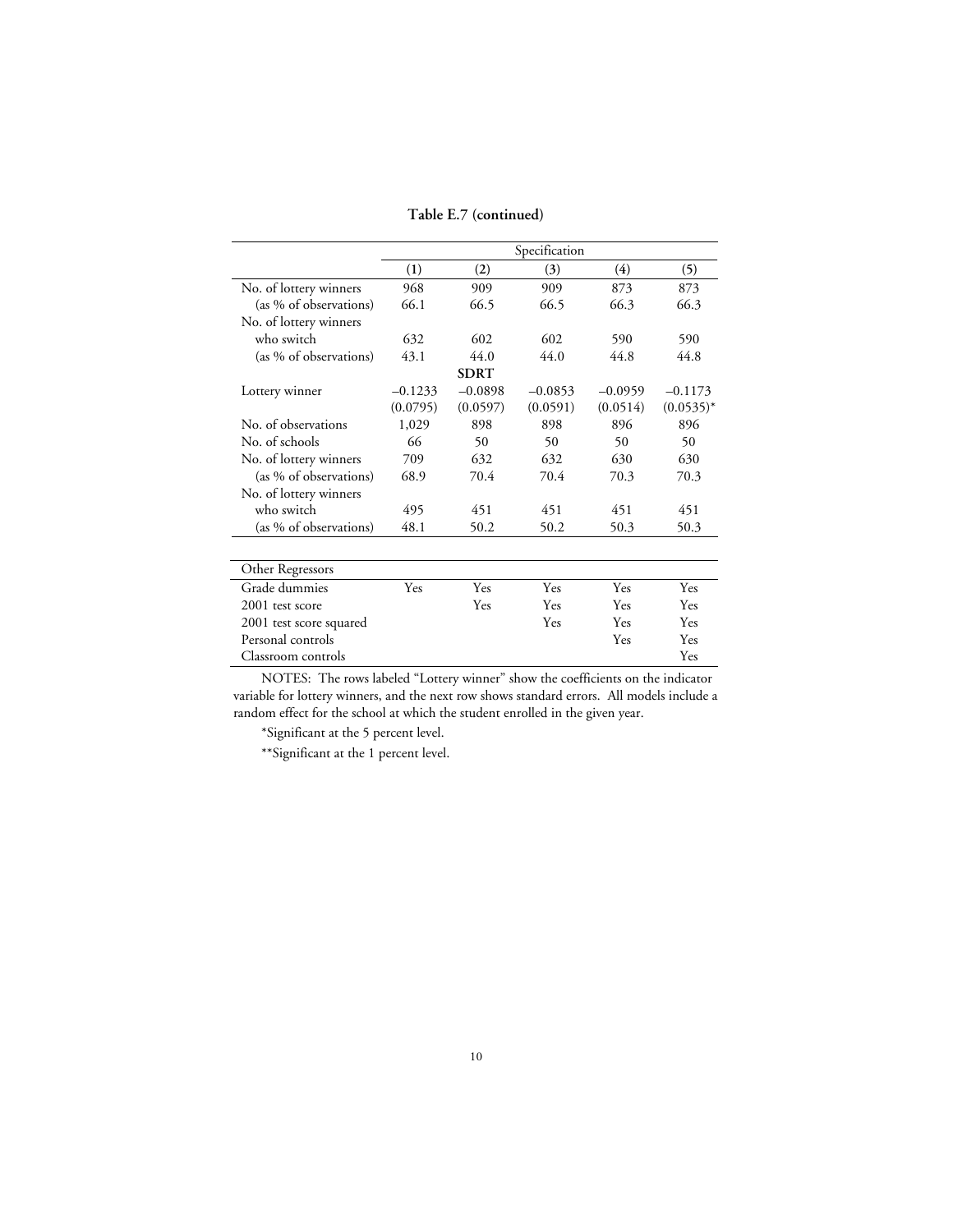**Table E.7 (continued)**

| | Specification | | | | |
|---|---|---|---|---|---|
| | (1) | (2) | (3) | (4) | (5) |
| No. of lottery winners | 968 | 909 | 909 | 873 | 873 |
| (as % of observations) | 66.1 | 66.5 | 66.5 | 66.3 | 66.3 |
| No. of lottery winners who switch | 632 | 602 | 602 | 590 | 590 |
| (as % of observations) | 43.1 | 44.0 | 44.0 | 44.8 | 44.8 |
| | | **SDRT** | | | |
| Lottery winner | –0.1233 | –0.0898 | –0.0853 | –0.0959 | –0.1173 |
| | (0.0795) | (0.0597) | (0.0591) | (0.0514) | (0.0535)* |
| No. of observations | 1,029 | 898 | 898 | 896 | 896 |
| No. of schools | 66 | 50 | 50 | 50 | 50 |
| No. of lottery winners | 709 | 632 | 632 | 630 | 630 |
| (as % of observations) | 68.9 | 70.4 | 70.4 | 70.3 | 70.3 |
| No. of lottery winners who switch | 495 | 451 | 451 | 451 | 451 |
| (as % of observations) | 48.1 | 50.2 | 50.2 | 50.3 | 50.3 |

| Other Regressors | | | | | |
|---|---|---|---|---|---|
| Grade dummies | Yes | Yes | Yes | Yes | Yes |
| 2001 test score | | Yes | Yes | Yes | Yes |
| 2001 test score squared | | | Yes | Yes | Yes |
| Personal controls | | | | Yes | Yes |
| Classroom controls | | | | | Yes |

NOTES: The rows labeled "Lottery winner" show the coefficients on the indicator variable for lottery winners, and the next row shows standard errors. All models include a random effect for the school at which the student enrolled in the given year.

*Significant at the 5 percent level.

**Significant at the 1 percent level.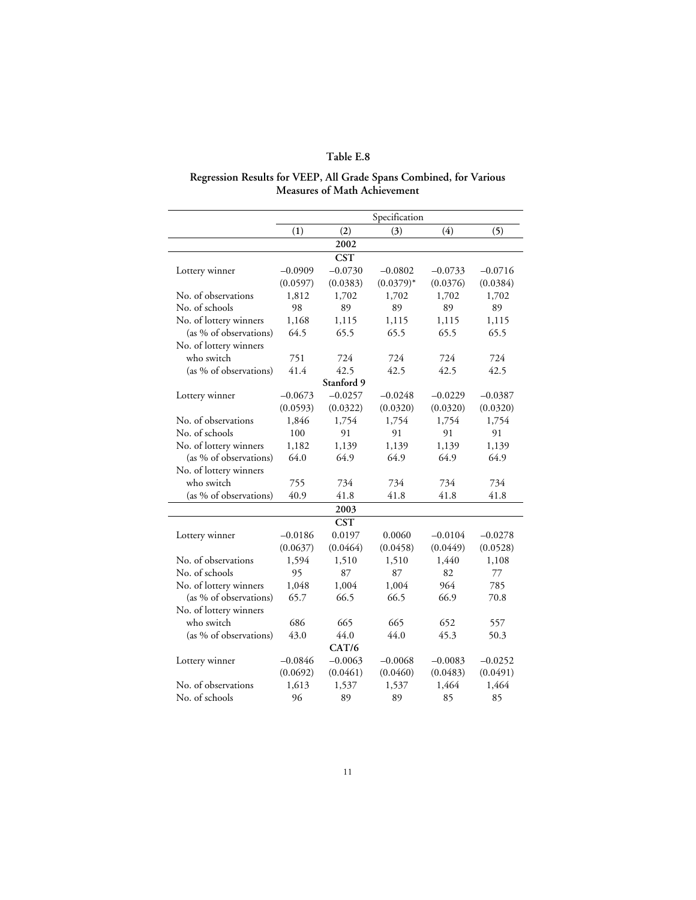# Table E.8

## Regression Results for VEEP, All Grade Spans Combined, for Various Measures of Math Achievement

| | Specification | | | | |
|---|---|---|---|---|---|
| | (1) | (2) | (3) | (4) | (5) |
| **2002** | | | | | |
| **CST** | | | | | |
| Lottery winner | −0.0909 | −0.0730 | −0.0802 | −0.0733 | −0.0716 |
| | (0.0597) | (0.0383) | (0.0379)* | (0.0376) | (0.0384) |
| No. of observations | 1,812 | 1,702 | 1,702 | 1,702 | 1,702 |
| No. of schools | 98 | 89 | 89 | 89 | 89 |
| No. of lottery winners | 1,168 | 1,115 | 1,115 | 1,115 | 1,115 |
| (as % of observations) | 64.5 | 65.5 | 65.5 | 65.5 | 65.5 |
| No. of lottery winners who switch | 751 | 724 | 724 | 724 | 724 |
| (as % of observations) | 41.4 | 42.5 | 42.5 | 42.5 | 42.5 |
| **Stanford 9** | | | | | |
| Lottery winner | −0.0673 | −0.0257 | −0.0248 | −0.0229 | −0.0387 |
| | (0.0593) | (0.0322) | (0.0320) | (0.0320) | (0.0320) |
| No. of observations | 1,846 | 1,754 | 1,754 | 1,754 | 1,754 |
| No. of schools | 100 | 91 | 91 | 91 | 91 |
| No. of lottery winners | 1,182 | 1,139 | 1,139 | 1,139 | 1,139 |
| (as % of observations) | 64.0 | 64.9 | 64.9 | 64.9 | 64.9 |
| No. of lottery winners who switch | 755 | 734 | 734 | 734 | 734 |
| (as % of observations) | 40.9 | 41.8 | 41.8 | 41.8 | 41.8 |
| **2003** | | | | | |
| **CST** | | | | | |
| Lottery winner | −0.0186 | 0.0197 | 0.0060 | −0.0104 | −0.0278 |
| | (0.0637) | (0.0464) | (0.0458) | (0.0449) | (0.0528) |
| No. of observations | 1,594 | 1,510 | 1,510 | 1,440 | 1,108 |
| No. of schools | 95 | 87 | 87 | 82 | 77 |
| No. of lottery winners | 1,048 | 1,004 | 1,004 | 964 | 785 |
| (as % of observations) | 65.7 | 66.5 | 66.5 | 66.9 | 70.8 |
| No. of lottery winners who switch | 686 | 665 | 665 | 652 | 557 |
| (as % of observations) | 43.0 | 44.0 | 44.0 | 45.3 | 50.3 |
| **CAT/6** | | | | | |
| Lottery winner | −0.0846 | −0.0063 | −0.0068 | −0.0083 | −0.0252 |
| | (0.0692) | (0.0461) | (0.0460) | (0.0483) | (0.0491) |
| No. of observations | 1,613 | 1,537 | 1,537 | 1,464 | 1,464 |
| No. of schools | 96 | 89 | 89 | 85 | 85 |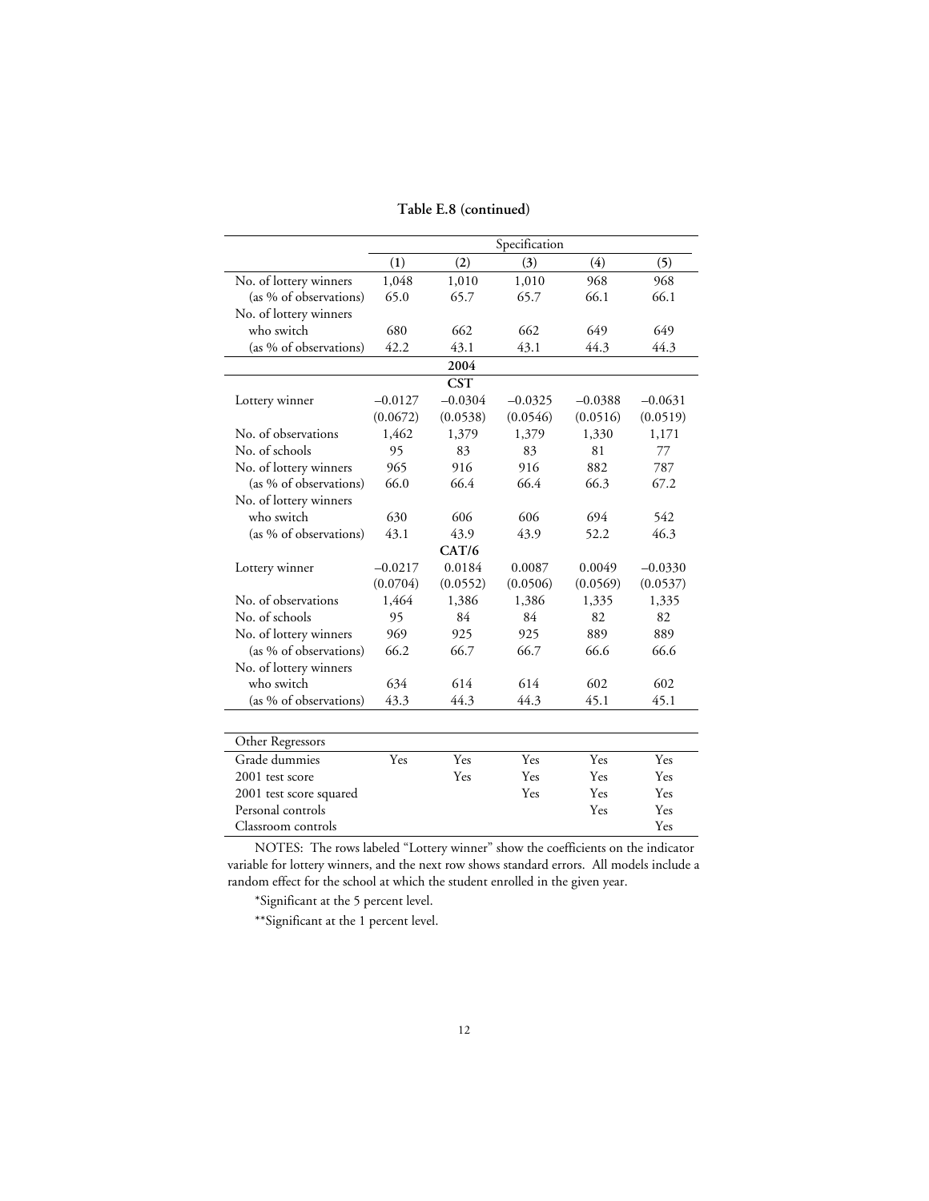**Table E.8 (continued)**

| | Specification | | | | |
|---|---|---|---|---|---|
| | (1) | (2) | (3) | (4) | (5) |
| No. of lottery winners | 1,048 | 1,010 | 1,010 | 968 | 968 |
| (as % of observations) | 65.0 | 65.7 | 65.7 | 66.1 | 66.1 |
| No. of lottery winners who switch | 680 | 662 | 662 | 649 | 649 |
| (as % of observations) | 42.2 | 43.1 | 43.1 | 44.3 | 44.3 |
| **2004** | | | | | |
| **CST** | | | | | |
| Lottery winner | −0.0127 | −0.0304 | −0.0325 | −0.0388 | −0.0631 |
| | (0.0672) | (0.0538) | (0.0546) | (0.0516) | (0.0519) |
| No. of observations | 1,462 | 1,379 | 1,379 | 1,330 | 1,171 |
| No. of schools | 95 | 83 | 83 | 81 | 77 |
| No. of lottery winners | 965 | 916 | 916 | 882 | 787 |
| (as % of observations) | 66.0 | 66.4 | 66.4 | 66.3 | 67.2 |
| No. of lottery winners who switch | 630 | 606 | 606 | 694 | 542 |
| (as % of observations) | 43.1 | 43.9 | 43.9 | 52.2 | 46.3 |
| **CAT/6** | | | | | |
| Lottery winner | −0.0217 | 0.0184 | 0.0087 | 0.0049 | −0.0330 |
| | (0.0704) | (0.0552) | (0.0506) | (0.0569) | (0.0537) |
| No. of observations | 1,464 | 1,386 | 1,386 | 1,335 | 1,335 |
| No. of schools | 95 | 84 | 84 | 82 | 82 |
| No. of lottery winners | 969 | 925 | 925 | 889 | 889 |
| (as % of observations) | 66.2 | 66.7 | 66.7 | 66.6 | 66.6 |
| No. of lottery winners who switch | 634 | 614 | 614 | 602 | 602 |
| (as % of observations) | 43.3 | 44.3 | 44.3 | 45.1 | 45.1 |

| Other Regressors | | | | | |
|---|---|---|---|---|---|
| Grade dummies | Yes | Yes | Yes | Yes | Yes |
| 2001 test score | | Yes | Yes | Yes | Yes |
| 2001 test score squared | | | Yes | Yes | Yes |
| Personal controls | | | | Yes | Yes |
| Classroom controls | | | | | Yes |

NOTES: The rows labeled "Lottery winner" show the coefficients on the indicator variable for lottery winners, and the next row shows standard errors. All models include a random effect for the school at which the student enrolled in the given year.

*Significant at the 5 percent level.

**Significant at the 1 percent level.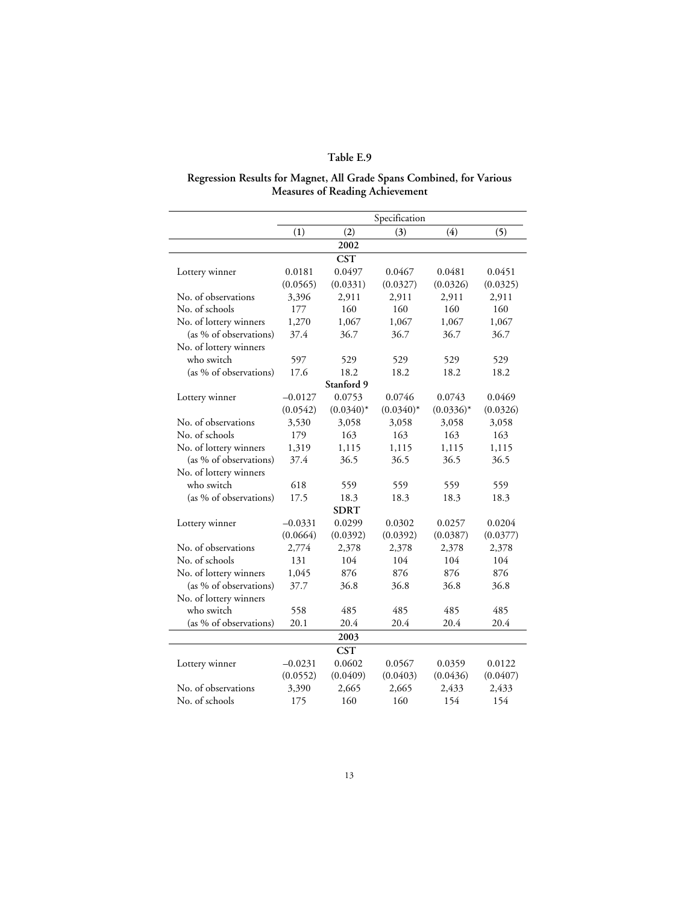# Table E.9

## Regression Results for Magnet, All Grade Spans Combined, for Various Measures of Reading Achievement

| | Specification | | | | |
|---|---|---|---|---|---|
| | (1) | (2) | (3) | (4) | (5) |
| **2002** | | | | | |
| **CST** | | | | | |
| Lottery winner | 0.0181 | 0.0497 | 0.0467 | 0.0481 | 0.0451 |
| | (0.0565) | (0.0331) | (0.0327) | (0.0326) | (0.0325) |
| No. of observations | 3,396 | 2,911 | 2,911 | 2,911 | 2,911 |
| No. of schools | 177 | 160 | 160 | 160 | 160 |
| No. of lottery winners | 1,270 | 1,067 | 1,067 | 1,067 | 1,067 |
| (as % of observations) | 37.4 | 36.7 | 36.7 | 36.7 | 36.7 |
| No. of lottery winners who switch | 597 | 529 | 529 | 529 | 529 |
| (as % of observations) | 17.6 | 18.2 | 18.2 | 18.2 | 18.2 |
| **Stanford 9** | | | | | |
| Lottery winner | –0.0127 | 0.0753 | 0.0746 | 0.0743 | 0.0469 |
| | (0.0542) | (0.0340)* | (0.0340)* | (0.0336)* | (0.0326) |
| No. of observations | 3,530 | 3,058 | 3,058 | 3,058 | 3,058 |
| No. of schools | 179 | 163 | 163 | 163 | 163 |
| No. of lottery winners | 1,319 | 1,115 | 1,115 | 1,115 | 1,115 |
| (as % of observations) | 37.4 | 36.5 | 36.5 | 36.5 | 36.5 |
| No. of lottery winners who switch | 618 | 559 | 559 | 559 | 559 |
| (as % of observations) | 17.5 | 18.3 | 18.3 | 18.3 | 18.3 |
| **SDRT** | | | | | |
| Lottery winner | –0.0331 | 0.0299 | 0.0302 | 0.0257 | 0.0204 |
| | (0.0664) | (0.0392) | (0.0392) | (0.0387) | (0.0377) |
| No. of observations | 2,774 | 2,378 | 2,378 | 2,378 | 2,378 |
| No. of schools | 131 | 104 | 104 | 104 | 104 |
| No. of lottery winners | 1,045 | 876 | 876 | 876 | 876 |
| (as % of observations) | 37.7 | 36.8 | 36.8 | 36.8 | 36.8 |
| No. of lottery winners who switch | 558 | 485 | 485 | 485 | 485 |
| (as % of observations) | 20.1 | 20.4 | 20.4 | 20.4 | 20.4 |
| **2003** | | | | | |
| **CST** | | | | | |
| Lottery winner | –0.0231 | 0.0602 | 0.0567 | 0.0359 | 0.0122 |
| | (0.0552) | (0.0409) | (0.0403) | (0.0436) | (0.0407) |
| No. of observations | 3,390 | 2,665 | 2,665 | 2,433 | 2,433 |
| No. of schools | 175 | 160 | 160 | 154 | 154 |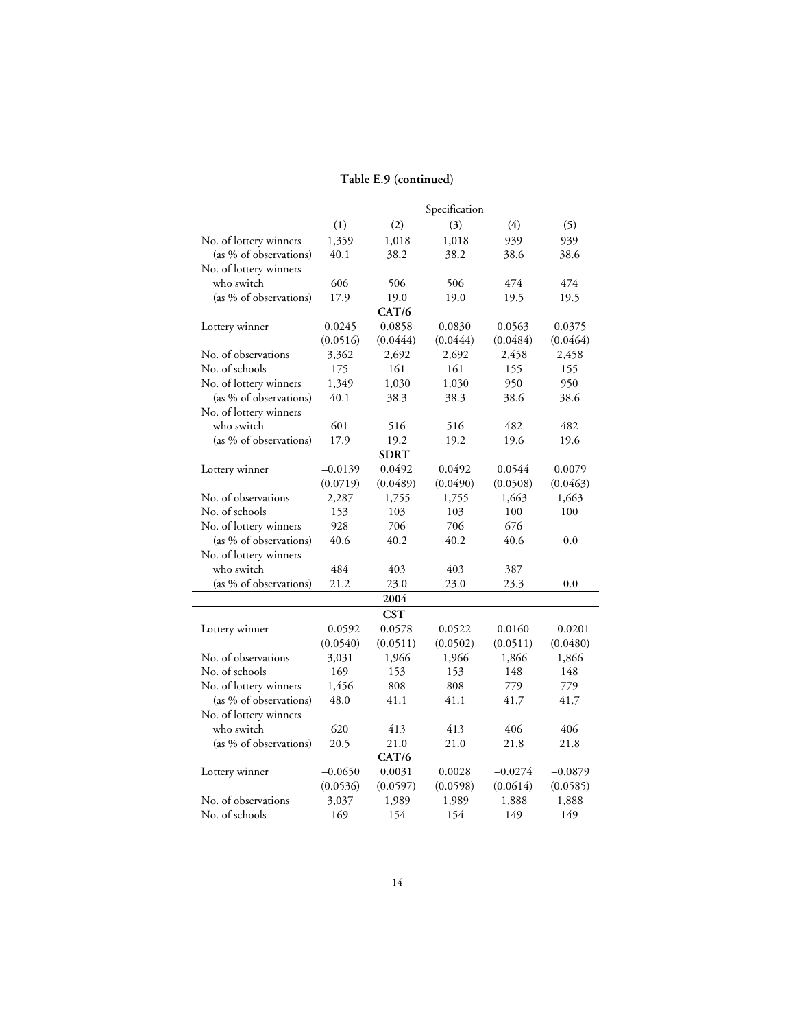**Table E.9 (continued)**

| | Specification | | | | |
|---|---|---|---|---|---|
| | (1) | (2) | (3) | (4) | (5) |
| No. of lottery winners | 1,359 | 1,018 | 1,018 | 939 | 939 |
| (as % of observations) | 40.1 | 38.2 | 38.2 | 38.6 | 38.6 |
| No. of lottery winners who switch | 606 | 506 | 506 | 474 | 474 |
| (as % of observations) | 17.9 | 19.0 | 19.0 | 19.5 | 19.5 |
| | | **CAT/6** | | | |
| Lottery winner | 0.0245 | 0.0858 | 0.0830 | 0.0563 | 0.0375 |
| | (0.0516) | (0.0444) | (0.0444) | (0.0484) | (0.0464) |
| No. of observations | 3,362 | 2,692 | 2,692 | 2,458 | 2,458 |
| No. of schools | 175 | 161 | 161 | 155 | 155 |
| No. of lottery winners | 1,349 | 1,030 | 1,030 | 950 | 950 |
| (as % of observations) | 40.1 | 38.3 | 38.3 | 38.6 | 38.6 |
| No. of lottery winners who switch | 601 | 516 | 516 | 482 | 482 |
| (as % of observations) | 17.9 | 19.2 | 19.2 | 19.6 | 19.6 |
| | | **SDRT** | | | |
| Lottery winner | −0.0139 | 0.0492 | 0.0492 | 0.0544 | 0.0079 |
| | (0.0719) | (0.0489) | (0.0490) | (0.0508) | (0.0463) |
| No. of observations | 2,287 | 1,755 | 1,755 | 1,663 | 1,663 |
| No. of schools | 153 | 103 | 103 | 100 | 100 |
| No. of lottery winners | 928 | 706 | 706 | 676 | |
| (as % of observations) | 40.6 | 40.2 | 40.2 | 40.6 | 0.0 |
| No. of lottery winners who switch | 484 | 403 | 403 | 387 | |
| (as % of observations) | 21.2 | 23.0 | 23.0 | 23.3 | 0.0 |
| | | **2004** | | | |
| | | **CST** | | | |
| Lottery winner | −0.0592 | 0.0578 | 0.0522 | 0.0160 | −0.0201 |
| | (0.0540) | (0.0511) | (0.0502) | (0.0511) | (0.0480) |
| No. of observations | 3,031 | 1,966 | 1,966 | 1,866 | 1,866 |
| No. of schools | 169 | 153 | 153 | 148 | 148 |
| No. of lottery winners | 1,456 | 808 | 808 | 779 | 779 |
| (as % of observations) | 48.0 | 41.1 | 41.1 | 41.7 | 41.7 |
| No. of lottery winners who switch | 620 | 413 | 413 | 406 | 406 |
| (as % of observations) | 20.5 | 21.0 | 21.0 | 21.8 | 21.8 |
| | | **CAT/6** | | | |
| Lottery winner | −0.0650 | 0.0031 | 0.0028 | −0.0274 | −0.0879 |
| | (0.0536) | (0.0597) | (0.0598) | (0.0614) | (0.0585) |
| No. of observations | 3,037 | 1,989 | 1,989 | 1,888 | 1,888 |
| No. of schools | 169 | 154 | 154 | 149 | 149 |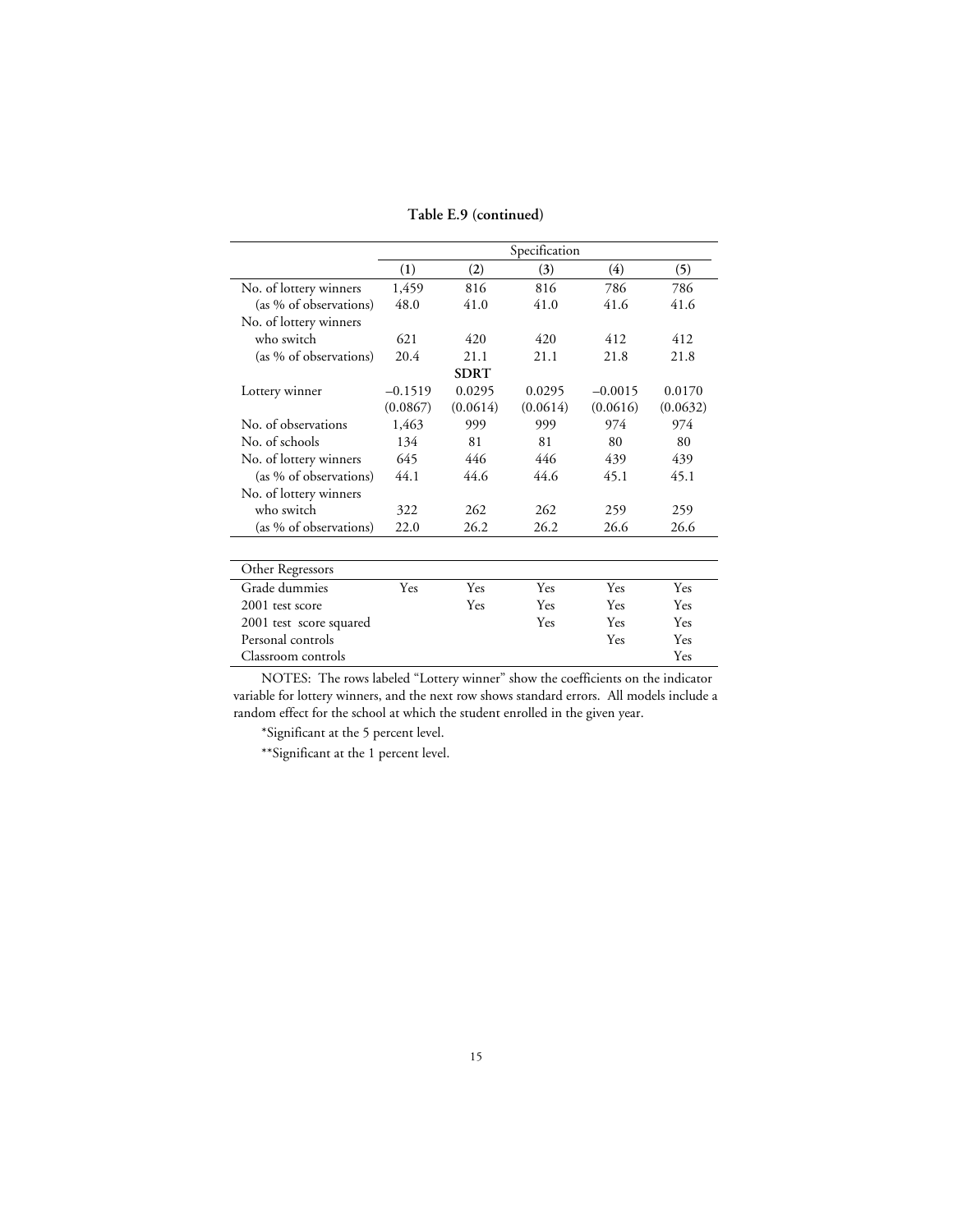**Table E.9 (continued)**

| | Specification | | | | |
|---|---|---|---|---|---|
| | (1) | (2) | (3) | (4) | (5) |
| No. of lottery winners | 1,459 | 816 | 816 | 786 | 786 |
| (as % of observations) | 48.0 | 41.0 | 41.0 | 41.6 | 41.6 |
| No. of lottery winners who switch | 621 | 420 | 420 | 412 | 412 |
| (as % of observations) | 20.4 | 21.1 | 21.1 | 21.8 | 21.8 |
| | | **SDRT** | | | |
| Lottery winner | –0.1519 | 0.0295 | 0.0295 | –0.0015 | 0.0170 |
| | (0.0867) | (0.0614) | (0.0614) | (0.0616) | (0.0632) |
| No. of observations | 1,463 | 999 | 999 | 974 | 974 |
| No. of schools | 134 | 81 | 81 | 80 | 80 |
| No. of lottery winners | 645 | 446 | 446 | 439 | 439 |
| (as % of observations) | 44.1 | 44.6 | 44.6 | 45.1 | 45.1 |
| No. of lottery winners who switch | 322 | 262 | 262 | 259 | 259 |
| (as % of observations) | 22.0 | 26.2 | 26.2 | 26.6 | 26.6 |
| Other Regressors | | | | | |
| Grade dummies | Yes | Yes | Yes | Yes | Yes |
| 2001 test score | | Yes | Yes | Yes | Yes |
| 2001 test score squared | | | Yes | Yes | Yes |
| Personal controls | | | | Yes | Yes |
| Classroom controls | | | | | Yes |

NOTES: The rows labeled "Lottery winner" show the coefficients on the indicator variable for lottery winners, and the next row shows standard errors. All models include a random effect for the school at which the student enrolled in the given year.

*Significant at the 5 percent level.

**Significant at the 1 percent level.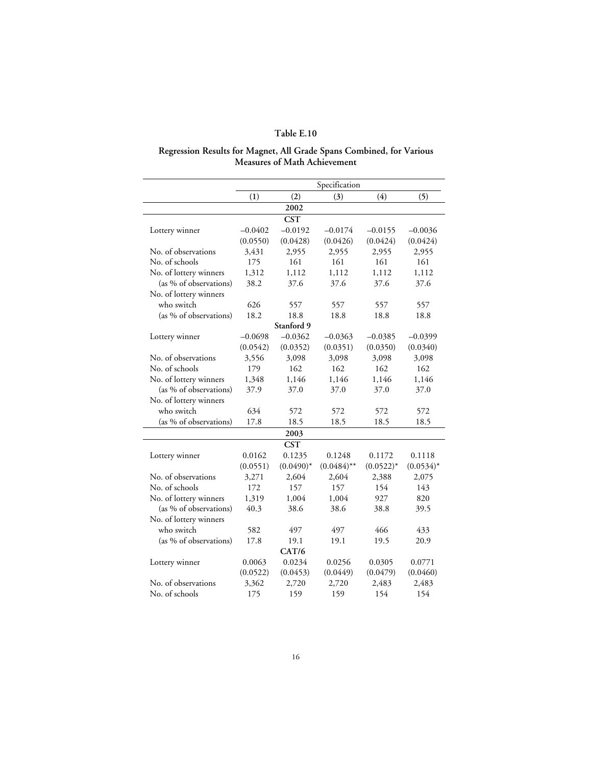**Table E.10**

**Regression Results for Magnet, All Grade Spans Combined, for Various Measures of Math Achievement**

| | Specification | | | | |
|---|---|---|---|---|---|
| | (1) | (2) | (3) | (4) | (5) |
| **2002** | | | | | |
| **CST** | | | | | |
| Lottery winner | –0.0402 | –0.0192 | –0.0174 | –0.0155 | –0.0036 |
| | (0.0550) | (0.0428) | (0.0426) | (0.0424) | (0.0424) |
| No. of observations | 3,431 | 2,955 | 2,955 | 2,955 | 2,955 |
| No. of schools | 175 | 161 | 161 | 161 | 161 |
| No. of lottery winners | 1,312 | 1,112 | 1,112 | 1,112 | 1,112 |
| (as % of observations) | 38.2 | 37.6 | 37.6 | 37.6 | 37.6 |
| No. of lottery winners who switch | 626 | 557 | 557 | 557 | 557 |
| (as % of observations) | 18.2 | 18.8 | 18.8 | 18.8 | 18.8 |
| **Stanford 9** | | | | | |
| Lottery winner | –0.0698 | –0.0362 | –0.0363 | –0.0385 | –0.0399 |
| | (0.0542) | (0.0352) | (0.0351) | (0.0350) | (0.0340) |
| No. of observations | 3,556 | 3,098 | 3,098 | 3,098 | 3,098 |
| No. of schools | 179 | 162 | 162 | 162 | 162 |
| No. of lottery winners | 1,348 | 1,146 | 1,146 | 1,146 | 1,146 |
| (as % of observations) | 37.9 | 37.0 | 37.0 | 37.0 | 37.0 |
| No. of lottery winners who switch | 634 | 572 | 572 | 572 | 572 |
| (as % of observations) | 17.8 | 18.5 | 18.5 | 18.5 | 18.5 |
| **2003** | | | | | |
| **CST** | | | | | |
| Lottery winner | 0.0162 | 0.1235 | 0.1248 | 0.1172 | 0.1118 |
| | (0.0551) | (0.0490)* | (0.0484)** | (0.0522)* | (0.0534)* |
| No. of observations | 3,271 | 2,604 | 2,604 | 2,388 | 2,075 |
| No. of schools | 172 | 157 | 157 | 154 | 143 |
| No. of lottery winners | 1,319 | 1,004 | 1,004 | 927 | 820 |
| (as % of observations) | 40.3 | 38.6 | 38.6 | 38.8 | 39.5 |
| No. of lottery winners who switch | 582 | 497 | 497 | 466 | 433 |
| (as % of observations) | 17.8 | 19.1 | 19.1 | 19.5 | 20.9 |
| **CAT/6** | | | | | |
| Lottery winner | 0.0063 | 0.0234 | 0.0256 | 0.0305 | 0.0771 |
| | (0.0522) | (0.0453) | (0.0449) | (0.0479) | (0.0460) |
| No. of observations | 3,362 | 2,720 | 2,720 | 2,483 | 2,483 |
| No. of schools | 175 | 159 | 159 | 154 | 154 |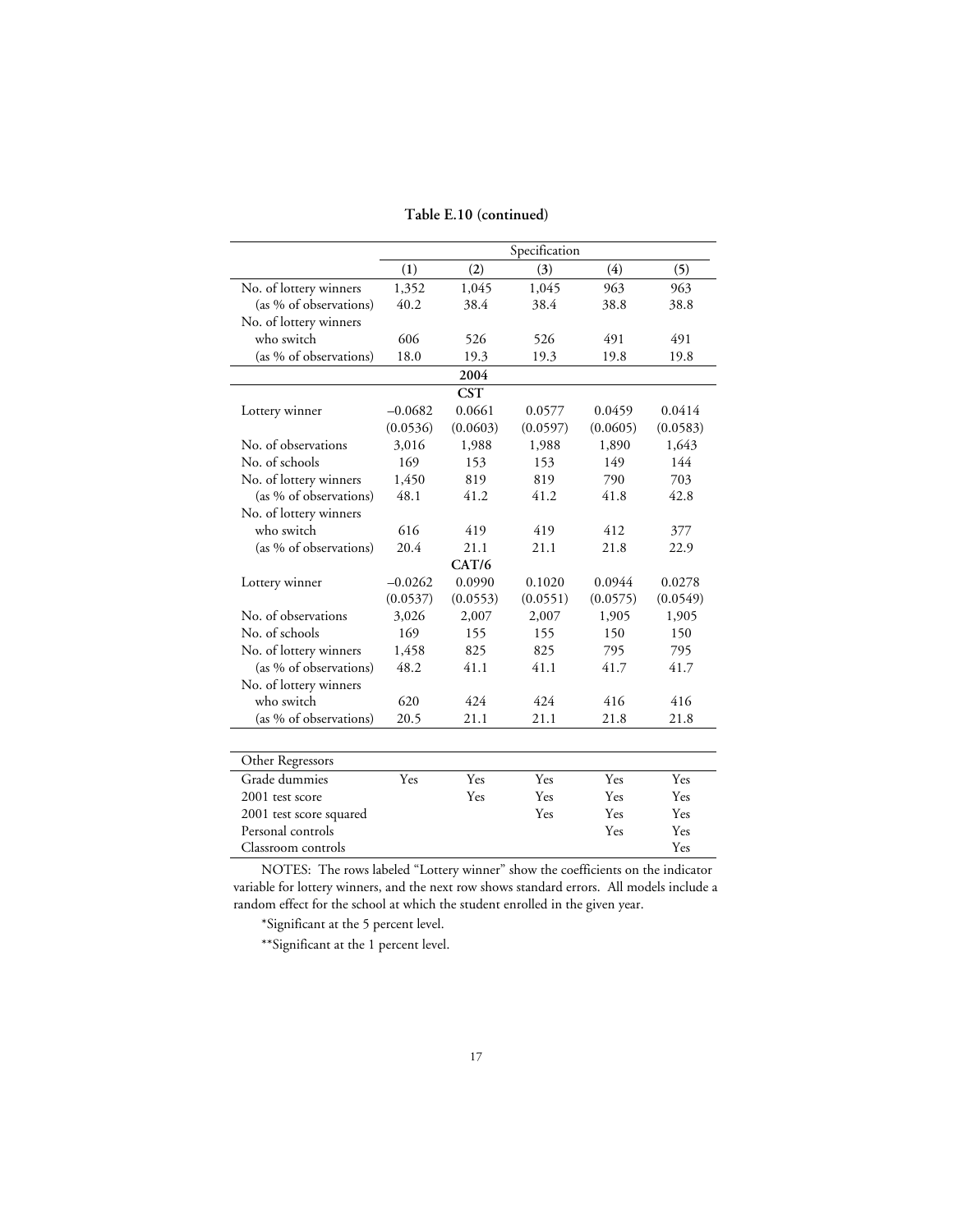**Table E.10 (continued)**

| | Specification | | | | |
|---|---|---|---|---|---|
| | (1) | (2) | (3) | (4) | (5) |
| No. of lottery winners | 1,352 | 1,045 | 1,045 | 963 | 963 |
| (as % of observations) | 40.2 | 38.4 | 38.4 | 38.8 | 38.8 |
| No. of lottery winners who switch | 606 | 526 | 526 | 491 | 491 |
| (as % of observations) | 18.0 | 19.3 | 19.3 | 19.8 | 19.8 |
| **2004** | | | | | |
| **CST** | | | | | |
| Lottery winner | −0.0682 | 0.0661 | 0.0577 | 0.0459 | 0.0414 |
| | (0.0536) | (0.0603) | (0.0597) | (0.0605) | (0.0583) |
| No. of observations | 3,016 | 1,988 | 1,988 | 1,890 | 1,643 |
| No. of schools | 169 | 153 | 153 | 149 | 144 |
| No. of lottery winners | 1,450 | 819 | 819 | 790 | 703 |
| (as % of observations) | 48.1 | 41.2 | 41.2 | 41.8 | 42.8 |
| No. of lottery winners who switch | 616 | 419 | 419 | 412 | 377 |
| (as % of observations) | 20.4 | 21.1 | 21.1 | 21.8 | 22.9 |
| **CAT/6** | | | | | |
| Lottery winner | −0.0262 | 0.0990 | 0.1020 | 0.0944 | 0.0278 |
| | (0.0537) | (0.0553) | (0.0551) | (0.0575) | (0.0549) |
| No. of observations | 3,026 | 2,007 | 2,007 | 1,905 | 1,905 |
| No. of schools | 169 | 155 | 155 | 150 | 150 |
| No. of lottery winners | 1,458 | 825 | 825 | 795 | 795 |
| (as % of observations) | 48.2 | 41.1 | 41.1 | 41.7 | 41.7 |
| No. of lottery winners who switch | 620 | 424 | 424 | 416 | 416 |
| (as % of observations) | 20.5 | 21.1 | 21.1 | 21.8 | 21.8 |

| Other Regressors | | | | | |
|---|---|---|---|---|---|
| Grade dummies | Yes | Yes | Yes | Yes | Yes |
| 2001 test score | | Yes | Yes | Yes | Yes |
| 2001 test score squared | | | Yes | Yes | Yes |
| Personal controls | | | | Yes | Yes |
| Classroom controls | | | | | Yes |

NOTES: The rows labeled "Lottery winner" show the coefficients on the indicator variable for lottery winners, and the next row shows standard errors. All models include a random effect for the school at which the student enrolled in the given year.

*Significant at the 5 percent level.

**Significant at the 1 percent level.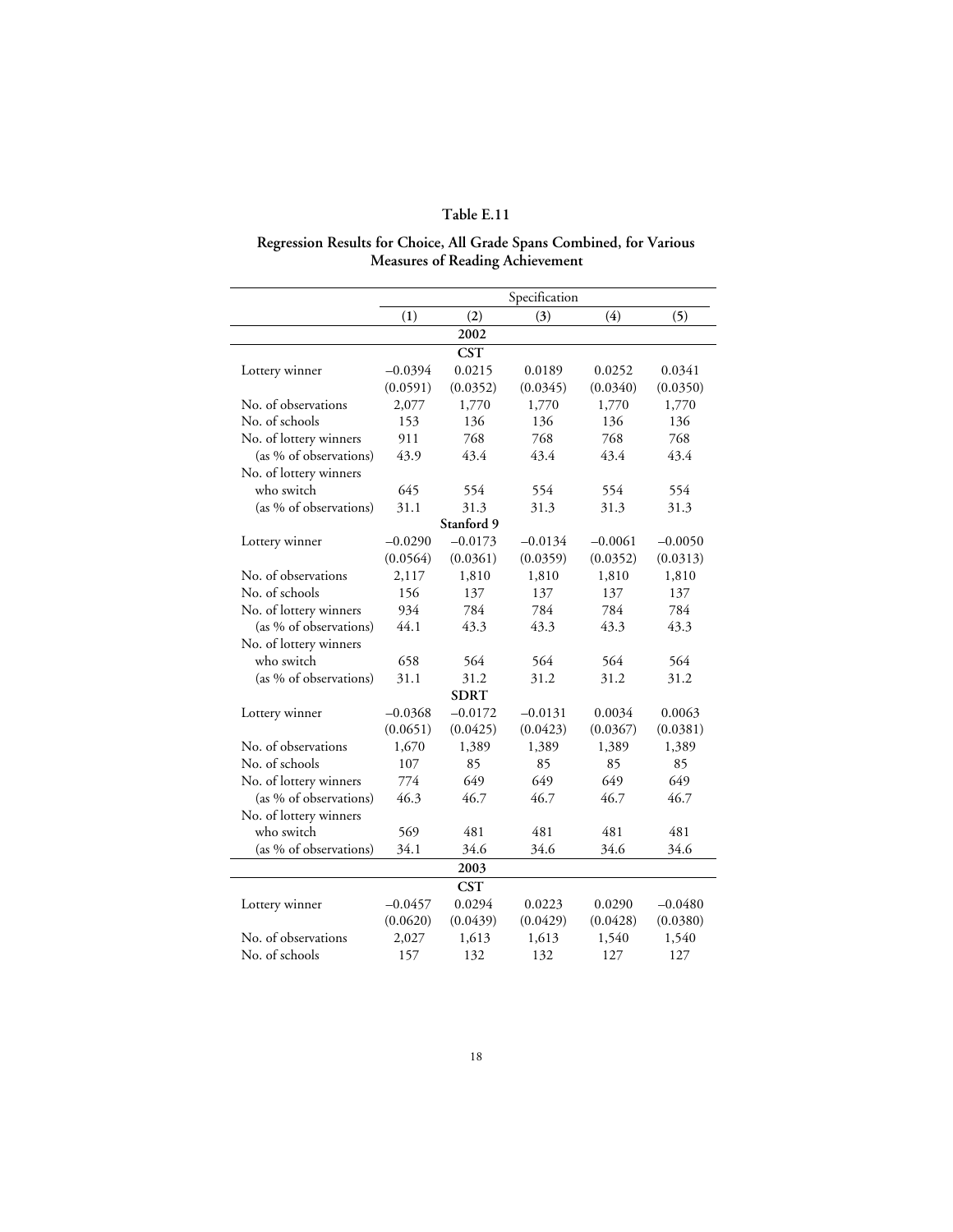# Table E.11

## Regression Results for Choice, All Grade Spans Combined, for Various Measures of Reading Achievement

| | Specification | | | | |
|---|---|---|---|---|---|
| | (1) | (2) | (3) | (4) | (5) |
| | | **2002** | | | |
| | | **CST** | | | |
| Lottery winner | –0.0394 | 0.0215 | 0.0189 | 0.0252 | 0.0341 |
| | (0.0591) | (0.0352) | (0.0345) | (0.0340) | (0.0350) |
| No. of observations | 2,077 | 1,770 | 1,770 | 1,770 | 1,770 |
| No. of schools | 153 | 136 | 136 | 136 | 136 |
| No. of lottery winners | 911 | 768 | 768 | 768 | 768 |
| (as % of observations) | 43.9 | 43.4 | 43.4 | 43.4 | 43.4 |
| No. of lottery winners who switch | 645 | 554 | 554 | 554 | 554 |
| (as % of observations) | 31.1 | 31.3 | 31.3 | 31.3 | 31.3 |
| | | **Stanford 9** | | | |
| Lottery winner | –0.0290 | –0.0173 | –0.0134 | –0.0061 | –0.0050 |
| | (0.0564) | (0.0361) | (0.0359) | (0.0352) | (0.0313) |
| No. of observations | 2,117 | 1,810 | 1,810 | 1,810 | 1,810 |
| No. of schools | 156 | 137 | 137 | 137 | 137 |
| No. of lottery winners | 934 | 784 | 784 | 784 | 784 |
| (as % of observations) | 44.1 | 43.3 | 43.3 | 43.3 | 43.3 |
| No. of lottery winners who switch | 658 | 564 | 564 | 564 | 564 |
| (as % of observations) | 31.1 | 31.2 | 31.2 | 31.2 | 31.2 |
| | | **SDRT** | | | |
| Lottery winner | –0.0368 | –0.0172 | –0.0131 | 0.0034 | 0.0063 |
| | (0.0651) | (0.0425) | (0.0423) | (0.0367) | (0.0381) |
| No. of observations | 1,670 | 1,389 | 1,389 | 1,389 | 1,389 |
| No. of schools | 107 | 85 | 85 | 85 | 85 |
| No. of lottery winners | 774 | 649 | 649 | 649 | 649 |
| (as % of observations) | 46.3 | 46.7 | 46.7 | 46.7 | 46.7 |
| No. of lottery winners who switch | 569 | 481 | 481 | 481 | 481 |
| (as % of observations) | 34.1 | 34.6 | 34.6 | 34.6 | 34.6 |
| | | **2003** | | | |
| | | **CST** | | | |
| Lottery winner | –0.0457 | 0.0294 | 0.0223 | 0.0290 | –0.0480 |
| | (0.0620) | (0.0439) | (0.0429) | (0.0428) | (0.0380) |
| No. of observations | 2,027 | 1,613 | 1,613 | 1,540 | 1,540 |
| No. of schools | 157 | 132 | 132 | 127 | 127 |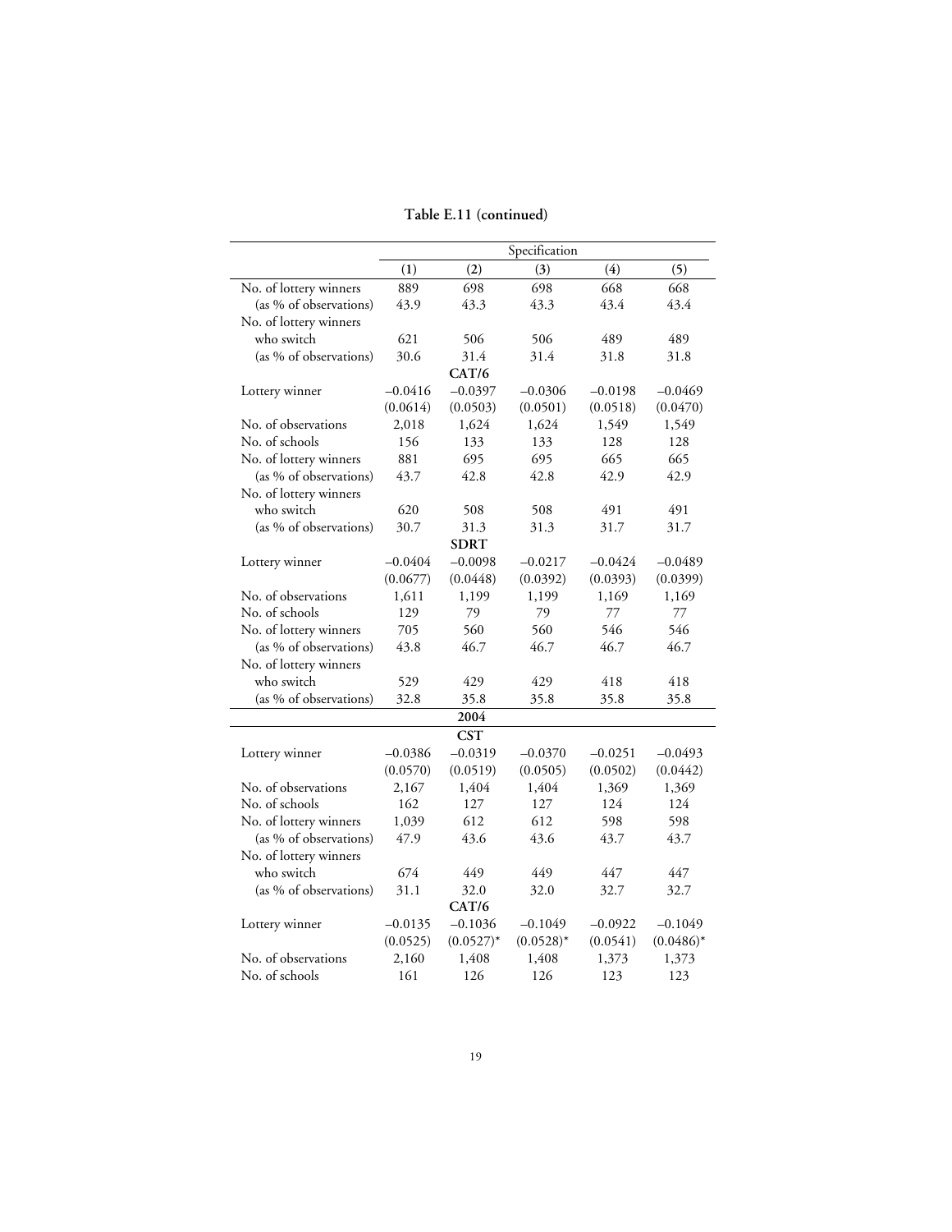**Table E.11 (continued)**

| | Specification | | | | |
|---|---|---|---|---|---|
| | (1) | (2) | (3) | (4) | (5) |
| No. of lottery winners | 889 | 698 | 698 | 668 | 668 |
| (as % of observations) | 43.9 | 43.3 | 43.3 | 43.4 | 43.4 |
| No. of lottery winners who switch | 621 | 506 | 506 | 489 | 489 |
| (as % of observations) | 30.6 | 31.4 | 31.4 | 31.8 | 31.8 |
| | | **CAT/6** | | | |
| Lottery winner | −0.0416 | −0.0397 | −0.0306 | −0.0198 | −0.0469 |
| | (0.0614) | (0.0503) | (0.0501) | (0.0518) | (0.0470) |
| No. of observations | 2,018 | 1,624 | 1,624 | 1,549 | 1,549 |
| No. of schools | 156 | 133 | 133 | 128 | 128 |
| No. of lottery winners | 881 | 695 | 695 | 665 | 665 |
| (as % of observations) | 43.7 | 42.8 | 42.8 | 42.9 | 42.9 |
| No. of lottery winners who switch | 620 | 508 | 508 | 491 | 491 |
| (as % of observations) | 30.7 | 31.3 | 31.3 | 31.7 | 31.7 |
| | | **SDRT** | | | |
| Lottery winner | −0.0404 | −0.0098 | −0.0217 | −0.0424 | −0.0489 |
| | (0.0677) | (0.0448) | (0.0392) | (0.0393) | (0.0399) |
| No. of observations | 1,611 | 1,199 | 1,199 | 1,169 | 1,169 |
| No. of schools | 129 | 79 | 79 | 77 | 77 |
| No. of lottery winners | 705 | 560 | 560 | 546 | 546 |
| (as % of observations) | 43.8 | 46.7 | 46.7 | 46.7 | 46.7 |
| No. of lottery winners who switch | 529 | 429 | 429 | 418 | 418 |
| (as % of observations) | 32.8 | 35.8 | 35.8 | 35.8 | 35.8 |
| | | **2004** | | | |
| | | **CST** | | | |
| Lottery winner | −0.0386 | −0.0319 | −0.0370 | −0.0251 | −0.0493 |
| | (0.0570) | (0.0519) | (0.0505) | (0.0502) | (0.0442) |
| No. of observations | 2,167 | 1,404 | 1,404 | 1,369 | 1,369 |
| No. of schools | 162 | 127 | 127 | 124 | 124 |
| No. of lottery winners | 1,039 | 612 | 612 | 598 | 598 |
| (as % of observations) | 47.9 | 43.6 | 43.6 | 43.7 | 43.7 |
| No. of lottery winners who switch | 674 | 449 | 449 | 447 | 447 |
| (as % of observations) | 31.1 | 32.0 | 32.0 | 32.7 | 32.7 |
| | | **CAT/6** | | | |
| Lottery winner | −0.0135 | −0.1036 | −0.1049 | −0.0922 | −0.1049 |
| | (0.0525) | (0.0527)* | (0.0528)* | (0.0541) | (0.0486)* |
| No. of observations | 2,160 | 1,408 | 1,408 | 1,373 | 1,373 |
| No. of schools | 161 | 126 | 126 | 123 | 123 |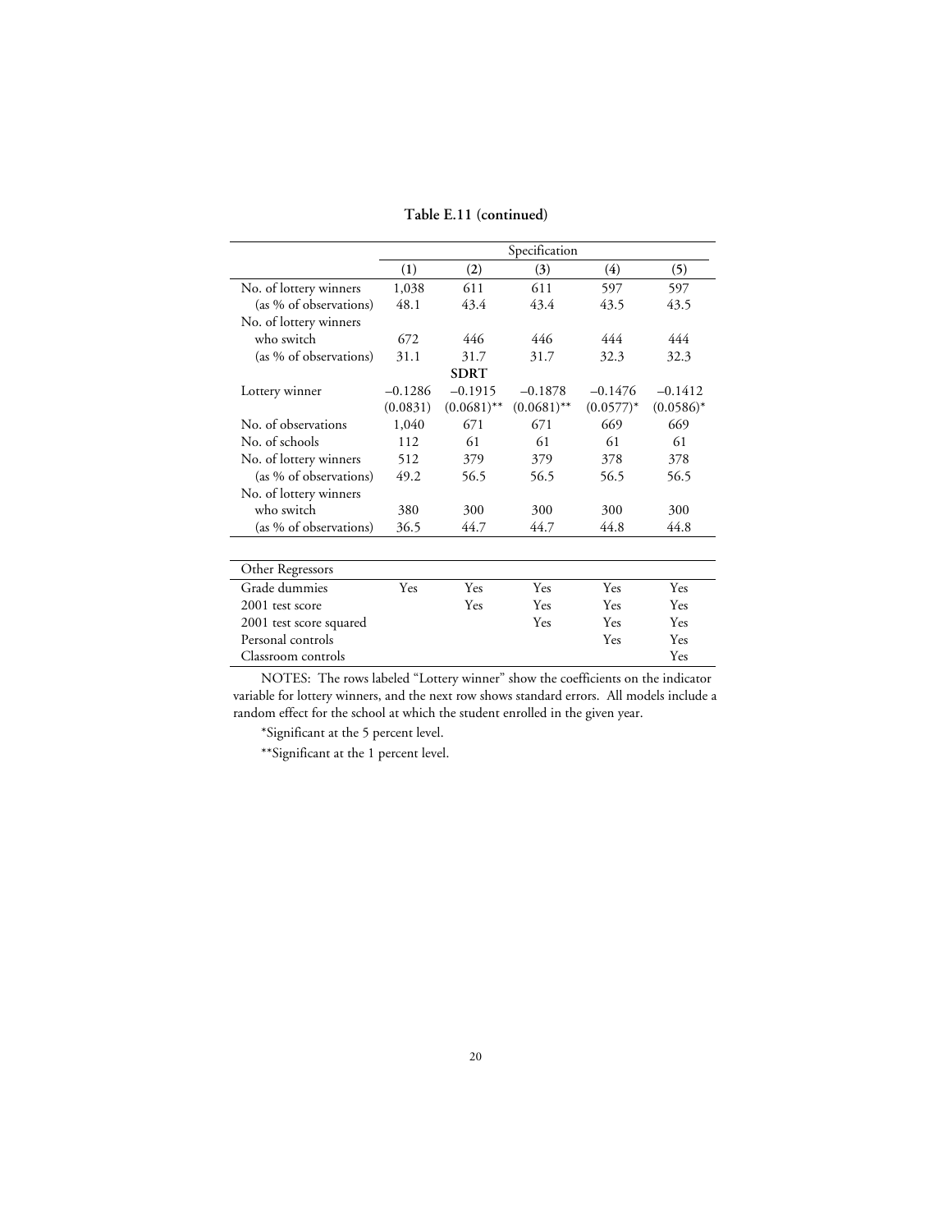**Table E.11 (continued)**

| | Specification | | | | |
|---|---|---|---|---|---|
| | (1) | (2) | (3) | (4) | (5) |
| No. of lottery winners | 1,038 | 611 | 611 | 597 | 597 |
| (as % of observations) | 48.1 | 43.4 | 43.4 | 43.5 | 43.5 |
| No. of lottery winners who switch | 672 | 446 | 446 | 444 | 444 |
| (as % of observations) | 31.1 | 31.7 | 31.7 | 32.3 | 32.3 |
| **SDRT** | | | | | |
| Lottery winner | –0.1286 | –0.1915 | –0.1878 | –0.1476 | –0.1412 |
| | (0.0831) | (0.0681)** | (0.0681)** | (0.0577)* | (0.0586)* |
| No. of observations | 1,040 | 671 | 671 | 669 | 669 |
| No. of schools | 112 | 61 | 61 | 61 | 61 |
| No. of lottery winners | 512 | 379 | 379 | 378 | 378 |
| (as % of observations) | 49.2 | 56.5 | 56.5 | 56.5 | 56.5 |
| No. of lottery winners who switch | 380 | 300 | 300 | 300 | 300 |
| (as % of observations) | 36.5 | 44.7 | 44.7 | 44.8 | 44.8 |

| Other Regressors | | | | | |
|---|---|---|---|---|---|
| Grade dummies | Yes | Yes | Yes | Yes | Yes |
| 2001 test score | | Yes | Yes | Yes | Yes |
| 2001 test score squared | | | Yes | Yes | Yes |
| Personal controls | | | | Yes | Yes |
| Classroom controls | | | | | Yes |

NOTES: The rows labeled "Lottery winner" show the coefficients on the indicator variable for lottery winners, and the next row shows standard errors. All models include a random effect for the school at which the student enrolled in the given year.

*Significant at the 5 percent level.

**Significant at the 1 percent level.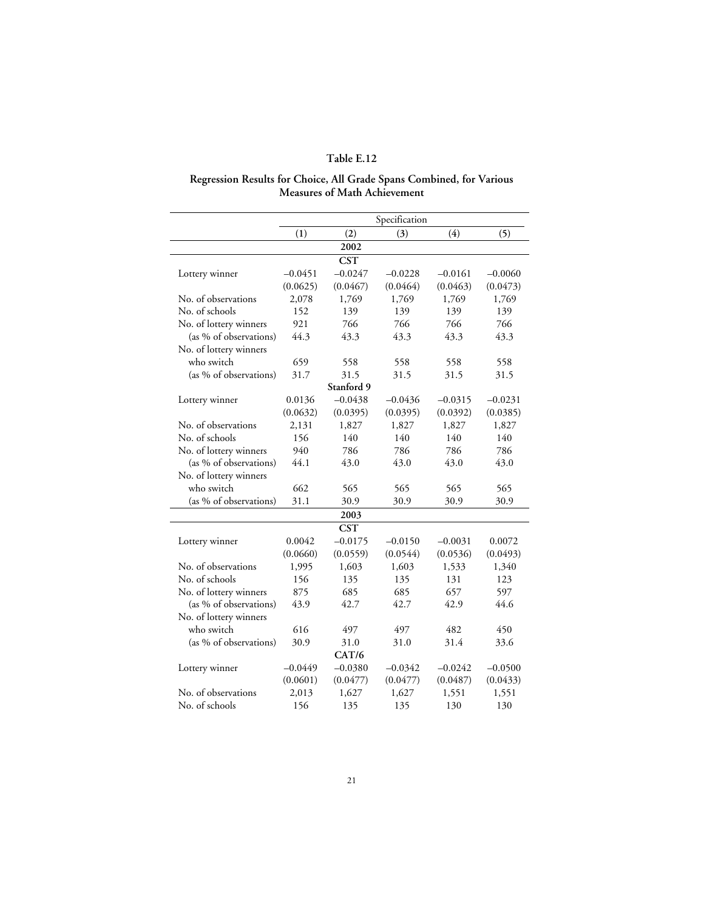**Table E.12**

**Regression Results for Choice, All Grade Spans Combined, for Various Measures of Math Achievement**

| | Specification | | | | |
|---|---|---|---|---|---|
| | (1) | (2) | (3) | (4) | (5) |
| | | **2002** | | | |
| | | **CST** | | | |
| Lottery winner | –0.0451 | –0.0247 | –0.0228 | –0.0161 | –0.0060 |
| | (0.0625) | (0.0467) | (0.0464) | (0.0463) | (0.0473) |
| No. of observations | 2,078 | 1,769 | 1,769 | 1,769 | 1,769 |
| No. of schools | 152 | 139 | 139 | 139 | 139 |
| No. of lottery winners | 921 | 766 | 766 | 766 | 766 |
| (as % of observations) | 44.3 | 43.3 | 43.3 | 43.3 | 43.3 |
| No. of lottery winners who switch | 659 | 558 | 558 | 558 | 558 |
| (as % of observations) | 31.7 | 31.5 | 31.5 | 31.5 | 31.5 |
| | | **Stanford 9** | | | |
| Lottery winner | 0.0136 | –0.0438 | –0.0436 | –0.0315 | –0.0231 |
| | (0.0632) | (0.0395) | (0.0395) | (0.0392) | (0.0385) |
| No. of observations | 2,131 | 1,827 | 1,827 | 1,827 | 1,827 |
| No. of schools | 156 | 140 | 140 | 140 | 140 |
| No. of lottery winners | 940 | 786 | 786 | 786 | 786 |
| (as % of observations) | 44.1 | 43.0 | 43.0 | 43.0 | 43.0 |
| No. of lottery winners who switch | 662 | 565 | 565 | 565 | 565 |
| (as % of observations) | 31.1 | 30.9 | 30.9 | 30.9 | 30.9 |
| | | **2003** | | | |
| | | **CST** | | | |
| Lottery winner | 0.0042 | –0.0175 | –0.0150 | –0.0031 | 0.0072 |
| | (0.0660) | (0.0559) | (0.0544) | (0.0536) | (0.0493) |
| No. of observations | 1,995 | 1,603 | 1,603 | 1,533 | 1,340 |
| No. of schools | 156 | 135 | 135 | 131 | 123 |
| No. of lottery winners | 875 | 685 | 685 | 657 | 597 |
| (as % of observations) | 43.9 | 42.7 | 42.7 | 42.9 | 44.6 |
| No. of lottery winners who switch | 616 | 497 | 497 | 482 | 450 |
| (as % of observations) | 30.9 | 31.0 | 31.0 | 31.4 | 33.6 |
| | | **CAT/6** | | | |
| Lottery winner | –0.0449 | –0.0380 | –0.0342 | –0.0242 | –0.0500 |
| | (0.0601) | (0.0477) | (0.0477) | (0.0487) | (0.0433) |
| No. of observations | 2,013 | 1,627 | 1,627 | 1,551 | 1,551 |
| No. of schools | 156 | 135 | 135 | 130 | 130 |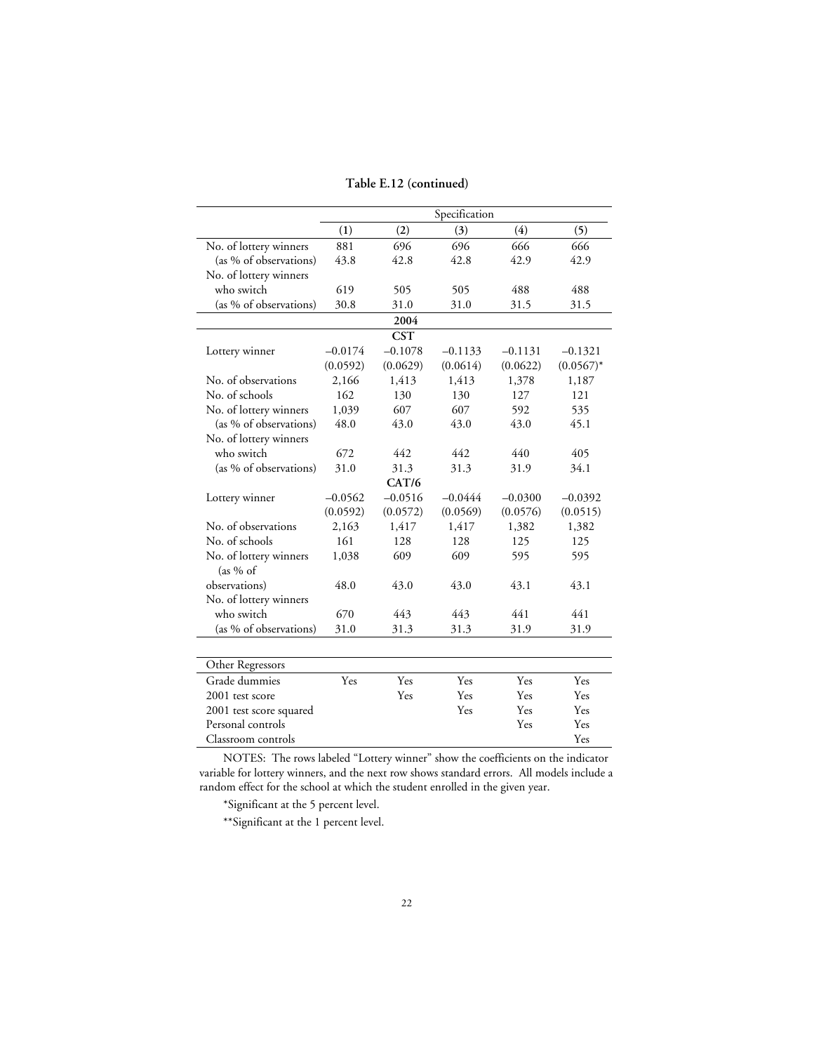**Table E.12 (continued)**

| | Specification | | | | |
|---|---|---|---|---|---|
| | (1) | (2) | (3) | (4) | (5) |
| No. of lottery winners | 881 | 696 | 696 | 666 | 666 |
| (as % of observations) | 43.8 | 42.8 | 42.8 | 42.9 | 42.9 |
| No. of lottery winners who switch | 619 | 505 | 505 | 488 | 488 |
| (as % of observations) | 30.8 | 31.0 | 31.0 | 31.5 | 31.5 |
| **2004** | | | | | |
| **CST** | | | | | |
| Lottery winner | −0.0174 | −0.1078 | −0.1133 | −0.1131 | −0.1321 |
| | (0.0592) | (0.0629) | (0.0614) | (0.0622) | (0.0567)* |
| No. of observations | 2,166 | 1,413 | 1,413 | 1,378 | 1,187 |
| No. of schools | 162 | 130 | 130 | 127 | 121 |
| No. of lottery winners | 1,039 | 607 | 607 | 592 | 535 |
| (as % of observations) | 48.0 | 43.0 | 43.0 | 43.0 | 45.1 |
| No. of lottery winners who switch | 672 | 442 | 442 | 440 | 405 |
| (as % of observations) | 31.0 | 31.3 | 31.3 | 31.9 | 34.1 |
| **CAT/6** | | | | | |
| Lottery winner | −0.0562 | −0.0516 | −0.0444 | −0.0300 | −0.0392 |
| | (0.0592) | (0.0572) | (0.0569) | (0.0576) | (0.0515) |
| No. of observations | 2,163 | 1,417 | 1,417 | 1,382 | 1,382 |
| No. of schools | 161 | 128 | 128 | 125 | 125 |
| No. of lottery winners | 1,038 | 609 | 609 | 595 | 595 |
| (as % of observations) | 48.0 | 43.0 | 43.0 | 43.1 | 43.1 |
| No. of lottery winners who switch | 670 | 443 | 443 | 441 | 441 |
| (as % of observations) | 31.0 | 31.3 | 31.3 | 31.9 | 31.9 |

| Other Regressors | | | | | |
|---|---|---|---|---|---|
| Grade dummies | Yes | Yes | Yes | Yes | Yes |
| 2001 test score | | Yes | Yes | Yes | Yes |
| 2001 test score squared | | | Yes | Yes | Yes |
| Personal controls | | | | Yes | Yes |
| Classroom controls | | | | | Yes |

NOTES: The rows labeled "Lottery winner" show the coefficients on the indicator variable for lottery winners, and the next row shows standard errors. All models include a random effect for the school at which the student enrolled in the given year.

*Significant at the 5 percent level.

**Significant at the 1 percent level.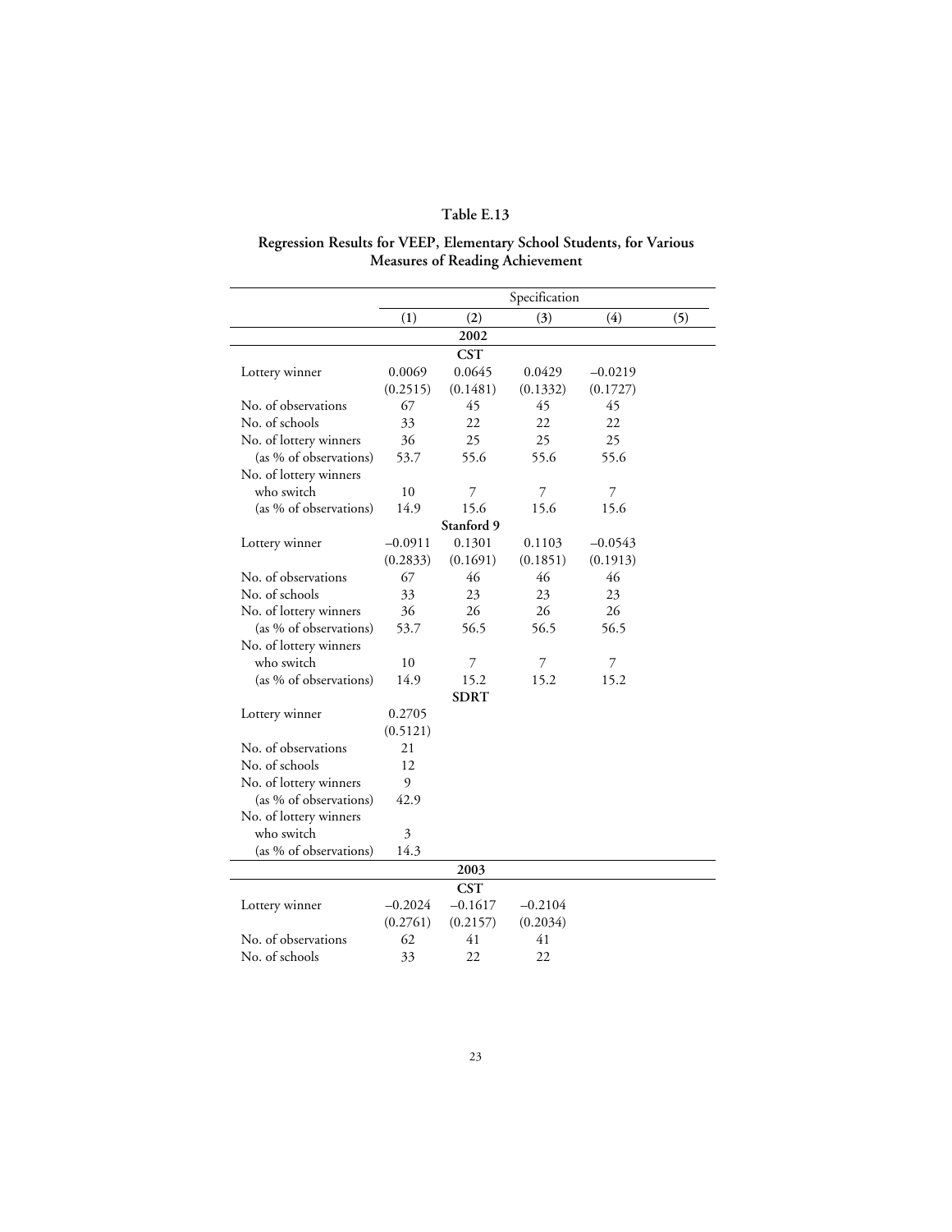### Table E.13

**Regression Results for VEEP, Elementary School Students, for Various Measures of Reading Achievement**

| | Specification | | | | |
|---|---|---|---|---|---|
| | (1) | (2) | (3) | (4) | (5) |
| | | **2002** | | | |
| | | **CST** | | | |
| Lottery winner | 0.0069 | 0.0645 | 0.0429 | −0.0219 | |
| | (0.2515) | (0.1481) | (0.1332) | (0.1727) | |
| No. of observations | 67 | 45 | 45 | 45 | |
| No. of schools | 33 | 22 | 22 | 22 | |
| No. of lottery winners | 36 | 25 | 25 | 25 | |
| (as % of observations) | 53.7 | 55.6 | 55.6 | 55.6 | |
| No. of lottery winners who switch | 10 | 7 | 7 | 7 | |
| (as % of observations) | 14.9 | 15.6 | 15.6 | 15.6 | |
| | | **Stanford 9** | | | |
| Lottery winner | −0.0911 | 0.1301 | 0.1103 | −0.0543 | |
| | (0.2833) | (0.1691) | (0.1851) | (0.1913) | |
| No. of observations | 67 | 46 | 46 | 46 | |
| No. of schools | 33 | 23 | 23 | 23 | |
| No. of lottery winners | 36 | 26 | 26 | 26 | |
| (as % of observations) | 53.7 | 56.5 | 56.5 | 56.5 | |
| No. of lottery winners who switch | 10 | 7 | 7 | 7 | |
| (as % of observations) | 14.9 | 15.2 | 15.2 | 15.2 | |
| | | **SDRT** | | | |
| Lottery winner | 0.2705 | | | | |
| | (0.5121) | | | | |
| No. of observations | 21 | | | | |
| No. of schools | 12 | | | | |
| No. of lottery winners | 9 | | | | |
| (as % of observations) | 42.9 | | | | |
| No. of lottery winners who switch | 3 | | | | |
| (as % of observations) | 14.3 | | | | |
| | | **2003** | | | |
| | | **CST** | | | |
| Lottery winner | −0.2024 | −0.1617 | −0.2104 | | |
| | (0.2761) | (0.2157) | (0.2034) | | |
| No. of observations | 62 | 41 | 41 | | |
| No. of schools | 33 | 22 | 22 | | |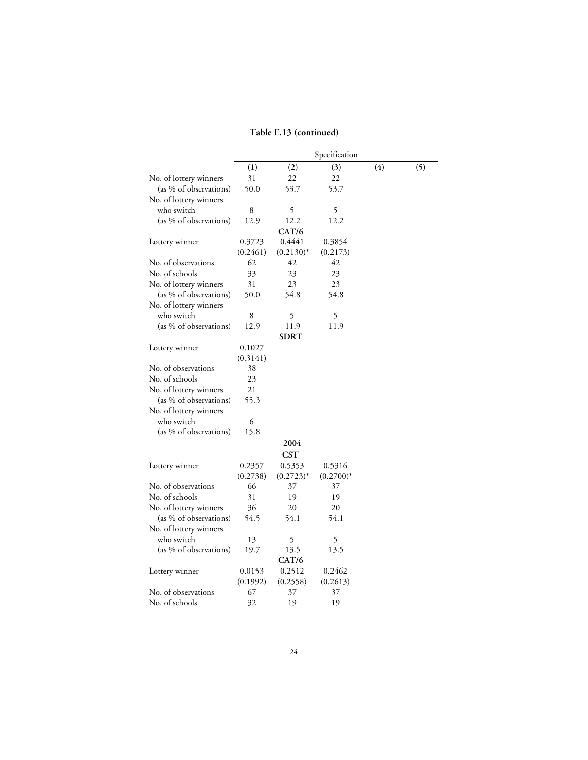**Table E.13 (continued)**

| | Specification | | | | |
|---|---|---|---|---|---|
| | (1) | (2) | (3) | (4) | (5) |
| No. of lottery winners | 31 | 22 | 22 | | |
| (as % of observations) | 50.0 | 53.7 | 53.7 | | |
| No. of lottery winners who switch | 8 | 5 | 5 | | |
| (as % of observations) | 12.9 | 12.2 | 12.2 | | |
| | | **CAT/6** | | | |
| Lottery winner | 0.3723 | 0.4441 | 0.3854 | | |
| | (0.2461) | (0.2130)* | (0.2173) | | |
| No. of observations | 62 | 42 | 42 | | |
| No. of schools | 33 | 23 | 23 | | |
| No. of lottery winners | 31 | 23 | 23 | | |
| (as % of observations) | 50.0 | 54.8 | 54.8 | | |
| No. of lottery winners who switch | 8 | 5 | 5 | | |
| (as % of observations) | 12.9 | 11.9 | 11.9 | | |
| | | **SDRT** | | | |
| Lottery winner | 0.1027 | | | | |
| | (0.3141) | | | | |
| No. of observations | 38 | | | | |
| No. of schools | 23 | | | | |
| No. of lottery winners | 21 | | | | |
| (as % of observations) | 55.3 | | | | |
| No. of lottery winners who switch | 6 | | | | |
| (as % of observations) | 15.8 | | | | |
| | | **2004** | | | |
| | | **CST** | | | |
| Lottery winner | 0.2357 | 0.5353 | 0.5316 | | |
| | (0.2738) | (0.2723)* | (0.2700)* | | |
| No. of observations | 66 | 37 | 37 | | |
| No. of schools | 31 | 19 | 19 | | |
| No. of lottery winners | 36 | 20 | 20 | | |
| (as % of observations) | 54.5 | 54.1 | 54.1 | | |
| No. of lottery winners who switch | 13 | 5 | 5 | | |
| (as % of observations) | 19.7 | 13.5 | 13.5 | | |
| | | **CAT/6** | | | |
| Lottery winner | 0.0153 | 0.2512 | 0.2462 | | |
| | (0.1992) | (0.2558) | (0.2613) | | |
| No. of observations | 67 | 37 | 37 | | |
| No. of schools | 32 | 19 | 19 | | |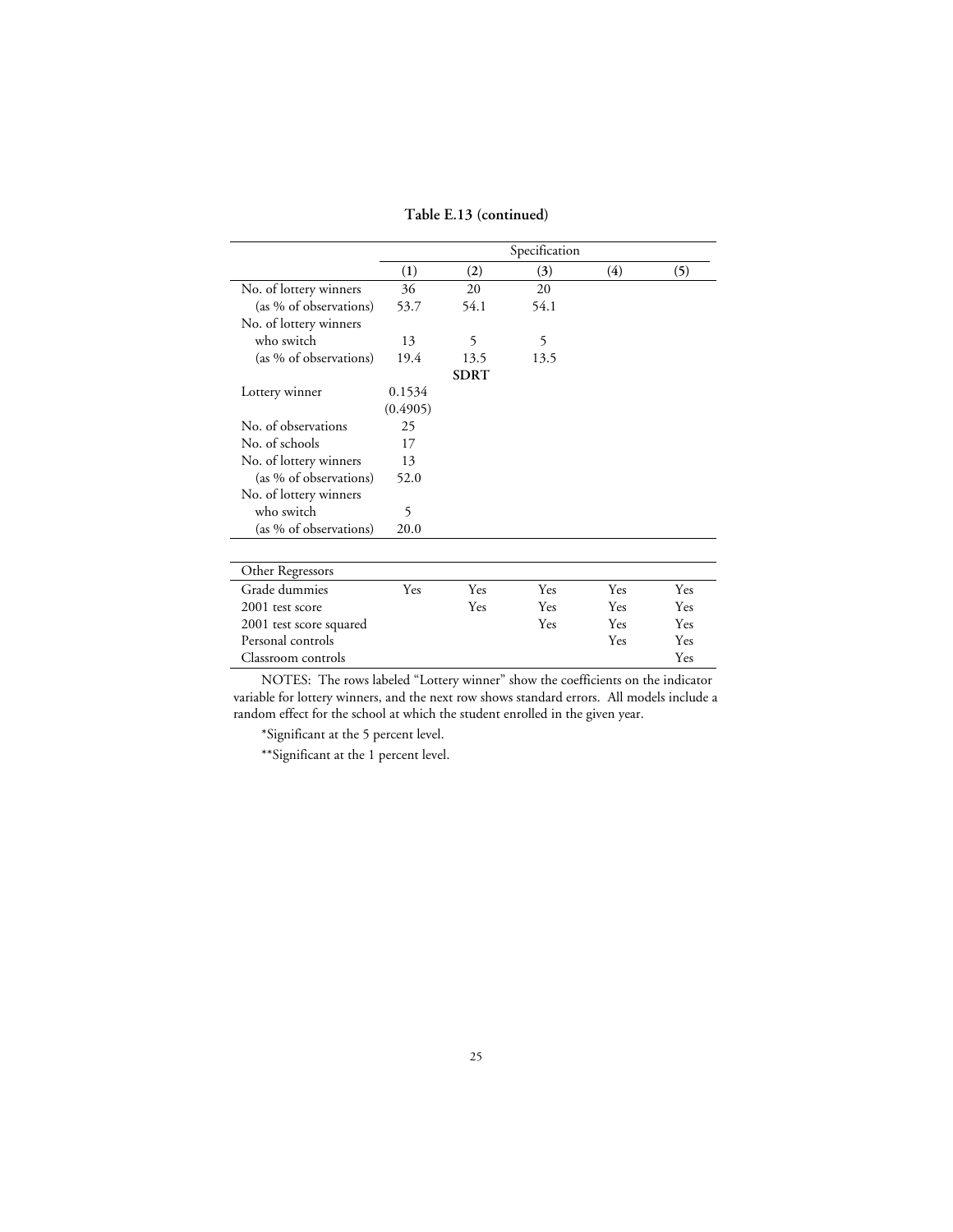**Table E.13 (continued)**

| | Specification | | | | |
|---|---|---|---|---|---|
| | (1) | (2) | (3) | (4) | (5) |
| No. of lottery winners | 36 | 20 | 20 | | |
| (as % of observations) | 53.7 | 54.1 | 54.1 | | |
| No. of lottery winners who switch | 13 | 5 | 5 | | |
| (as % of observations) | 19.4 | 13.5 | 13.5 | | |
| | | **SDRT** | | | |
| Lottery winner | 0.1534 | | | | |
| | (0.4905) | | | | |
| No. of observations | 25 | | | | |
| No. of schools | 17 | | | | |
| No. of lottery winners | 13 | | | | |
| (as % of observations) | 52.0 | | | | |
| No. of lottery winners who switch | 5 | | | | |
| (as % of observations) | 20.0 | | | | |
| **Other Regressors** | | | | | |
| Grade dummies | Yes | Yes | Yes | Yes | Yes |
| 2001 test score | | Yes | Yes | Yes | Yes |
| 2001 test score squared | | | Yes | Yes | Yes |
| Personal controls | | | | Yes | Yes |
| Classroom controls | | | | | Yes |

NOTES: The rows labeled "Lottery winner" show the coefficients on the indicator variable for lottery winners, and the next row shows standard errors. All models include a random effect for the school at which the student enrolled in the given year.

*Significant at the 5 percent level.

**Significant at the 1 percent level.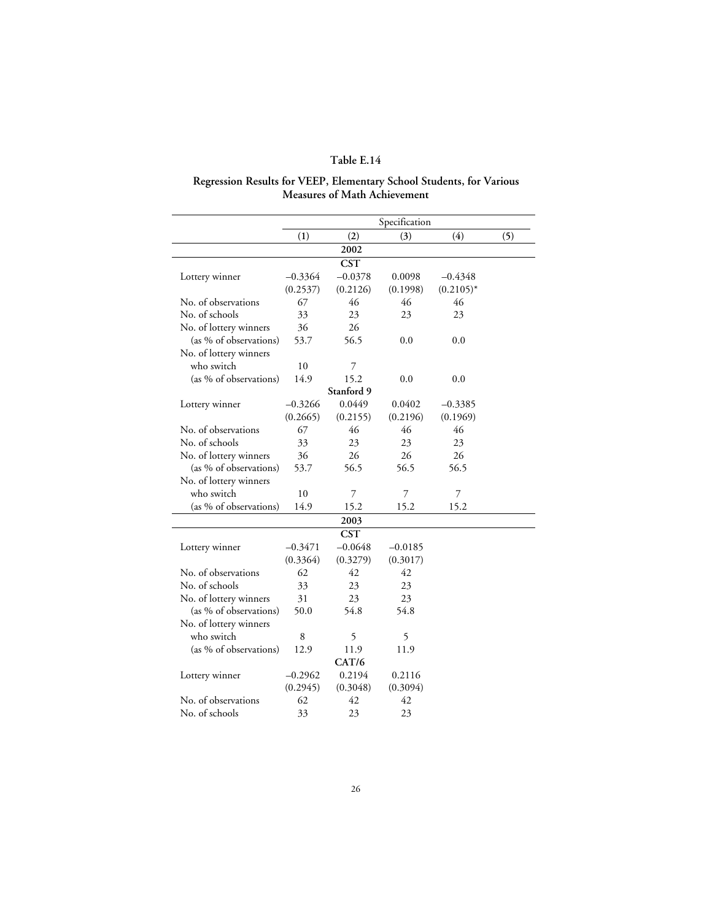# Table E.14

## Regression Results for VEEP, Elementary School Students, for Various Measures of Math Achievement

| | Specification | | | | |
|---|---|---|---|---|---|
| | (1) | (2) | (3) | (4) | (5) |
| | | **2002** | | | |
| | | **CST** | | | |
| Lottery winner | –0.3364 | –0.0378 | 0.0098 | –0.4348 | |
| | (0.2537) | (0.2126) | (0.1998) | (0.2105)* | |
| No. of observations | 67 | 46 | 46 | 46 | |
| No. of schools | 33 | 23 | 23 | 23 | |
| No. of lottery winners | 36 | 26 | | | |
| (as % of observations) | 53.7 | 56.5 | 0.0 | 0.0 | |
| No. of lottery winners who switch | 10 | 7 | | | |
| (as % of observations) | 14.9 | 15.2 | 0.0 | 0.0 | |
| | | **Stanford 9** | | | |
| Lottery winner | –0.3266 | 0.0449 | 0.0402 | –0.3385 | |
| | (0.2665) | (0.2155) | (0.2196) | (0.1969) | |
| No. of observations | 67 | 46 | 46 | 46 | |
| No. of schools | 33 | 23 | 23 | 23 | |
| No. of lottery winners | 36 | 26 | 26 | 26 | |
| (as % of observations) | 53.7 | 56.5 | 56.5 | 56.5 | |
| No. of lottery winners who switch | 10 | 7 | 7 | 7 | |
| (as % of observations) | 14.9 | 15.2 | 15.2 | 15.2 | |
| | | **2003** | | | |
| | | **CST** | | | |
| Lottery winner | –0.3471 | –0.0648 | –0.0185 | | |
| | (0.3364) | (0.3279) | (0.3017) | | |
| No. of observations | 62 | 42 | 42 | | |
| No. of schools | 33 | 23 | 23 | | |
| No. of lottery winners | 31 | 23 | 23 | | |
| (as % of observations) | 50.0 | 54.8 | 54.8 | | |
| No. of lottery winners who switch | 8 | 5 | 5 | | |
| (as % of observations) | 12.9 | 11.9 | 11.9 | | |
| | | **CAT/6** | | | |
| Lottery winner | –0.2962 | 0.2194 | 0.2116 | | |
| | (0.2945) | (0.3048) | (0.3094) | | |
| No. of observations | 62 | 42 | 42 | | |
| No. of schools | 33 | 23 | 23 | | |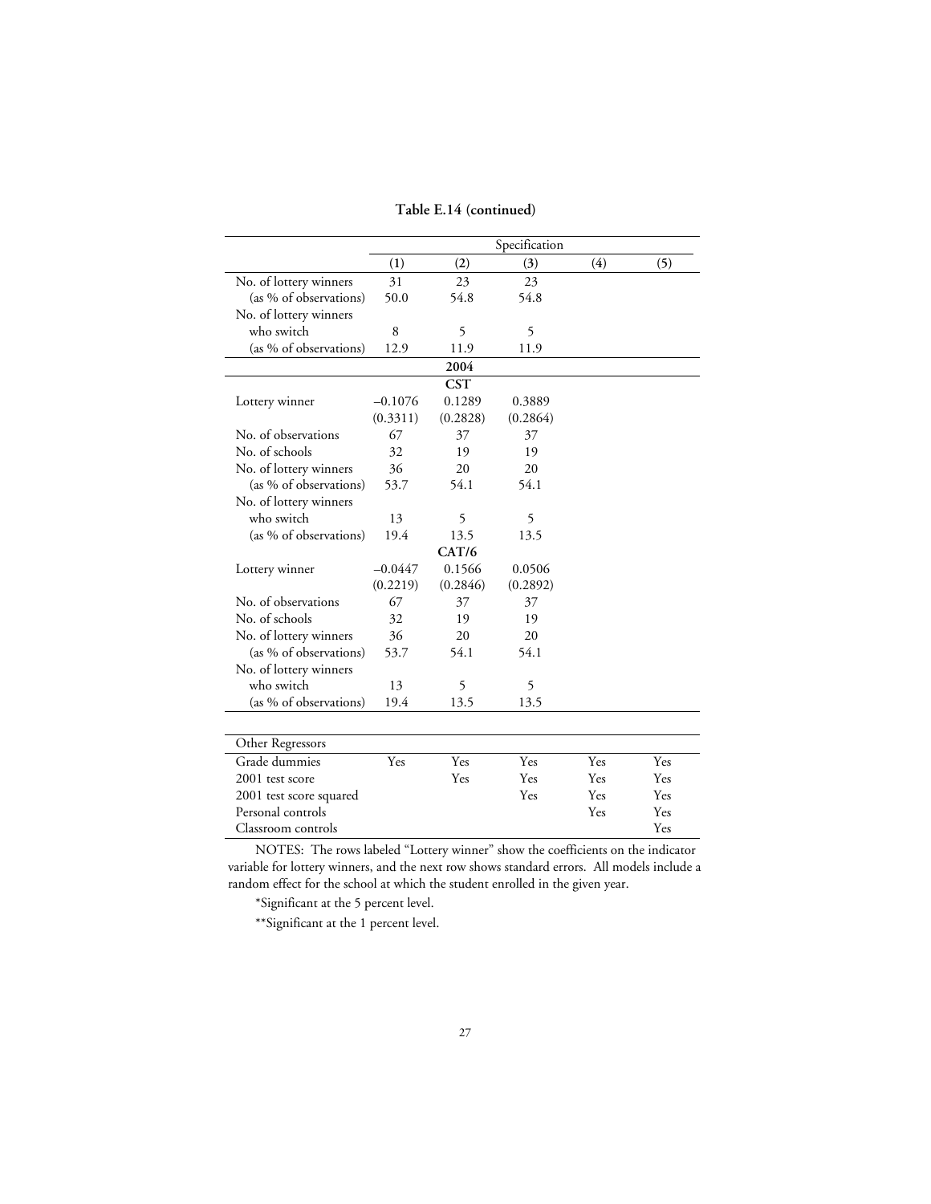**Table E.14 (continued)**

| | Specification | | | | |
|---|---|---|---|---|---|
| | (1) | (2) | (3) | (4) | (5) |
| No. of lottery winners | 31 | 23 | 23 | | |
| (as % of observations) | 50.0 | 54.8 | 54.8 | | |
| No. of lottery winners who switch | 8 | 5 | 5 | | |
| (as % of observations) | 12.9 | 11.9 | 11.9 | | |
| **2004** | | | | | |
| **CST** | | | | | |
| Lottery winner | –0.1076 | 0.1289 | 0.3889 | | |
| | (0.3311) | (0.2828) | (0.2864) | | |
| No. of observations | 67 | 37 | 37 | | |
| No. of schools | 32 | 19 | 19 | | |
| No. of lottery winners | 36 | 20 | 20 | | |
| (as % of observations) | 53.7 | 54.1 | 54.1 | | |
| No. of lottery winners who switch | 13 | 5 | 5 | | |
| (as % of observations) | 19.4 | 13.5 | 13.5 | | |
| **CAT/6** | | | | | |
| Lottery winner | –0.0447 | 0.1566 | 0.0506 | | |
| | (0.2219) | (0.2846) | (0.2892) | | |
| No. of observations | 67 | 37 | 37 | | |
| No. of schools | 32 | 19 | 19 | | |
| No. of lottery winners | 36 | 20 | 20 | | |
| (as % of observations) | 53.7 | 54.1 | 54.1 | | |
| No. of lottery winners who switch | 13 | 5 | 5 | | |
| (as % of observations) | 19.4 | 13.5 | 13.5 | | |

| Other Regressors | | | | | |
|---|---|---|---|---|---|
| Grade dummies | Yes | Yes | Yes | Yes | Yes |
| 2001 test score | | Yes | Yes | Yes | Yes |
| 2001 test score squared | | | Yes | Yes | Yes |
| Personal controls | | | | Yes | Yes |
| Classroom controls | | | | | Yes |

NOTES: The rows labeled "Lottery winner" show the coefficients on the indicator variable for lottery winners, and the next row shows standard errors. All models include a random effect for the school at which the student enrolled in the given year.

*Significant at the 5 percent level.

**Significant at the 1 percent level.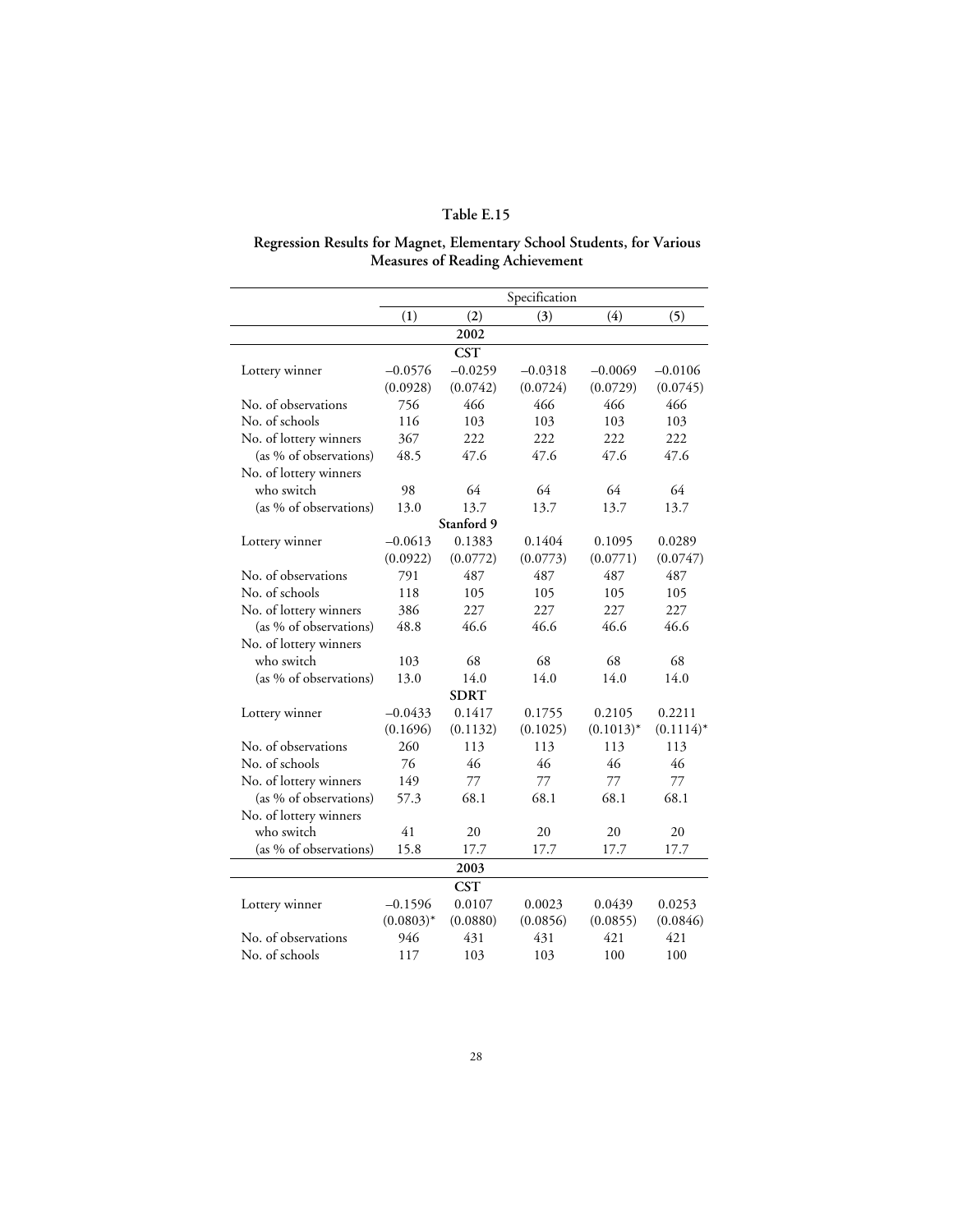### Table E.15

### Regression Results for Magnet, Elementary School Students, for Various Measures of Reading Achievement

| | Specification | | | | |
|---|---|---|---|---|---|
| | (1) | (2) | (3) | (4) | (5) |
| | | **2002** | | | |
| | | **CST** | | | |
| Lottery winner | –0.0576 | –0.0259 | –0.0318 | –0.0069 | –0.0106 |
| | (0.0928) | (0.0742) | (0.0724) | (0.0729) | (0.0745) |
| No. of observations | 756 | 466 | 466 | 466 | 466 |
| No. of schools | 116 | 103 | 103 | 103 | 103 |
| No. of lottery winners | 367 | 222 | 222 | 222 | 222 |
| (as % of observations) | 48.5 | 47.6 | 47.6 | 47.6 | 47.6 |
| No. of lottery winners who switch | 98 | 64 | 64 | 64 | 64 |
| (as % of observations) | 13.0 | 13.7 | 13.7 | 13.7 | 13.7 |
| | | **Stanford 9** | | | |
| Lottery winner | –0.0613 | 0.1383 | 0.1404 | 0.1095 | 0.0289 |
| | (0.0922) | (0.0772) | (0.0773) | (0.0771) | (0.0747) |
| No. of observations | 791 | 487 | 487 | 487 | 487 |
| No. of schools | 118 | 105 | 105 | 105 | 105 |
| No. of lottery winners | 386 | 227 | 227 | 227 | 227 |
| (as % of observations) | 48.8 | 46.6 | 46.6 | 46.6 | 46.6 |
| No. of lottery winners who switch | 103 | 68 | 68 | 68 | 68 |
| (as % of observations) | 13.0 | 14.0 | 14.0 | 14.0 | 14.0 |
| | | **SDRT** | | | |
| Lottery winner | –0.0433 | 0.1417 | 0.1755 | 0.2105 | 0.2211 |
| | (0.1696) | (0.1132) | (0.1025) | (0.1013)* | (0.1114)* |
| No. of observations | 260 | 113 | 113 | 113 | 113 |
| No. of schools | 76 | 46 | 46 | 46 | 46 |
| No. of lottery winners | 149 | 77 | 77 | 77 | 77 |
| (as % of observations) | 57.3 | 68.1 | 68.1 | 68.1 | 68.1 |
| No. of lottery winners who switch | 41 | 20 | 20 | 20 | 20 |
| (as % of observations) | 15.8 | 17.7 | 17.7 | 17.7 | 17.7 |
| | | **2003** | | | |
| | | **CST** | | | |
| Lottery winner | –0.1596 | 0.0107 | 0.0023 | 0.0439 | 0.0253 |
| | (0.0803)* | (0.0880) | (0.0856) | (0.0855) | (0.0846) |
| No. of observations | 946 | 431 | 431 | 421 | 421 |
| No. of schools | 117 | 103 | 103 | 100 | 100 |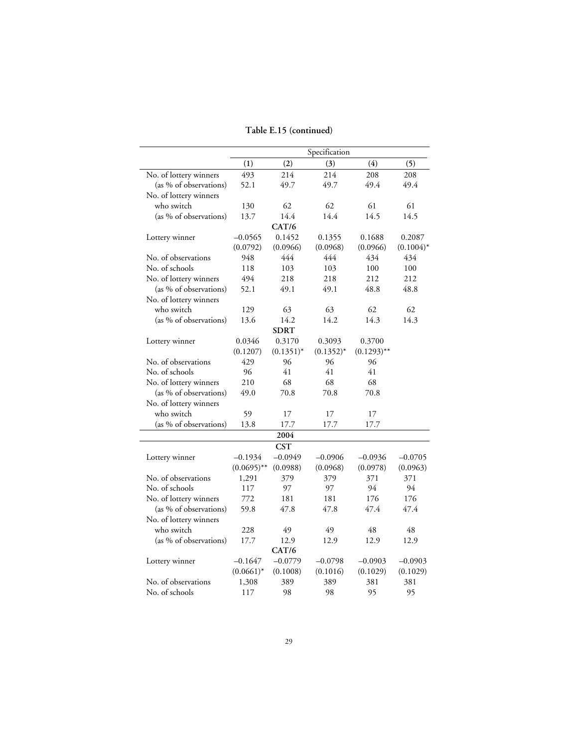**Table E.15 (continued)**

| | Specification | | | | |
|---|---|---|---|---|---|
| | (1) | (2) | (3) | (4) | (5) |
| No. of lottery winners | 493 | 214 | 214 | 208 | 208 |
| (as % of observations) | 52.1 | 49.7 | 49.7 | 49.4 | 49.4 |
| No. of lottery winners who switch | 130 | 62 | 62 | 61 | 61 |
| (as % of observations) | 13.7 | 14.4 | 14.4 | 14.5 | 14.5 |
| **CAT/6** | | | | | |
| Lottery winner | –0.0565 | 0.1452 | 0.1355 | 0.1688 | 0.2087 |
| | (0.0792) | (0.0966) | (0.0968) | (0.0966) | (0.1004)* |
| No. of observations | 948 | 444 | 444 | 434 | 434 |
| No. of schools | 118 | 103 | 103 | 100 | 100 |
| No. of lottery winners | 494 | 218 | 218 | 212 | 212 |
| (as % of observations) | 52.1 | 49.1 | 49.1 | 48.8 | 48.8 |
| No. of lottery winners who switch | 129 | 63 | 63 | 62 | 62 |
| (as % of observations) | 13.6 | 14.2 | 14.2 | 14.3 | 14.3 |
| **SDRT** | | | | | |
| Lottery winner | 0.0346 | 0.3170 | 0.3093 | 0.3700 | |
| | (0.1207) | (0.1351)* | (0.1352)* | (0.1293)** | |
| No. of observations | 429 | 96 | 96 | 96 | |
| No. of schools | 96 | 41 | 41 | 41 | |
| No. of lottery winners | 210 | 68 | 68 | 68 | |
| (as % of observations) | 49.0 | 70.8 | 70.8 | 70.8 | |
| No. of lottery winners who switch | 59 | 17 | 17 | 17 | |
| (as % of observations) | 13.8 | 17.7 | 17.7 | 17.7 | |
| **2004** | | | | | |
| **CST** | | | | | |
| Lottery winner | –0.1934 | –0.0949 | –0.0906 | –0.0936 | –0.0705 |
| | (0.0695)** | (0.0988) | (0.0968) | (0.0978) | (0.0963) |
| No. of observations | 1,291 | 379 | 379 | 371 | 371 |
| No. of schools | 117 | 97 | 97 | 94 | 94 |
| No. of lottery winners | 772 | 181 | 181 | 176 | 176 |
| (as % of observations) | 59.8 | 47.8 | 47.8 | 47.4 | 47.4 |
| No. of lottery winners who switch | 228 | 49 | 49 | 48 | 48 |
| (as % of observations) | 17.7 | 12.9 | 12.9 | 12.9 | 12.9 |
| **CAT/6** | | | | | |
| Lottery winner | –0.1647 | –0.0779 | –0.0798 | –0.0903 | –0.0903 |
| | (0.0661)* | (0.1008) | (0.1016) | (0.1029) | (0.1029) |
| No. of observations | 1,308 | 389 | 389 | 381 | 381 |
| No. of schools | 117 | 98 | 98 | 95 | 95 |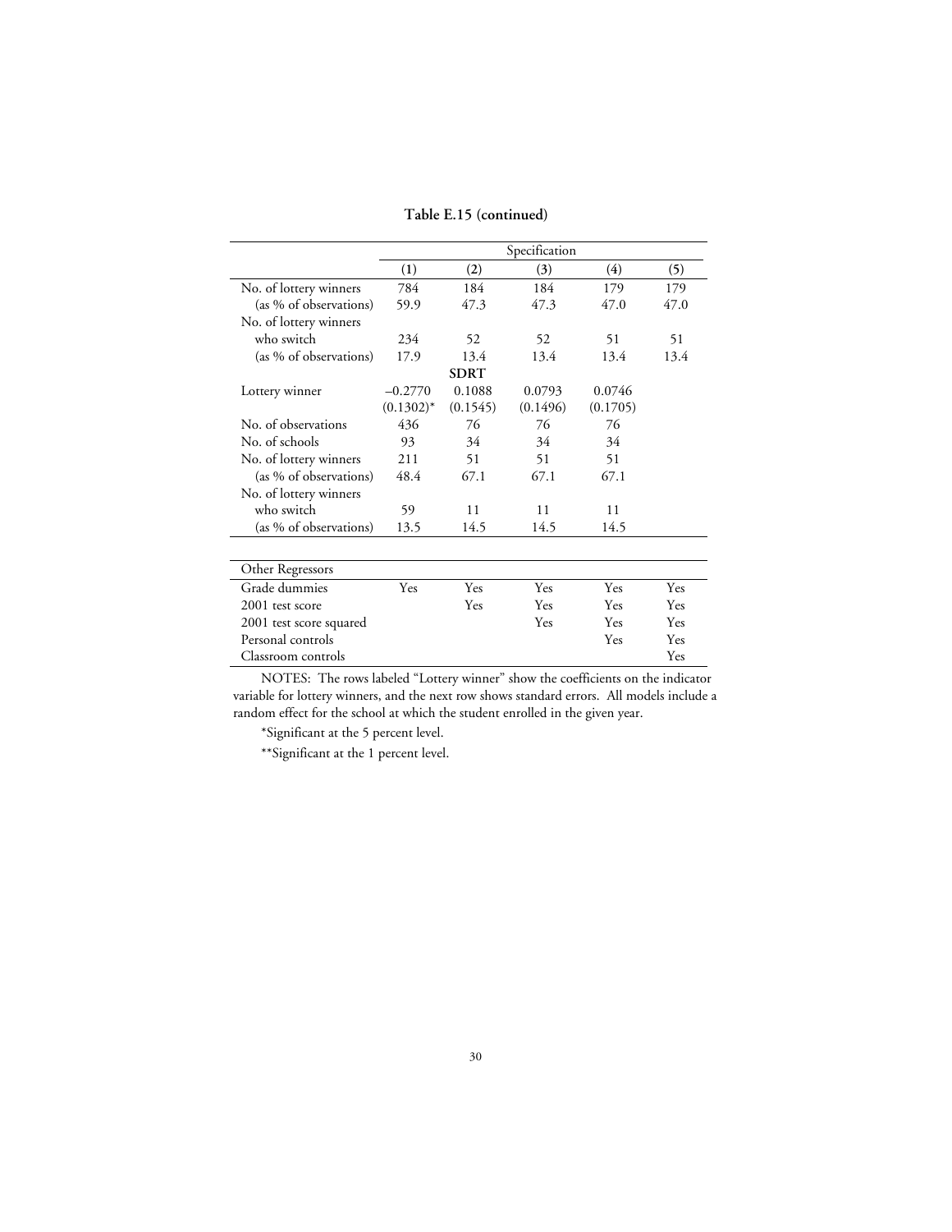**Table E.15 (continued)**

| | Specification | | | | |
|---|---|---|---|---|---|
| | (1) | (2) | (3) | (4) | (5) |
| No. of lottery winners | 784 | 184 | 184 | 179 | 179 |
| (as % of observations) | 59.9 | 47.3 | 47.3 | 47.0 | 47.0 |
| No. of lottery winners who switch | 234 | 52 | 52 | 51 | 51 |
| (as % of observations) | 17.9 | 13.4 | 13.4 | 13.4 | 13.4 |
| | | **SDRT** | | | |
| Lottery winner | –0.2770 | 0.1088 | 0.0793 | 0.0746 | |
| | (0.1302)* | (0.1545) | (0.1496) | (0.1705) | |
| No. of observations | 436 | 76 | 76 | 76 | |
| No. of schools | 93 | 34 | 34 | 34 | |
| No. of lottery winners | 211 | 51 | 51 | 51 | |
| (as % of observations) | 48.4 | 67.1 | 67.1 | 67.1 | |
| No. of lottery winners who switch | 59 | 11 | 11 | 11 | |
| (as % of observations) | 13.5 | 14.5 | 14.5 | 14.5 | |

| Other Regressors | | | | | |
|---|---|---|---|---|---|
| Grade dummies | Yes | Yes | Yes | Yes | Yes |
| 2001 test score | | Yes | Yes | Yes | Yes |
| 2001 test score squared | | | Yes | Yes | Yes |
| Personal controls | | | | Yes | Yes |
| Classroom controls | | | | | Yes |

NOTES: The rows labeled "Lottery winner" show the coefficients on the indicator variable for lottery winners, and the next row shows standard errors. All models include a random effect for the school at which the student enrolled in the given year.

*Significant at the 5 percent level.

**Significant at the 1 percent level.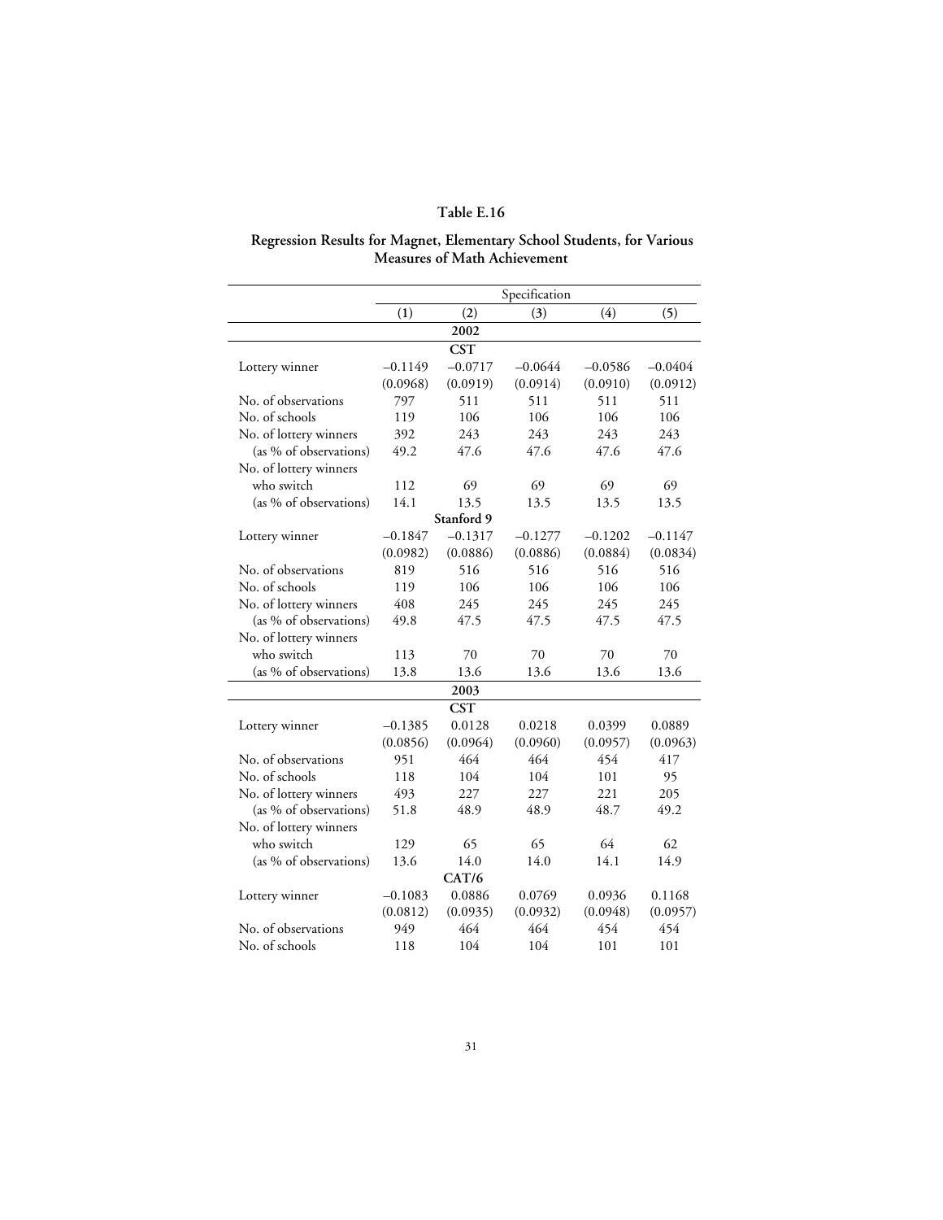### Table E.16

**Regression Results for Magnet, Elementary School Students, for Various Measures of Math Achievement**

| | Specification | | | | |
|---|---|---|---|---|---|
| | (1) | (2) | (3) | (4) | (5) |
| | | | **2002** | | |
| | | | **CST** | | |
| Lottery winner | –0.1149 | –0.0717 | –0.0644 | –0.0586 | –0.0404 |
| | (0.0968) | (0.0919) | (0.0914) | (0.0910) | (0.0912) |
| No. of observations | 797 | 511 | 511 | 511 | 511 |
| No. of schools | 119 | 106 | 106 | 106 | 106 |
| No. of lottery winners | 392 | 243 | 243 | 243 | 243 |
| (as % of observations) | 49.2 | 47.6 | 47.6 | 47.6 | 47.6 |
| No. of lottery winners who switch | 112 | 69 | 69 | 69 | 69 |
| (as % of observations) | 14.1 | 13.5 | 13.5 | 13.5 | 13.5 |
| | | | **Stanford 9** | | |
| Lottery winner | –0.1847 | –0.1317 | –0.1277 | –0.1202 | –0.1147 |
| | (0.0982) | (0.0886) | (0.0886) | (0.0884) | (0.0834) |
| No. of observations | 819 | 516 | 516 | 516 | 516 |
| No. of schools | 119 | 106 | 106 | 106 | 106 |
| No. of lottery winners | 408 | 245 | 245 | 245 | 245 |
| (as % of observations) | 49.8 | 47.5 | 47.5 | 47.5 | 47.5 |
| No. of lottery winners who switch | 113 | 70 | 70 | 70 | 70 |
| (as % of observations) | 13.8 | 13.6 | 13.6 | 13.6 | 13.6 |
| | | | **2003** | | |
| | | | **CST** | | |
| Lottery winner | –0.1385 | 0.0128 | 0.0218 | 0.0399 | 0.0889 |
| | (0.0856) | (0.0964) | (0.0960) | (0.0957) | (0.0963) |
| No. of observations | 951 | 464 | 464 | 454 | 417 |
| No. of schools | 118 | 104 | 104 | 101 | 95 |
| No. of lottery winners | 493 | 227 | 227 | 221 | 205 |
| (as % of observations) | 51.8 | 48.9 | 48.9 | 48.7 | 49.2 |
| No. of lottery winners who switch | 129 | 65 | 65 | 64 | 62 |
| (as % of observations) | 13.6 | 14.0 | 14.0 | 14.1 | 14.9 |
| | | | **CAT/6** | | |
| Lottery winner | –0.1083 | 0.0886 | 0.0769 | 0.0936 | 0.1168 |
| | (0.0812) | (0.0935) | (0.0932) | (0.0948) | (0.0957) |
| No. of observations | 949 | 464 | 464 | 454 | 454 |
| No. of schools | 118 | 104 | 104 | 101 | 101 |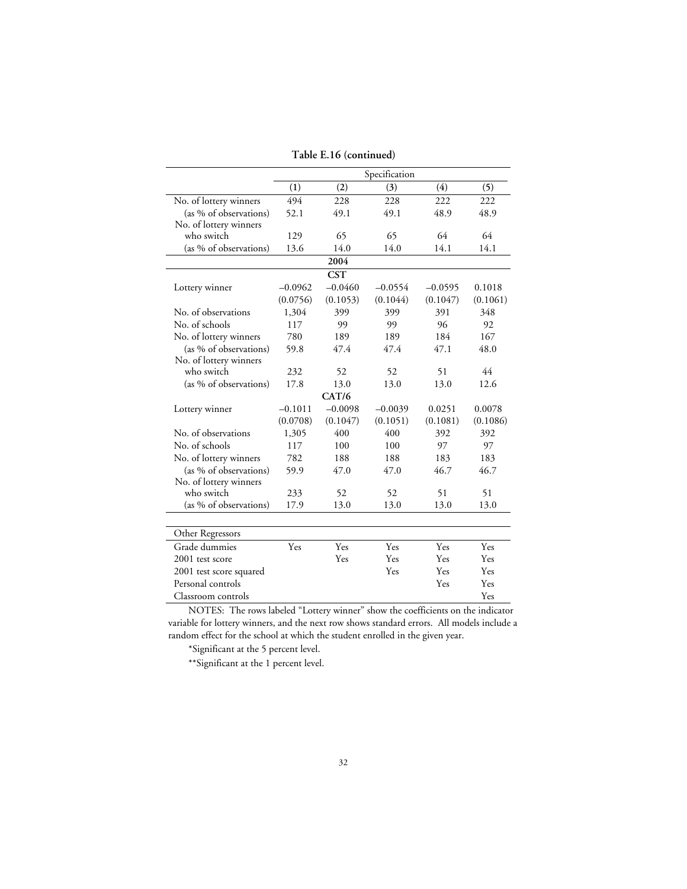**Table E.16 (continued)**

| | Specification | | | | |
|---|---|---|---|---|---|
| | (1) | (2) | (3) | (4) | (5) |
| No. of lottery winners | 494 | 228 | 228 | 222 | 222 |
| (as % of observations) | 52.1 | 49.1 | 49.1 | 48.9 | 48.9 |
| No. of lottery winners who switch | 129 | 65 | 65 | 64 | 64 |
| (as % of observations) | 13.6 | 14.0 | 14.0 | 14.1 | 14.1 |
| **2004** | | | | | |
| **CST** | | | | | |
| Lottery winner | –0.0962 | –0.0460 | –0.0554 | –0.0595 | 0.1018 |
| | (0.0756) | (0.1053) | (0.1044) | (0.1047) | (0.1061) |
| No. of observations | 1,304 | 399 | 399 | 391 | 348 |
| No. of schools | 117 | 99 | 99 | 96 | 92 |
| No. of lottery winners | 780 | 189 | 189 | 184 | 167 |
| (as % of observations) | 59.8 | 47.4 | 47.4 | 47.1 | 48.0 |
| No. of lottery winners who switch | 232 | 52 | 52 | 51 | 44 |
| (as % of observations) | 17.8 | 13.0 | 13.0 | 13.0 | 12.6 |
| **CAT/6** | | | | | |
| Lottery winner | –0.1011 | –0.0098 | –0.0039 | 0.0251 | 0.0078 |
| | (0.0708) | (0.1047) | (0.1051) | (0.1081) | (0.1086) |
| No. of observations | 1,305 | 400 | 400 | 392 | 392 |
| No. of schools | 117 | 100 | 100 | 97 | 97 |
| No. of lottery winners | 782 | 188 | 188 | 183 | 183 |
| (as % of observations) | 59.9 | 47.0 | 47.0 | 46.7 | 46.7 |
| No. of lottery winners who switch | 233 | 52 | 52 | 51 | 51 |
| (as % of observations) | 17.9 | 13.0 | 13.0 | 13.0 | 13.0 |

| Other Regressors | | | | | |
|---|---|---|---|---|---|
| Grade dummies | Yes | Yes | Yes | Yes | Yes |
| 2001 test score | | Yes | Yes | Yes | Yes |
| 2001 test score squared | | | Yes | Yes | Yes |
| Personal controls | | | | Yes | Yes |
| Classroom controls | | | | | Yes |

NOTES: The rows labeled "Lottery winner" show the coefficients on the indicator variable for lottery winners, and the next row shows standard errors. All models include a random effect for the school at which the student enrolled in the given year.

*Significant at the 5 percent level.

**Significant at the 1 percent level.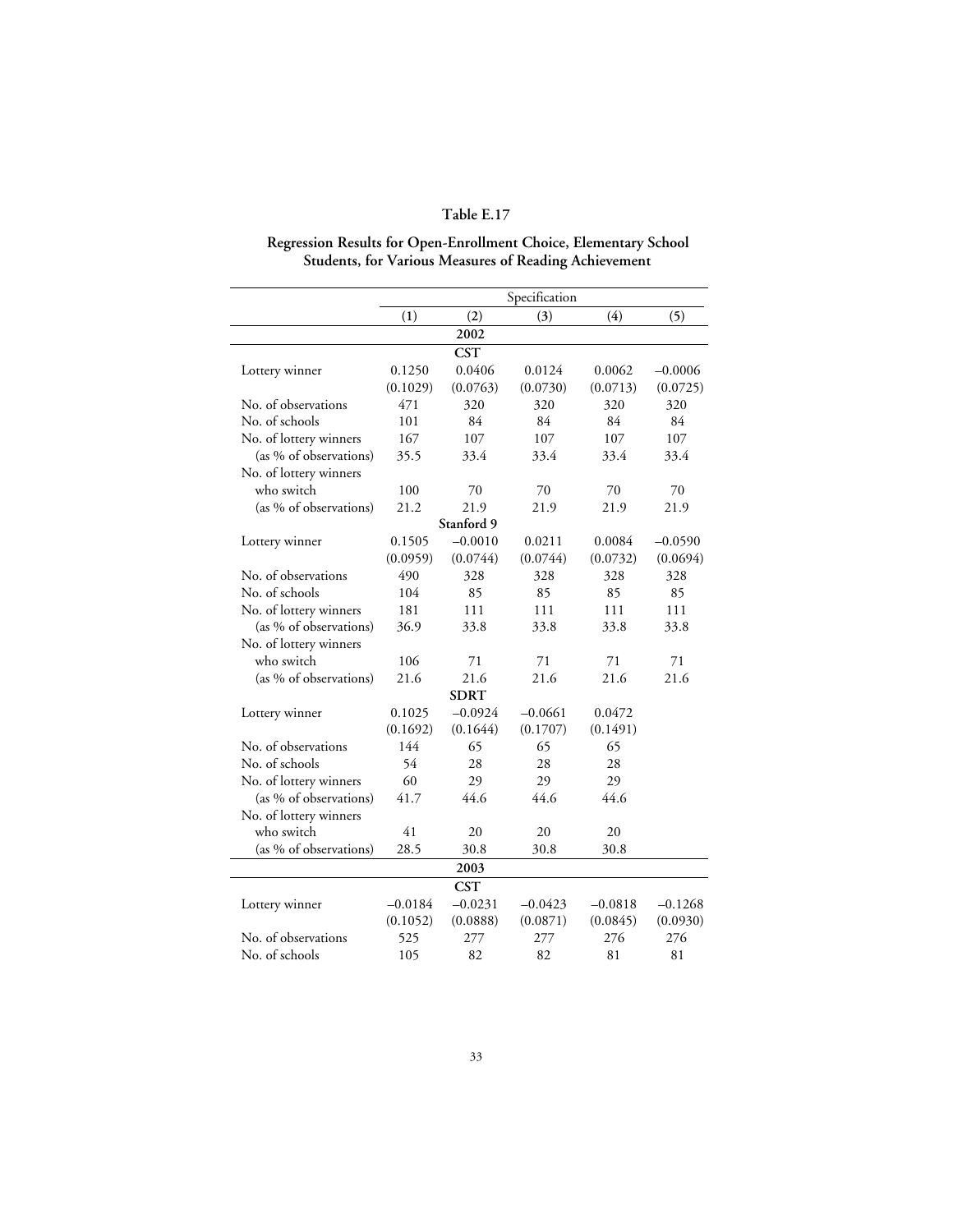**Table E.17**

**Regression Results for Open-Enrollment Choice, Elementary School Students, for Various Measures of Reading Achievement**

| | Specification | | | | |
|---|---|---|---|---|---|
| | (1) | (2) | (3) | (4) | (5) |
| | | **2002** | | | |
| | | **CST** | | | |
| Lottery winner | 0.1250 | 0.0406 | 0.0124 | 0.0062 | −0.0006 |
| | (0.1029) | (0.0763) | (0.0730) | (0.0713) | (0.0725) |
| No. of observations | 471 | 320 | 320 | 320 | 320 |
| No. of schools | 101 | 84 | 84 | 84 | 84 |
| No. of lottery winners | 167 | 107 | 107 | 107 | 107 |
| (as % of observations) | 35.5 | 33.4 | 33.4 | 33.4 | 33.4 |
| No. of lottery winners who switch | 100 | 70 | 70 | 70 | 70 |
| (as % of observations) | 21.2 | 21.9 | 21.9 | 21.9 | 21.9 |
| | | **Stanford 9** | | | |
| Lottery winner | 0.1505 | −0.0010 | 0.0211 | 0.0084 | −0.0590 |
| | (0.0959) | (0.0744) | (0.0744) | (0.0732) | (0.0694) |
| No. of observations | 490 | 328 | 328 | 328 | 328 |
| No. of schools | 104 | 85 | 85 | 85 | 85 |
| No. of lottery winners | 181 | 111 | 111 | 111 | 111 |
| (as % of observations) | 36.9 | 33.8 | 33.8 | 33.8 | 33.8 |
| No. of lottery winners who switch | 106 | 71 | 71 | 71 | 71 |
| (as % of observations) | 21.6 | 21.6 | 21.6 | 21.6 | 21.6 |
| | | **SDRT** | | | |
| Lottery winner | 0.1025 | −0.0924 | −0.0661 | 0.0472 | |
| | (0.1692) | (0.1644) | (0.1707) | (0.1491) | |
| No. of observations | 144 | 65 | 65 | 65 | |
| No. of schools | 54 | 28 | 28 | 28 | |
| No. of lottery winners | 60 | 29 | 29 | 29 | |
| (as % of observations) | 41.7 | 44.6 | 44.6 | 44.6 | |
| No. of lottery winners who switch | 41 | 20 | 20 | 20 | |
| (as % of observations) | 28.5 | 30.8 | 30.8 | 30.8 | |
| | | **2003** | | | |
| | | **CST** | | | |
| Lottery winner | −0.0184 | −0.0231 | −0.0423 | −0.0818 | −0.1268 |
| | (0.1052) | (0.0888) | (0.0871) | (0.0845) | (0.0930) |
| No. of observations | 525 | 277 | 277 | 276 | 276 |
| No. of schools | 105 | 82 | 82 | 81 | 81 |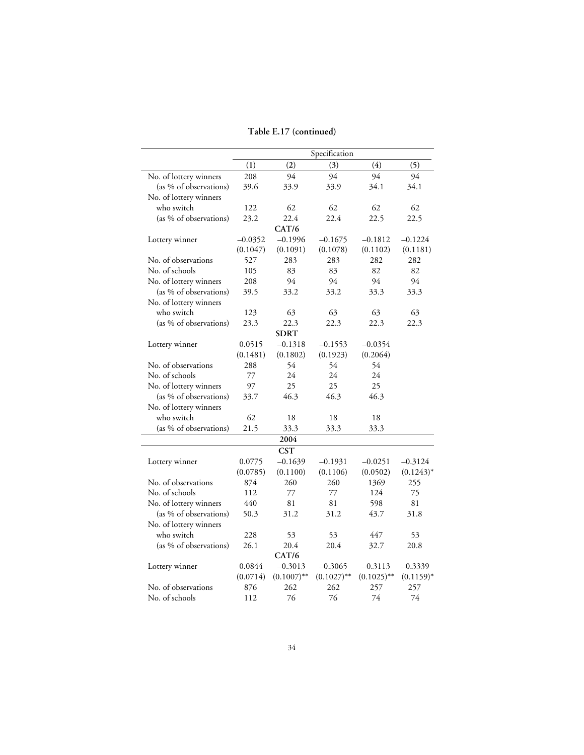**Table E.17 (continued)**

| | Specification | | | | |
|---|---|---|---|---|---|
| | (1) | (2) | (3) | (4) | (5) |
| No. of lottery winners | 208 | 94 | 94 | 94 | 94 |
| (as % of observations) | 39.6 | 33.9 | 33.9 | 34.1 | 34.1 |
| No. of lottery winners who switch | 122 | 62 | 62 | 62 | 62 |
| (as % of observations) | 23.2 | 22.4 | 22.4 | 22.5 | 22.5 |
| **CAT/6** | | | | | |
| Lottery winner | −0.0352 | −0.1996 | −0.1675 | −0.1812 | −0.1224 |
| | (0.1047) | (0.1091) | (0.1078) | (0.1102) | (0.1181) |
| No. of observations | 527 | 283 | 283 | 282 | 282 |
| No. of schools | 105 | 83 | 83 | 82 | 82 |
| No. of lottery winners | 208 | 94 | 94 | 94 | 94 |
| (as % of observations) | 39.5 | 33.2 | 33.2 | 33.3 | 33.3 |
| No. of lottery winners who switch | 123 | 63 | 63 | 63 | 63 |
| (as % of observations) | 23.3 | 22.3 | 22.3 | 22.3 | 22.3 |
| **SDRT** | | | | | |
| Lottery winner | 0.0515 | −0.1318 | −0.1553 | −0.0354 | |
| | (0.1481) | (0.1802) | (0.1923) | (0.2064) | |
| No. of observations | 288 | 54 | 54 | 54 | |
| No. of schools | 77 | 24 | 24 | 24 | |
| No. of lottery winners | 97 | 25 | 25 | 25 | |
| (as % of observations) | 33.7 | 46.3 | 46.3 | 46.3 | |
| No. of lottery winners who switch | 62 | 18 | 18 | 18 | |
| (as % of observations) | 21.5 | 33.3 | 33.3 | 33.3 | |
| **2004** | | | | | |
| **CST** | | | | | |
| Lottery winner | 0.0775 | −0.1639 | −0.1931 | −0.0251 | −0.3124 |
| | (0.0785) | (0.1100) | (0.1106) | (0.0502) | (0.1243)* |
| No. of observations | 874 | 260 | 260 | 1369 | 255 |
| No. of schools | 112 | 77 | 77 | 124 | 75 |
| No. of lottery winners | 440 | 81 | 81 | 598 | 81 |
| (as % of observations) | 50.3 | 31.2 | 31.2 | 43.7 | 31.8 |
| No. of lottery winners who switch | 228 | 53 | 53 | 447 | 53 |
| (as % of observations) | 26.1 | 20.4 | 20.4 | 32.7 | 20.8 |
| **CAT/6** | | | | | |
| Lottery winner | 0.0844 | −0.3013 | −0.3065 | −0.3113 | −0.3339 |
| | (0.0714) | (0.1007)** | (0.1027)** | (0.1025)** | (0.1159)* |
| No. of observations | 876 | 262 | 262 | 257 | 257 |
| No. of schools | 112 | 76 | 76 | 74 | 74 |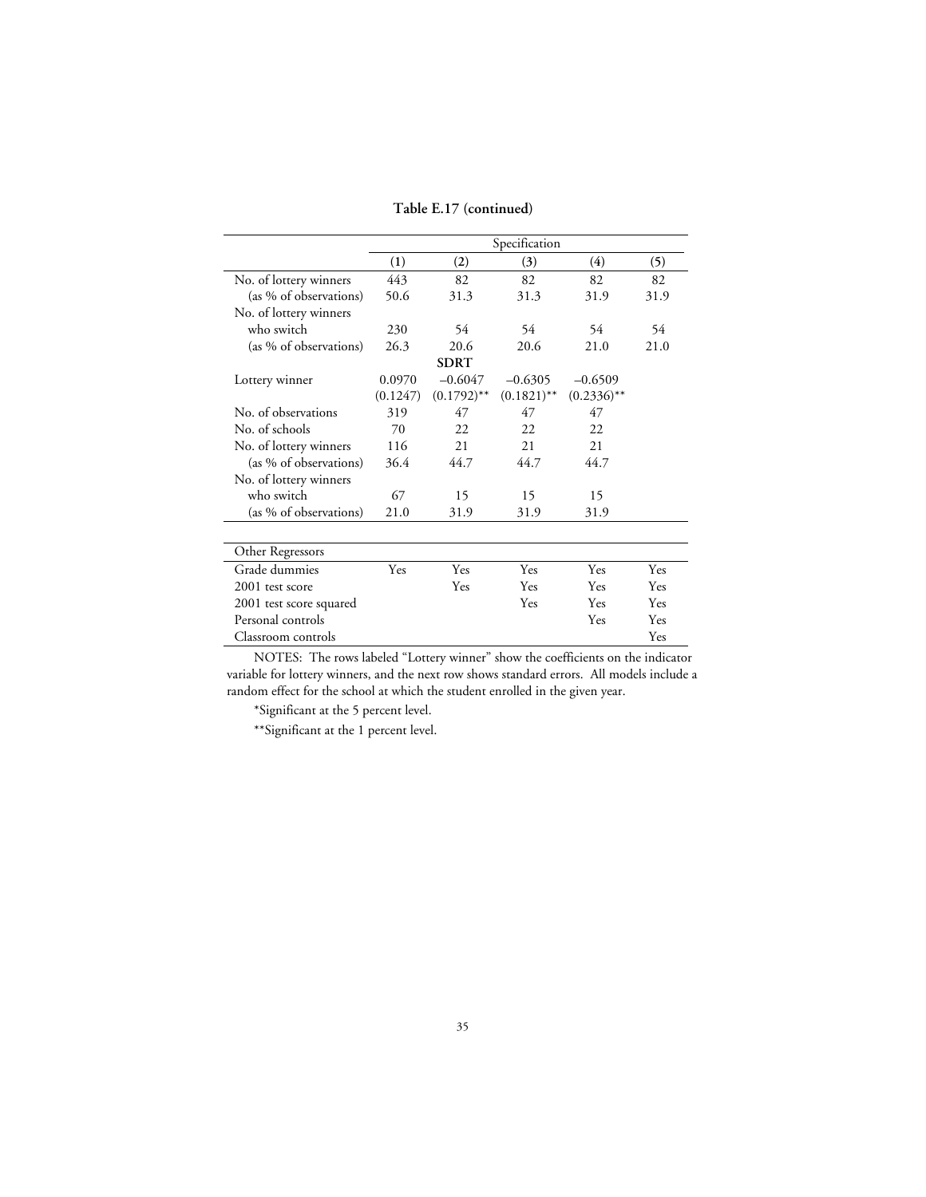**Table E.17 (continued)**

| | Specification | | | | |
|---|---|---|---|---|---|
| | (1) | (2) | (3) | (4) | (5) |
| No. of lottery winners | 443 | 82 | 82 | 82 | 82 |
| (as % of observations) | 50.6 | 31.3 | 31.3 | 31.9 | 31.9 |
| No. of lottery winners who switch | 230 | 54 | 54 | 54 | 54 |
| (as % of observations) | 26.3 | 20.6 | 20.6 | 21.0 | 21.0 |
| **SDRT** | | | | | |
| Lottery winner | 0.0970 | –0.6047 | –0.6305 | –0.6509 | |
| | (0.1247) | (0.1792)** | (0.1821)** | (0.2336)** | |
| No. of observations | 319 | 47 | 47 | 47 | |
| No. of schools | 70 | 22 | 22 | 22 | |
| No. of lottery winners | 116 | 21 | 21 | 21 | |
| (as % of observations) | 36.4 | 44.7 | 44.7 | 44.7 | |
| No. of lottery winners who switch | 67 | 15 | 15 | 15 | |
| (as % of observations) | 21.0 | 31.9 | 31.9 | 31.9 | |
| Other Regressors | | | | | |
| Grade dummies | Yes | Yes | Yes | Yes | Yes |
| 2001 test score | | Yes | Yes | Yes | Yes |
| 2001 test score squared | | | Yes | Yes | Yes |
| Personal controls | | | | Yes | Yes |
| Classroom controls | | | | | Yes |

NOTES: The rows labeled "Lottery winner" show the coefficients on the indicator variable for lottery winners, and the next row shows standard errors. All models include a random effect for the school at which the student enrolled in the given year.

*Significant at the 5 percent level.

**Significant at the 1 percent level.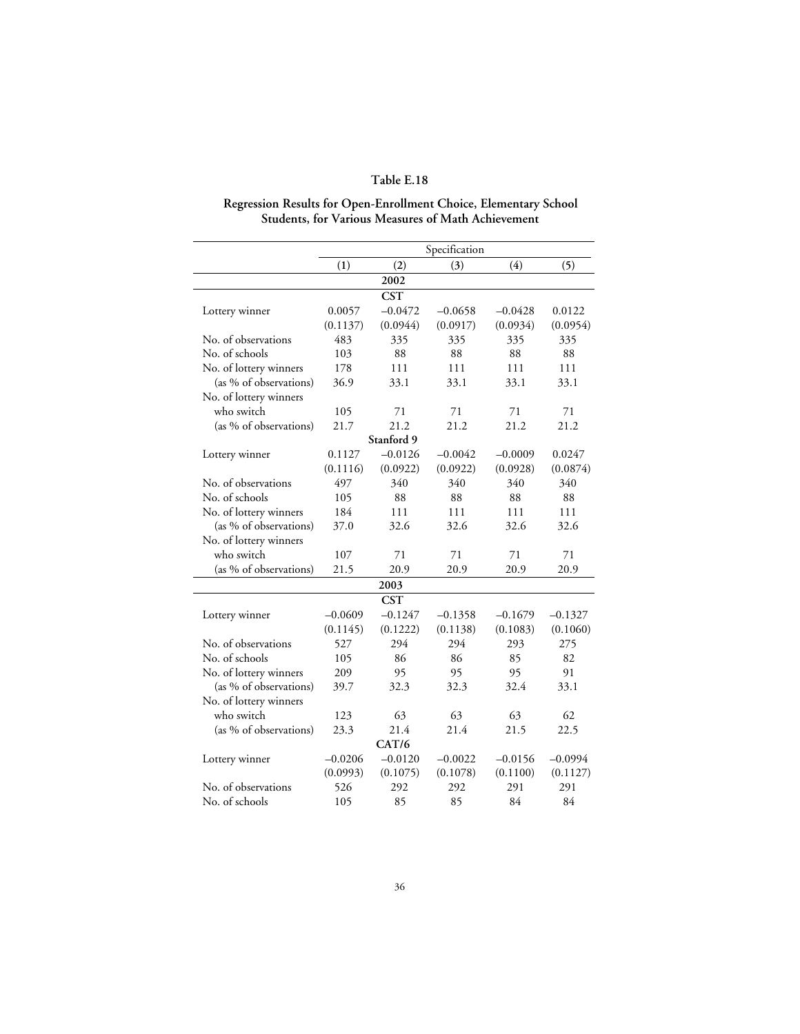### Table E.18

**Regression Results for Open-Enrollment Choice, Elementary School Students, for Various Measures of Math Achievement**

| | Specification | | | | |
|---|---|---|---|---|---|
| | (1) | (2) | (3) | (4) | (5) |
| **2002** | | | | | |
| **CST** | | | | | |
| Lottery winner | 0.0057 | –0.0472 | –0.0658 | –0.0428 | 0.0122 |
| | (0.1137) | (0.0944) | (0.0917) | (0.0934) | (0.0954) |
| No. of observations | 483 | 335 | 335 | 335 | 335 |
| No. of schools | 103 | 88 | 88 | 88 | 88 |
| No. of lottery winners | 178 | 111 | 111 | 111 | 111 |
| (as % of observations) | 36.9 | 33.1 | 33.1 | 33.1 | 33.1 |
| No. of lottery winners who switch | 105 | 71 | 71 | 71 | 71 |
| (as % of observations) | 21.7 | 21.2 | 21.2 | 21.2 | 21.2 |
| **Stanford 9** | | | | | |
| Lottery winner | 0.1127 | –0.0126 | –0.0042 | –0.0009 | 0.0247 |
| | (0.1116) | (0.0922) | (0.0922) | (0.0928) | (0.0874) |
| No. of observations | 497 | 340 | 340 | 340 | 340 |
| No. of schools | 105 | 88 | 88 | 88 | 88 |
| No. of lottery winners | 184 | 111 | 111 | 111 | 111 |
| (as % of observations) | 37.0 | 32.6 | 32.6 | 32.6 | 32.6 |
| No. of lottery winners who switch | 107 | 71 | 71 | 71 | 71 |
| (as % of observations) | 21.5 | 20.9 | 20.9 | 20.9 | 20.9 |
| **2003** | | | | | |
| **CST** | | | | | |
| Lottery winner | –0.0609 | –0.1247 | –0.1358 | –0.1679 | –0.1327 |
| | (0.1145) | (0.1222) | (0.1138) | (0.1083) | (0.1060) |
| No. of observations | 527 | 294 | 294 | 293 | 275 |
| No. of schools | 105 | 86 | 86 | 85 | 82 |
| No. of lottery winners | 209 | 95 | 95 | 95 | 91 |
| (as % of observations) | 39.7 | 32.3 | 32.3 | 32.4 | 33.1 |
| No. of lottery winners who switch | 123 | 63 | 63 | 63 | 62 |
| (as % of observations) | 23.3 | 21.4 | 21.4 | 21.5 | 22.5 |
| **CAT/6** | | | | | |
| Lottery winner | –0.0206 | –0.0120 | –0.0022 | –0.0156 | –0.0994 |
| | (0.0993) | (0.1075) | (0.1078) | (0.1100) | (0.1127) |
| No. of observations | 526 | 292 | 292 | 291 | 291 |
| No. of schools | 105 | 85 | 85 | 84 | 84 |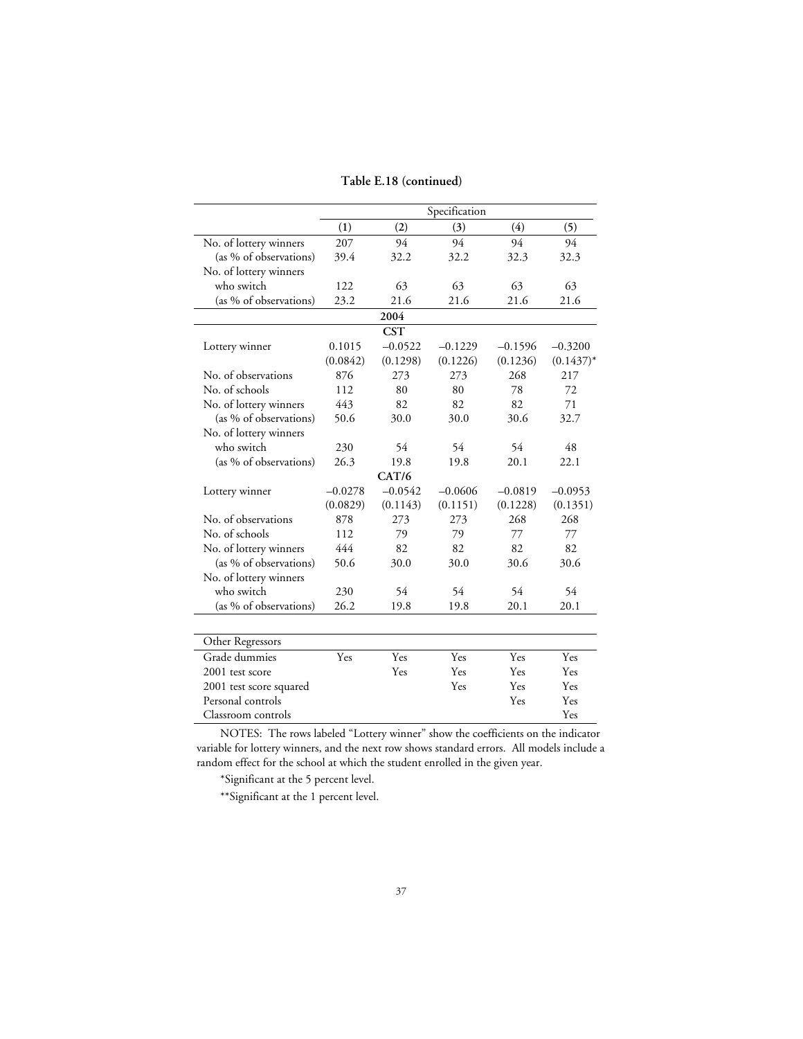**Table E.18 (continued)**

| | Specification | | | | |
|---|---|---|---|---|---|
| | (1) | (2) | (3) | (4) | (5) |
| No. of lottery winners | 207 | 94 | 94 | 94 | 94 |
| (as % of observations) | 39.4 | 32.2 | 32.2 | 32.3 | 32.3 |
| No. of lottery winners who switch | 122 | 63 | 63 | 63 | 63 |
| (as % of observations) | 23.2 | 21.6 | 21.6 | 21.6 | 21.6 |
| **2004** | | | | | |
| **CST** | | | | | |
| Lottery winner | 0.1015 | –0.0522 | –0.1229 | –0.1596 | –0.3200 |
| | (0.0842) | (0.1298) | (0.1226) | (0.1236) | (0.1437)* |
| No. of observations | 876 | 273 | 273 | 268 | 217 |
| No. of schools | 112 | 80 | 80 | 78 | 72 |
| No. of lottery winners | 443 | 82 | 82 | 82 | 71 |
| (as % of observations) | 50.6 | 30.0 | 30.0 | 30.6 | 32.7 |
| No. of lottery winners who switch | 230 | 54 | 54 | 54 | 48 |
| (as % of observations) | 26.3 | 19.8 | 19.8 | 20.1 | 22.1 |
| **CAT/6** | | | | | |
| Lottery winner | –0.0278 | –0.0542 | –0.0606 | –0.0819 | –0.0953 |
| | (0.0829) | (0.1143) | (0.1151) | (0.1228) | (0.1351) |
| No. of observations | 878 | 273 | 273 | 268 | 268 |
| No. of schools | 112 | 79 | 79 | 77 | 77 |
| No. of lottery winners | 444 | 82 | 82 | 82 | 82 |
| (as % of observations) | 50.6 | 30.0 | 30.0 | 30.6 | 30.6 |
| No. of lottery winners who switch | 230 | 54 | 54 | 54 | 54 |
| (as % of observations) | 26.2 | 19.8 | 19.8 | 20.1 | 20.1 |

| Other Regressors | | | | | |
|---|---|---|---|---|---|
| Grade dummies | Yes | Yes | Yes | Yes | Yes |
| 2001 test score | | Yes | Yes | Yes | Yes |
| 2001 test score squared | | | Yes | Yes | Yes |
| Personal controls | | | | Yes | Yes |
| Classroom controls | | | | | Yes |

NOTES: The rows labeled "Lottery winner" show the coefficients on the indicator variable for lottery winners, and the next row shows standard errors. All models include a random effect for the school at which the student enrolled in the given year.

*Significant at the 5 percent level.

**Significant at the 1 percent level.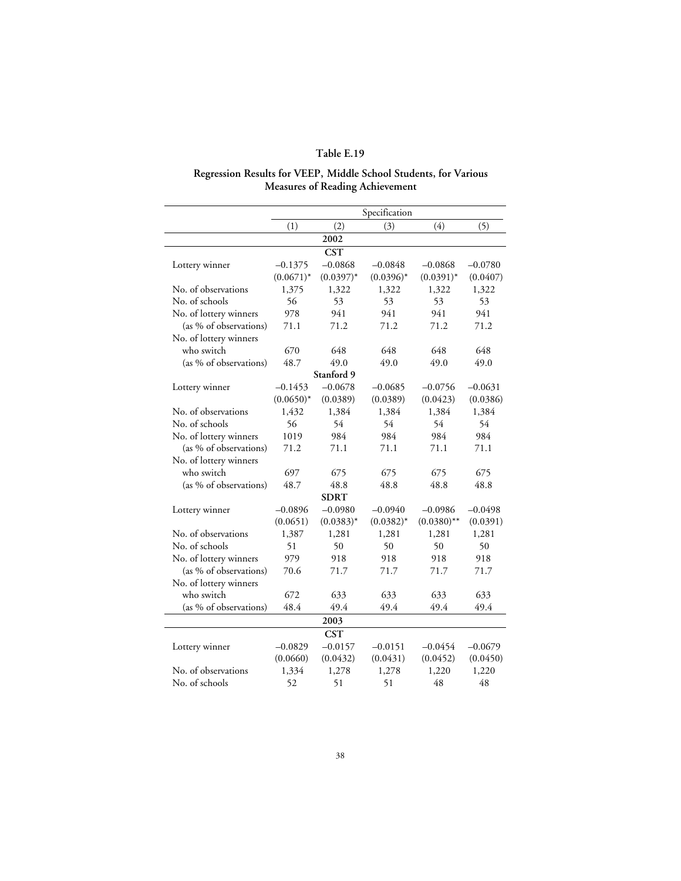# Table E.19

## Regression Results for VEEP, Middle School Students, for Various Measures of Reading Achievement

| | Specification | | | | |
|---|---|---|---|---|---|
| | (1) | (2) | (3) | (4) | (5) |
| **2002** | | | | | |
| **CST** | | | | | |
| Lottery winner | –0.1375 | –0.0868 | –0.0848 | –0.0868 | –0.0780 |
| | (0.0671)* | (0.0397)* | (0.0396)* | (0.0391)* | (0.0407) |
| No. of observations | 1,375 | 1,322 | 1,322 | 1,322 | 1,322 |
| No. of schools | 56 | 53 | 53 | 53 | 53 |
| No. of lottery winners | 978 | 941 | 941 | 941 | 941 |
| (as % of observations) | 71.1 | 71.2 | 71.2 | 71.2 | 71.2 |
| No. of lottery winners who switch | 670 | 648 | 648 | 648 | 648 |
| (as % of observations) | 48.7 | 49.0 | 49.0 | 49.0 | 49.0 |
| **Stanford 9** | | | | | |
| Lottery winner | –0.1453 | –0.0678 | –0.0685 | –0.0756 | –0.0631 |
| | (0.0650)* | (0.0389) | (0.0389) | (0.0423) | (0.0386) |
| No. of observations | 1,432 | 1,384 | 1,384 | 1,384 | 1,384 |
| No. of schools | 56 | 54 | 54 | 54 | 54 |
| No. of lottery winners | 1019 | 984 | 984 | 984 | 984 |
| (as % of observations) | 71.2 | 71.1 | 71.1 | 71.1 | 71.1 |
| No. of lottery winners who switch | 697 | 675 | 675 | 675 | 675 |
| (as % of observations) | 48.7 | 48.8 | 48.8 | 48.8 | 48.8 |
| **SDRT** | | | | | |
| Lottery winner | –0.0896 | –0.0980 | –0.0940 | –0.0986 | –0.0498 |
| | (0.0651) | (0.0383)* | (0.0382)* | (0.0380)** | (0.0391) |
| No. of observations | 1,387 | 1,281 | 1,281 | 1,281 | 1,281 |
| No. of schools | 51 | 50 | 50 | 50 | 50 |
| No. of lottery winners | 979 | 918 | 918 | 918 | 918 |
| (as % of observations) | 70.6 | 71.7 | 71.7 | 71.7 | 71.7 |
| No. of lottery winners who switch | 672 | 633 | 633 | 633 | 633 |
| (as % of observations) | 48.4 | 49.4 | 49.4 | 49.4 | 49.4 |
| **2003** | | | | | |
| **CST** | | | | | |
| Lottery winner | –0.0829 | –0.0157 | –0.0151 | –0.0454 | –0.0679 |
| | (0.0660) | (0.0432) | (0.0431) | (0.0452) | (0.0450) |
| No. of observations | 1,334 | 1,278 | 1,278 | 1,220 | 1,220 |
| No. of schools | 52 | 51 | 51 | 48 | 48 |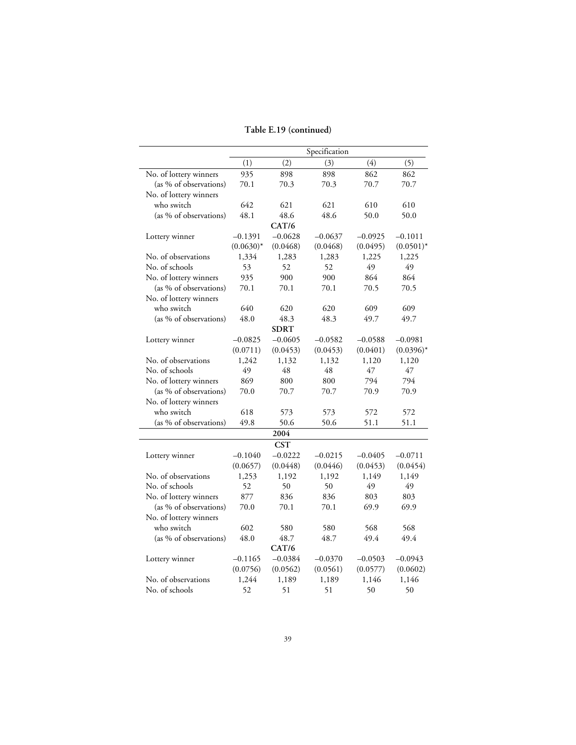**Table E.19 (continued)**

| | Specification | | | | |
|---|---|---|---|---|---|
| | (1) | (2) | (3) | (4) | (5) |
| No. of lottery winners | 935 | 898 | 898 | 862 | 862 |
| (as % of observations) | 70.1 | 70.3 | 70.3 | 70.7 | 70.7 |
| No. of lottery winners who switch | 642 | 621 | 621 | 610 | 610 |
| (as % of observations) | 48.1 | 48.6 | 48.6 | 50.0 | 50.0 |
| **CAT/6** | | | | | |
| Lottery winner | –0.1391 | –0.0628 | –0.0637 | –0.0925 | –0.1011 |
| | (0.0630)* | (0.0468) | (0.0468) | (0.0495) | (0.0501)* |
| No. of observations | 1,334 | 1,283 | 1,283 | 1,225 | 1,225 |
| No. of schools | 53 | 52 | 52 | 49 | 49 |
| No. of lottery winners | 935 | 900 | 900 | 864 | 864 |
| (as % of observations) | 70.1 | 70.1 | 70.1 | 70.5 | 70.5 |
| No. of lottery winners who switch | 640 | 620 | 620 | 609 | 609 |
| (as % of observations) | 48.0 | 48.3 | 48.3 | 49.7 | 49.7 |
| **SDRT** | | | | | |
| Lottery winner | –0.0825 | –0.0605 | –0.0582 | –0.0588 | –0.0981 |
| | (0.0711) | (0.0453) | (0.0453) | (0.0401) | (0.0396)* |
| No. of observations | 1,242 | 1,132 | 1,132 | 1,120 | 1,120 |
| No. of schools | 49 | 48 | 48 | 47 | 47 |
| No. of lottery winners | 869 | 800 | 800 | 794 | 794 |
| (as % of observations) | 70.0 | 70.7 | 70.7 | 70.9 | 70.9 |
| No. of lottery winners who switch | 618 | 573 | 573 | 572 | 572 |
| (as % of observations) | 49.8 | 50.6 | 50.6 | 51.1 | 51.1 |
| **2004** | | | | | |
| **CST** | | | | | |
| Lottery winner | –0.1040 | –0.0222 | –0.0215 | –0.0405 | –0.0711 |
| | (0.0657) | (0.0448) | (0.0446) | (0.0453) | (0.0454) |
| No. of observations | 1,253 | 1,192 | 1,192 | 1,149 | 1,149 |
| No. of schools | 52 | 50 | 50 | 49 | 49 |
| No. of lottery winners | 877 | 836 | 836 | 803 | 803 |
| (as % of observations) | 70.0 | 70.1 | 70.1 | 69.9 | 69.9 |
| No. of lottery winners who switch | 602 | 580 | 580 | 568 | 568 |
| (as % of observations) | 48.0 | 48.7 | 48.7 | 49.4 | 49.4 |
| **CAT/6** | | | | | |
| Lottery winner | –0.1165 | –0.0384 | –0.0370 | –0.0503 | –0.0943 |
| | (0.0756) | (0.0562) | (0.0561) | (0.0577) | (0.0602) |
| No. of observations | 1,244 | 1,189 | 1,189 | 1,146 | 1,146 |
| No. of schools | 52 | 51 | 51 | 50 | 50 |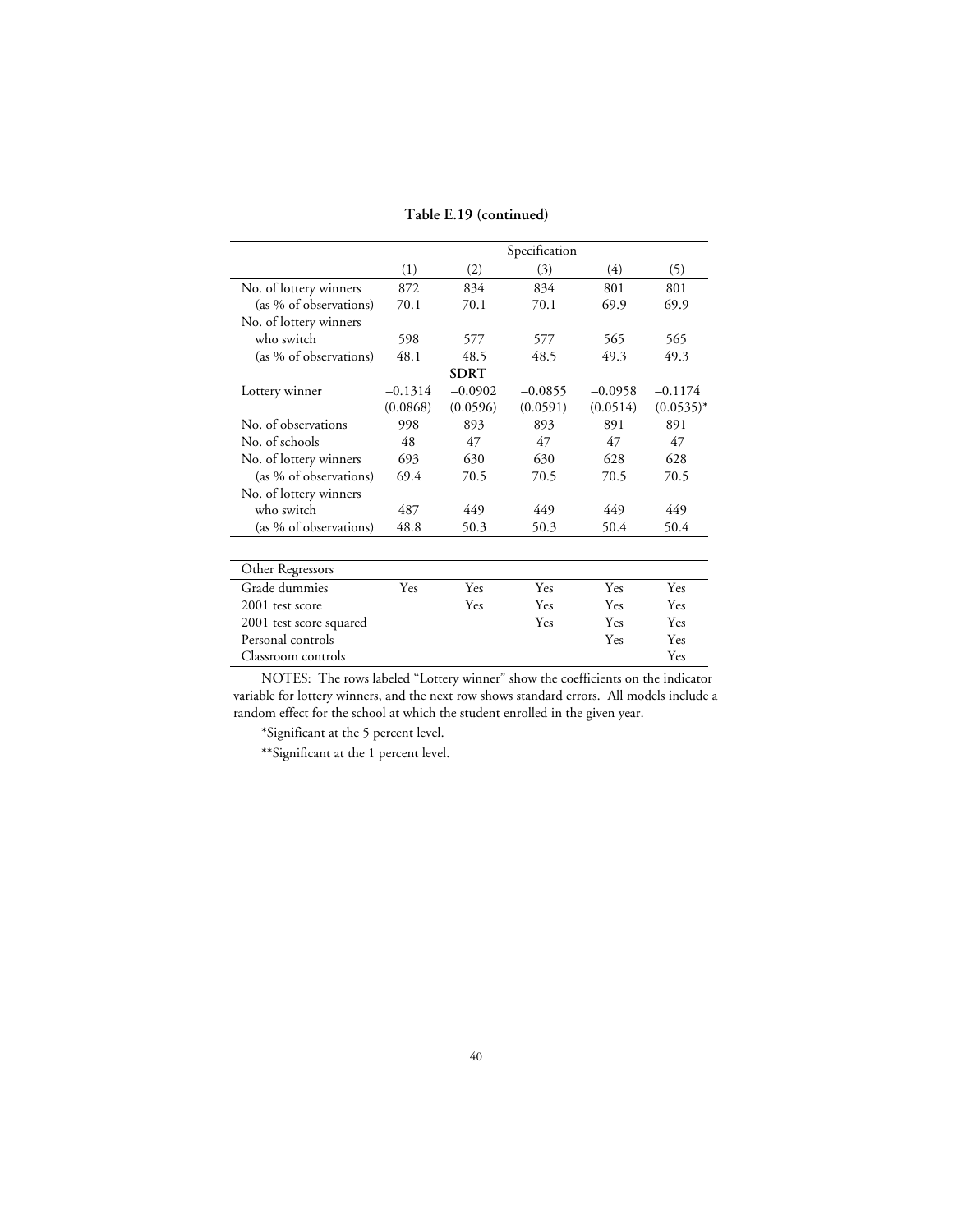**Table E.19 (continued)**

| | Specification | | | | |
|---|---|---|---|---|---|
| | (1) | (2) | (3) | (4) | (5) |
| No. of lottery winners | 872 | 834 | 834 | 801 | 801 |
| (as % of observations) | 70.1 | 70.1 | 70.1 | 69.9 | 69.9 |
| No. of lottery winners who switch | 598 | 577 | 577 | 565 | 565 |
| (as % of observations) | 48.1 | 48.5 | 48.5 | 49.3 | 49.3 |
| | | **SDRT** | | | |
| Lottery winner | –0.1314 | –0.0902 | –0.0855 | –0.0958 | –0.1174 |
| | (0.0868) | (0.0596) | (0.0591) | (0.0514) | (0.0535)* |
| No. of observations | 998 | 893 | 893 | 891 | 891 |
| No. of schools | 48 | 47 | 47 | 47 | 47 |
| No. of lottery winners | 693 | 630 | 630 | 628 | 628 |
| (as % of observations) | 69.4 | 70.5 | 70.5 | 70.5 | 70.5 |
| No. of lottery winners who switch | 487 | 449 | 449 | 449 | 449 |
| (as % of observations) | 48.8 | 50.3 | 50.3 | 50.4 | 50.4 |

| Other Regressors | | | | | |
|---|---|---|---|---|---|
| Grade dummies | Yes | Yes | Yes | Yes | Yes |
| 2001 test score | | Yes | Yes | Yes | Yes |
| 2001 test score squared | | | Yes | Yes | Yes |
| Personal controls | | | | Yes | Yes |
| Classroom controls | | | | | Yes |

NOTES: The rows labeled "Lottery winner" show the coefficients on the indicator variable for lottery winners, and the next row shows standard errors. All models include a random effect for the school at which the student enrolled in the given year.

*Significant at the 5 percent level.

**Significant at the 1 percent level.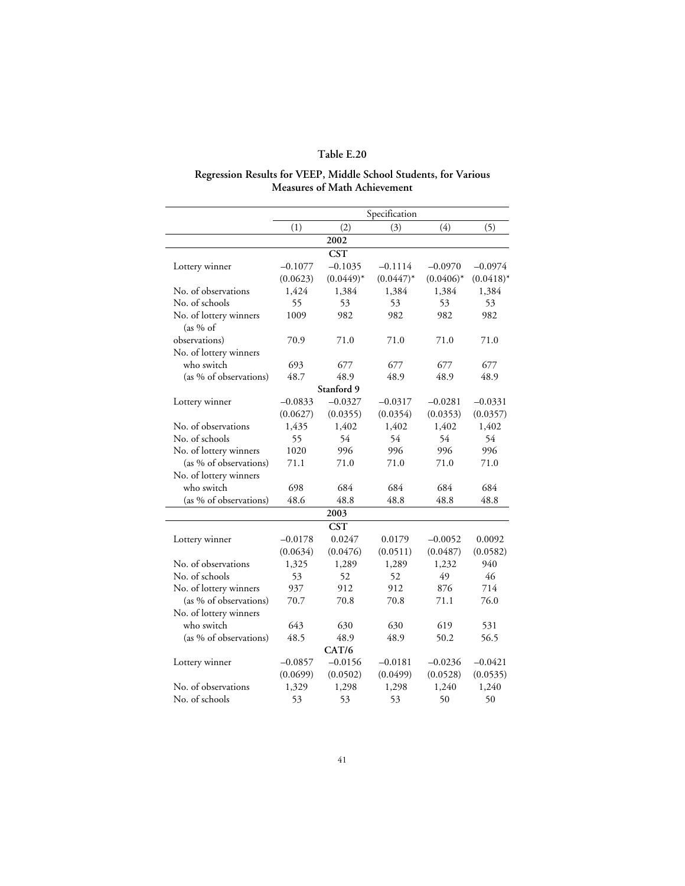**Table E.20**

**Regression Results for VEEP, Middle School Students, for Various Measures of Math Achievement**

| | Specification | | | | |
|---|---|---|---|---|---|
| | (1) | (2) | (3) | (4) | (5) |
| | | | **2002** | | |
| | | | **CST** | | |
| Lottery winner | –0.1077 | –0.1035 | –0.1114 | –0.0970 | –0.0974 |
| | (0.0623) | (0.0449)* | (0.0447)* | (0.0406)* | (0.0418)* |
| No. of observations | 1,424 | 1,384 | 1,384 | 1,384 | 1,384 |
| No. of schools | 55 | 53 | 53 | 53 | 53 |
| No. of lottery winners (as % of observations) | 1009 | 982 | 982 | 982 | 982 |
| | 70.9 | 71.0 | 71.0 | 71.0 | 71.0 |
| No. of lottery winners who switch | 693 | 677 | 677 | 677 | 677 |
| (as % of observations) | 48.7 | 48.9 | 48.9 | 48.9 | 48.9 |
| | | | **Stanford 9** | | |
| Lottery winner | –0.0833 | –0.0327 | –0.0317 | –0.0281 | –0.0331 |
| | (0.0627) | (0.0355) | (0.0354) | (0.0353) | (0.0357) |
| No. of observations | 1,435 | 1,402 | 1,402 | 1,402 | 1,402 |
| No. of schools | 55 | 54 | 54 | 54 | 54 |
| No. of lottery winners | 1020 | 996 | 996 | 996 | 996 |
| (as % of observations) | 71.1 | 71.0 | 71.0 | 71.0 | 71.0 |
| No. of lottery winners who switch | 698 | 684 | 684 | 684 | 684 |
| (as % of observations) | 48.6 | 48.8 | 48.8 | 48.8 | 48.8 |
| | | | **2003** | | |
| | | | **CST** | | |
| Lottery winner | –0.0178 | 0.0247 | 0.0179 | –0.0052 | 0.0092 |
| | (0.0634) | (0.0476) | (0.0511) | (0.0487) | (0.0582) |
| No. of observations | 1,325 | 1,289 | 1,289 | 1,232 | 940 |
| No. of schools | 53 | 52 | 52 | 49 | 46 |
| No. of lottery winners | 937 | 912 | 912 | 876 | 714 |
| (as % of observations) | 70.7 | 70.8 | 70.8 | 71.1 | 76.0 |
| No. of lottery winners who switch | 643 | 630 | 630 | 619 | 531 |
| (as % of observations) | 48.5 | 48.9 | 48.9 | 50.2 | 56.5 |
| | | | **CAT/6** | | |
| Lottery winner | –0.0857 | –0.0156 | –0.0181 | –0.0236 | –0.0421 |
| | (0.0699) | (0.0502) | (0.0499) | (0.0528) | (0.0535) |
| No. of observations | 1,329 | 1,298 | 1,298 | 1,240 | 1,240 |
| No. of schools | 53 | 53 | 53 | 50 | 50 |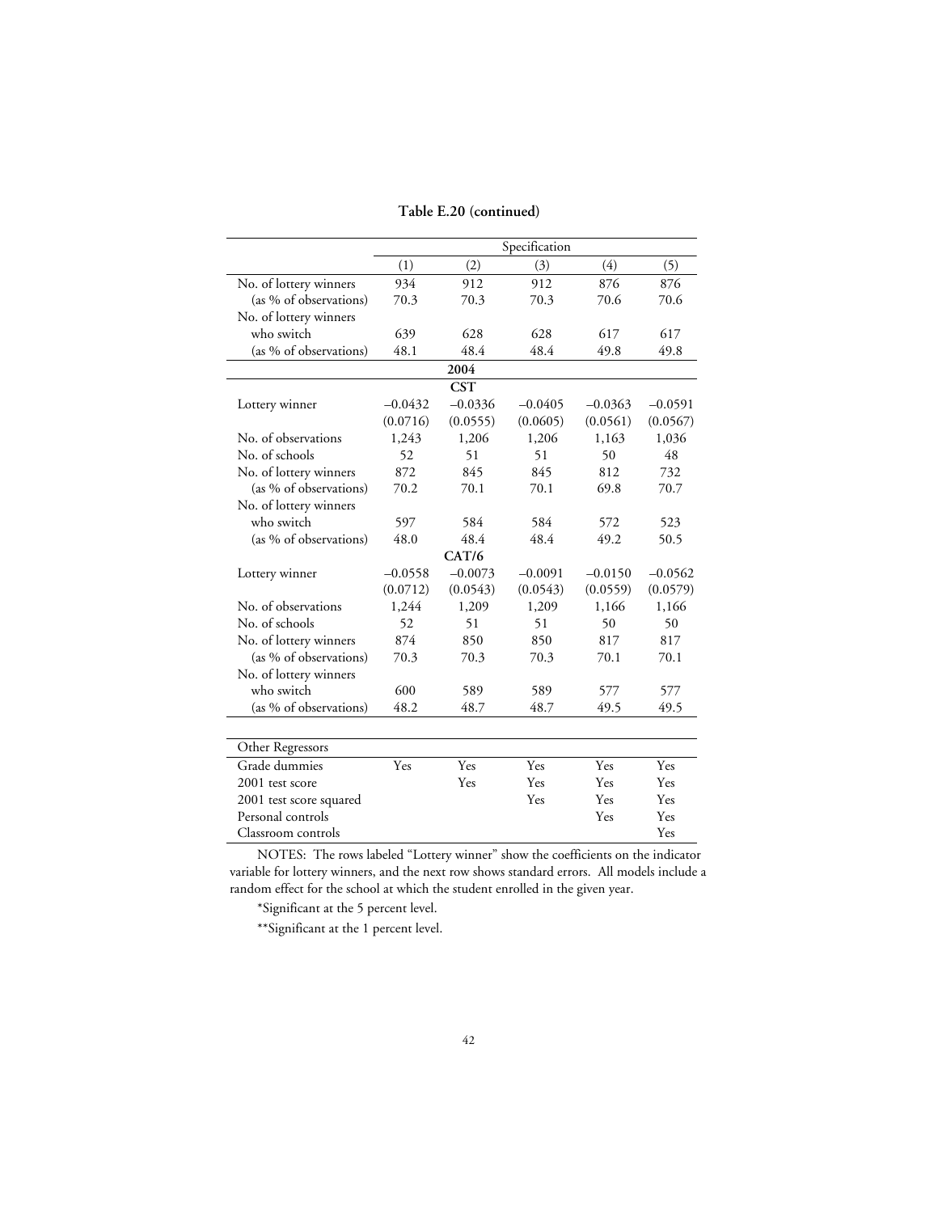**Table E.20 (continued)**

| | Specification | | | | |
|---|---|---|---|---|---|
| | (1) | (2) | (3) | (4) | (5) |
| No. of lottery winners | 934 | 912 | 912 | 876 | 876 |
| (as % of observations) | 70.3 | 70.3 | 70.3 | 70.6 | 70.6 |
| No. of lottery winners who switch | 639 | 628 | 628 | 617 | 617 |
| (as % of observations) | 48.1 | 48.4 | 48.4 | 49.8 | 49.8 |
| **2004** | | | | | |
| **CST** | | | | | |
| Lottery winner | −0.0432 | −0.0336 | −0.0405 | −0.0363 | −0.0591 |
| | (0.0716) | (0.0555) | (0.0605) | (0.0561) | (0.0567) |
| No. of observations | 1,243 | 1,206 | 1,206 | 1,163 | 1,036 |
| No. of schools | 52 | 51 | 51 | 50 | 48 |
| No. of lottery winners | 872 | 845 | 845 | 812 | 732 |
| (as % of observations) | 70.2 | 70.1 | 70.1 | 69.8 | 70.7 |
| No. of lottery winners who switch | 597 | 584 | 584 | 572 | 523 |
| (as % of observations) | 48.0 | 48.4 | 48.4 | 49.2 | 50.5 |
| **CAT/6** | | | | | |
| Lottery winner | −0.0558 | −0.0073 | −0.0091 | −0.0150 | −0.0562 |
| | (0.0712) | (0.0543) | (0.0543) | (0.0559) | (0.0579) |
| No. of observations | 1,244 | 1,209 | 1,209 | 1,166 | 1,166 |
| No. of schools | 52 | 51 | 51 | 50 | 50 |
| No. of lottery winners | 874 | 850 | 850 | 817 | 817 |
| (as % of observations) | 70.3 | 70.3 | 70.3 | 70.1 | 70.1 |
| No. of lottery winners who switch | 600 | 589 | 589 | 577 | 577 |
| (as % of observations) | 48.2 | 48.7 | 48.7 | 49.5 | 49.5 |

| Other Regressors | | | | | |
|---|---|---|---|---|---|
| Grade dummies | Yes | Yes | Yes | Yes | Yes |
| 2001 test score | | Yes | Yes | Yes | Yes |
| 2001 test score squared | | | Yes | Yes | Yes |
| Personal controls | | | | Yes | Yes |
| Classroom controls | | | | | Yes |

NOTES: The rows labeled "Lottery winner" show the coefficients on the indicator variable for lottery winners, and the next row shows standard errors. All models include a random effect for the school at which the student enrolled in the given year.

*Significant at the 5 percent level.

**Significant at the 1 percent level.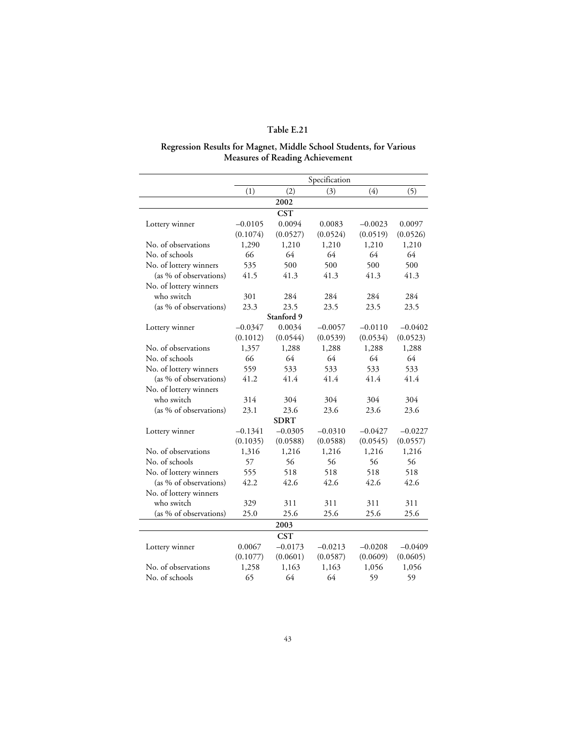# Table E.21

## Regression Results for Magnet, Middle School Students, for Various Measures of Reading Achievement

| | Specification | | | | |
|---|---|---|---|---|---|
| | (1) | (2) | (3) | (4) | (5) |
| **2002** | | | | | |
| **CST** | | | | | |
| Lottery winner | −0.0105 | 0.0094 | 0.0083 | −0.0023 | 0.0097 |
| | (0.1074) | (0.0527) | (0.0524) | (0.0519) | (0.0526) |
| No. of observations | 1,290 | 1,210 | 1,210 | 1,210 | 1,210 |
| No. of schools | 66 | 64 | 64 | 64 | 64 |
| No. of lottery winners | 535 | 500 | 500 | 500 | 500 |
| (as % of observations) | 41.5 | 41.3 | 41.3 | 41.3 | 41.3 |
| No. of lottery winners who switch | 301 | 284 | 284 | 284 | 284 |
| (as % of observations) | 23.3 | 23.5 | 23.5 | 23.5 | 23.5 |
| **Stanford 9** | | | | | |
| Lottery winner | −0.0347 | 0.0034 | −0.0057 | −0.0110 | −0.0402 |
| | (0.1012) | (0.0544) | (0.0539) | (0.0534) | (0.0523) |
| No. of observations | 1,357 | 1,288 | 1,288 | 1,288 | 1,288 |
| No. of schools | 66 | 64 | 64 | 64 | 64 |
| No. of lottery winners | 559 | 533 | 533 | 533 | 533 |
| (as % of observations) | 41.2 | 41.4 | 41.4 | 41.4 | 41.4 |
| No. of lottery winners who switch | 314 | 304 | 304 | 304 | 304 |
| (as % of observations) | 23.1 | 23.6 | 23.6 | 23.6 | 23.6 |
| **SDRT** | | | | | |
| Lottery winner | −0.1341 | −0.0305 | −0.0310 | −0.0427 | −0.0227 |
| | (0.1035) | (0.0588) | (0.0588) | (0.0545) | (0.0557) |
| No. of observations | 1,316 | 1,216 | 1,216 | 1,216 | 1,216 |
| No. of schools | 57 | 56 | 56 | 56 | 56 |
| No. of lottery winners | 555 | 518 | 518 | 518 | 518 |
| (as % of observations) | 42.2 | 42.6 | 42.6 | 42.6 | 42.6 |
| No. of lottery winners who switch | 329 | 311 | 311 | 311 | 311 |
| (as % of observations) | 25.0 | 25.6 | 25.6 | 25.6 | 25.6 |
| **2003** | | | | | |
| **CST** | | | | | |
| Lottery winner | 0.0067 | −0.0173 | −0.0213 | −0.0208 | −0.0409 |
| | (0.1077) | (0.0601) | (0.0587) | (0.0609) | (0.0605) |
| No. of observations | 1,258 | 1,163 | 1,163 | 1,056 | 1,056 |
| No. of schools | 65 | 64 | 64 | 59 | 59 |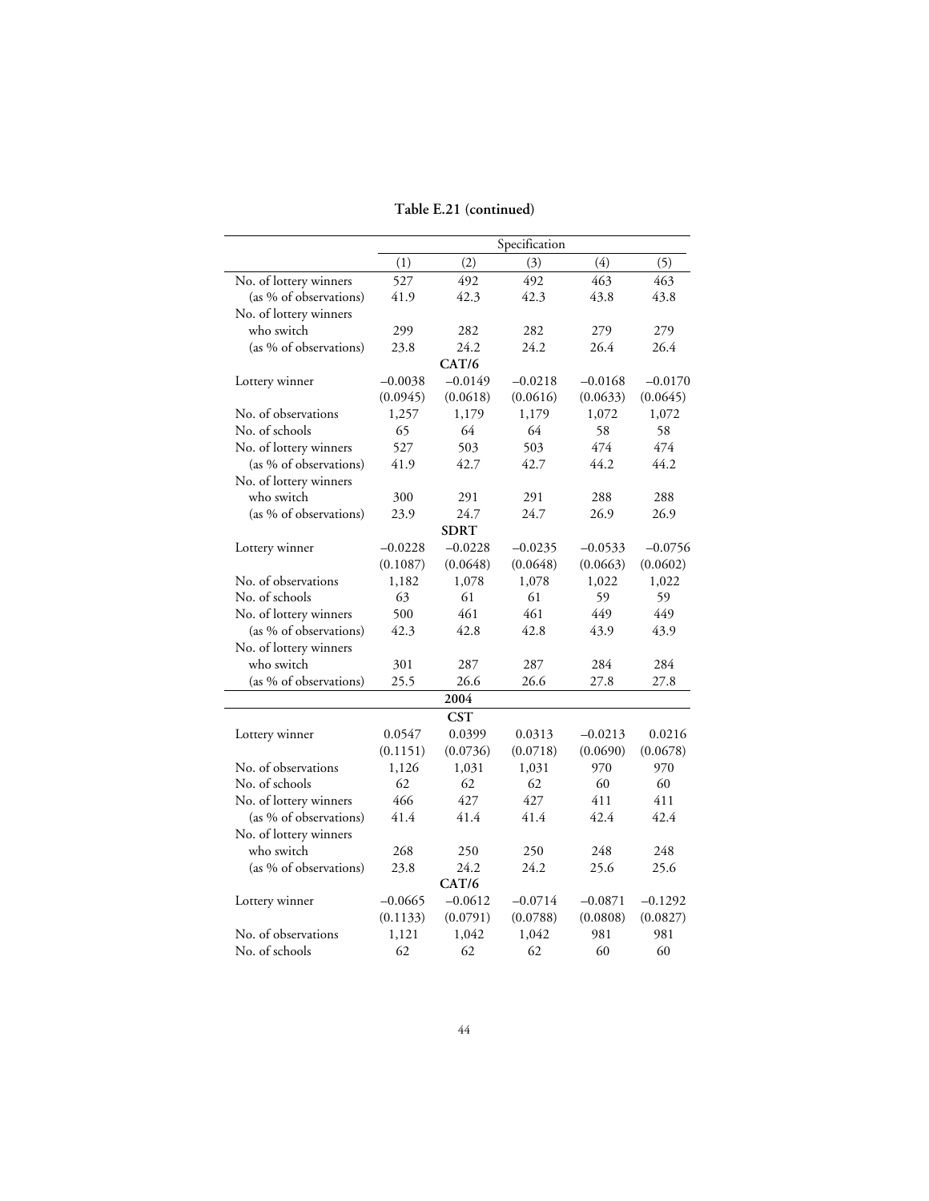**Table E.21 (continued)**

| | Specification | | | | |
|---|---|---|---|---|---|
| | (1) | (2) | (3) | (4) | (5) |
| No. of lottery winners | 527 | 492 | 492 | 463 | 463 |
| (as % of observations) | 41.9 | 42.3 | 42.3 | 43.8 | 43.8 |
| No. of lottery winners who switch | 299 | 282 | 282 | 279 | 279 |
| (as % of observations) | 23.8 | 24.2 | 24.2 | 26.4 | 26.4 |
| | | | **CAT/6** | | |
| Lottery winner | −0.0038 | −0.0149 | −0.0218 | −0.0168 | −0.0170 |
| | (0.0945) | (0.0618) | (0.0616) | (0.0633) | (0.0645) |
| No. of observations | 1,257 | 1,179 | 1,179 | 1,072 | 1,072 |
| No. of schools | 65 | 64 | 64 | 58 | 58 |
| No. of lottery winners | 527 | 503 | 503 | 474 | 474 |
| (as % of observations) | 41.9 | 42.7 | 42.7 | 44.2 | 44.2 |
| No. of lottery winners who switch | 300 | 291 | 291 | 288 | 288 |
| (as % of observations) | 23.9 | 24.7 | 24.7 | 26.9 | 26.9 |
| | | | **SDRT** | | |
| Lottery winner | −0.0228 | −0.0228 | −0.0235 | −0.0533 | −0.0756 |
| | (0.1087) | (0.0648) | (0.0648) | (0.0663) | (0.0602) |
| No. of observations | 1,182 | 1,078 | 1,078 | 1,022 | 1,022 |
| No. of schools | 63 | 61 | 61 | 59 | 59 |
| No. of lottery winners | 500 | 461 | 461 | 449 | 449 |
| (as % of observations) | 42.3 | 42.8 | 42.8 | 43.9 | 43.9 |
| No. of lottery winners who switch | 301 | 287 | 287 | 284 | 284 |
| (as % of observations) | 25.5 | 26.6 | 26.6 | 27.8 | 27.8 |
| | | | **2004** | | |
| | | | **CST** | | |
| Lottery winner | 0.0547 | 0.0399 | 0.0313 | −0.0213 | 0.0216 |
| | (0.1151) | (0.0736) | (0.0718) | (0.0690) | (0.0678) |
| No. of observations | 1,126 | 1,031 | 1,031 | 970 | 970 |
| No. of schools | 62 | 62 | 62 | 60 | 60 |
| No. of lottery winners | 466 | 427 | 427 | 411 | 411 |
| (as % of observations) | 41.4 | 41.4 | 41.4 | 42.4 | 42.4 |
| No. of lottery winners who switch | 268 | 250 | 250 | 248 | 248 |
| (as % of observations) | 23.8 | 24.2 | 24.2 | 25.6 | 25.6 |
| | | | **CAT/6** | | |
| Lottery winner | −0.0665 | −0.0612 | −0.0714 | −0.0871 | −0.1292 |
| | (0.1133) | (0.0791) | (0.0788) | (0.0808) | (0.0827) |
| No. of observations | 1,121 | 1,042 | 1,042 | 981 | 981 |
| No. of schools | 62 | 62 | 62 | 60 | 60 |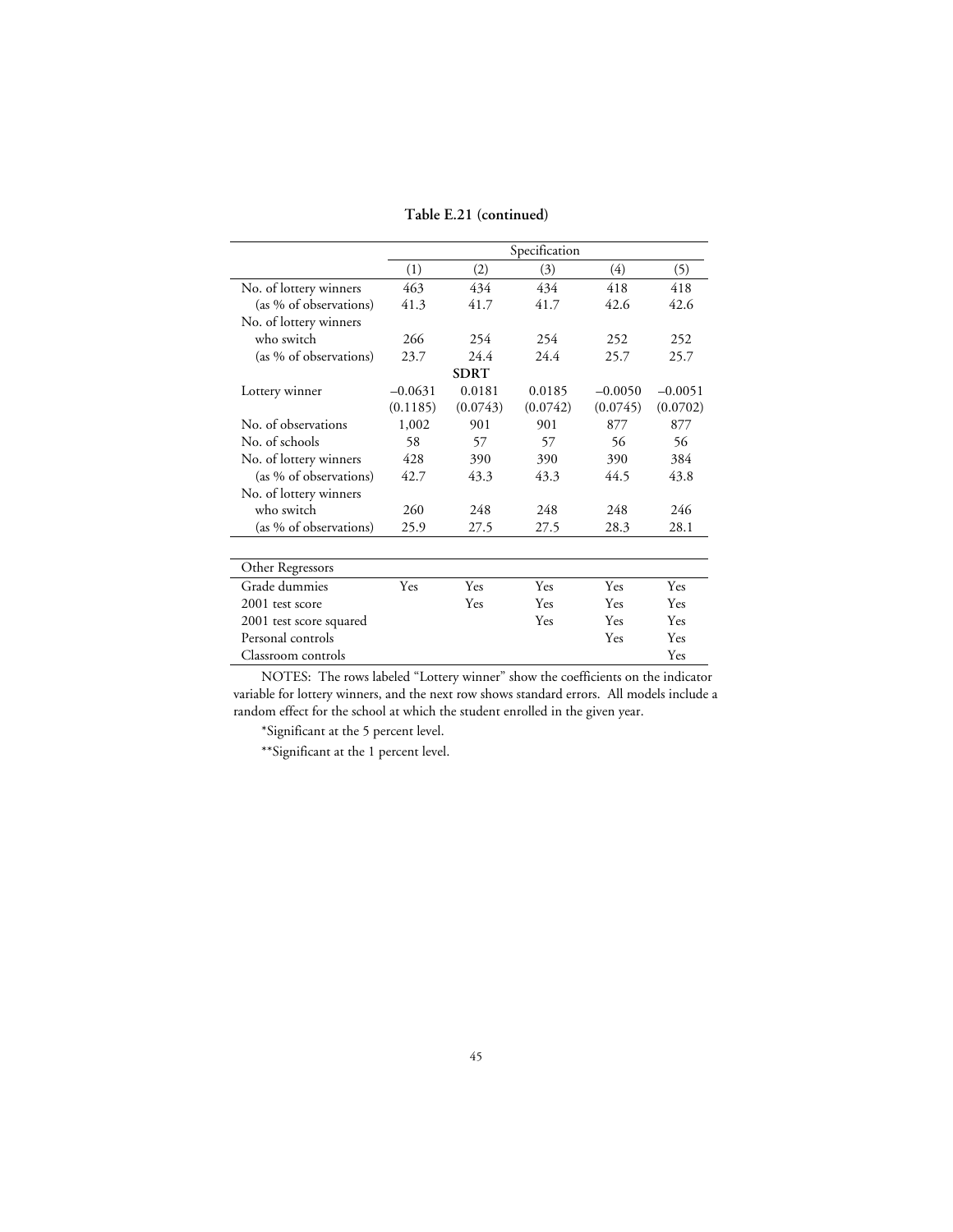**Table E.21 (continued)**

| | Specification | | | | |
|---|---|---|---|---|---|
| | (1) | (2) | (3) | (4) | (5) |
| No. of lottery winners | 463 | 434 | 434 | 418 | 418 |
| (as % of observations) | 41.3 | 41.7 | 41.7 | 42.6 | 42.6 |
| No. of lottery winners who switch | 266 | 254 | 254 | 252 | 252 |
| (as % of observations) | 23.7 | 24.4 | 24.4 | 25.7 | 25.7 |
| | | **SDRT** | | | |
| Lottery winner | −0.0631 | 0.0181 | 0.0185 | −0.0050 | −0.0051 |
| | (0.1185) | (0.0743) | (0.0742) | (0.0745) | (0.0702) |
| No. of observations | 1,002 | 901 | 901 | 877 | 877 |
| No. of schools | 58 | 57 | 57 | 56 | 56 |
| No. of lottery winners | 428 | 390 | 390 | 390 | 384 |
| (as % of observations) | 42.7 | 43.3 | 43.3 | 44.5 | 43.8 |
| No. of lottery winners who switch | 260 | 248 | 248 | 248 | 246 |
| (as % of observations) | 25.9 | 27.5 | 27.5 | 28.3 | 28.1 |
| | | | | | |
| Other Regressors | | | | | |
| Grade dummies | Yes | Yes | Yes | Yes | Yes |
| 2001 test score | | Yes | Yes | Yes | Yes |
| 2001 test score squared | | | Yes | Yes | Yes |
| Personal controls | | | | Yes | Yes |
| Classroom controls | | | | | Yes |

NOTES: The rows labeled "Lottery winner" show the coefficients on the indicator variable for lottery winners, and the next row shows standard errors. All models include a random effect for the school at which the student enrolled in the given year.

*Significant at the 5 percent level.

**Significant at the 1 percent level.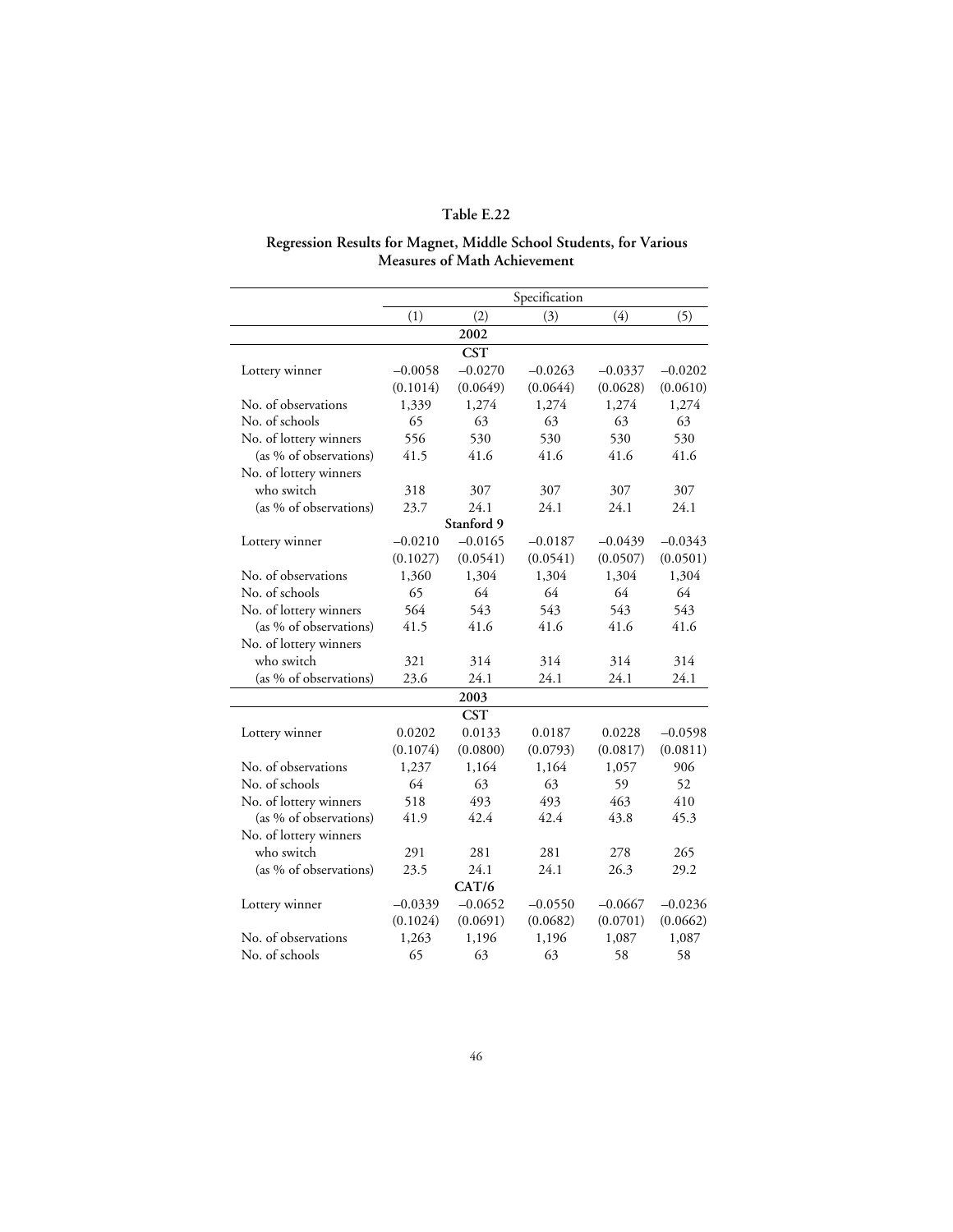**Table E.22**

**Regression Results for Magnet, Middle School Students, for Various Measures of Math Achievement**

| | Specification | | | | |
|---|---|---|---|---|---|
| | (1) | (2) | (3) | (4) | (5) |
| **2002** | | | | | |
| **CST** | | | | | |
| Lottery winner | –0.0058 | –0.0270 | –0.0263 | –0.0337 | –0.0202 |
| | (0.1014) | (0.0649) | (0.0644) | (0.0628) | (0.0610) |
| No. of observations | 1,339 | 1,274 | 1,274 | 1,274 | 1,274 |
| No. of schools | 65 | 63 | 63 | 63 | 63 |
| No. of lottery winners | 556 | 530 | 530 | 530 | 530 |
| (as % of observations) | 41.5 | 41.6 | 41.6 | 41.6 | 41.6 |
| No. of lottery winners who switch | 318 | 307 | 307 | 307 | 307 |
| (as % of observations) | 23.7 | 24.1 | 24.1 | 24.1 | 24.1 |
| **Stanford 9** | | | | | |
| Lottery winner | –0.0210 | –0.0165 | –0.0187 | –0.0439 | –0.0343 |
| | (0.1027) | (0.0541) | (0.0541) | (0.0507) | (0.0501) |
| No. of observations | 1,360 | 1,304 | 1,304 | 1,304 | 1,304 |
| No. of schools | 65 | 64 | 64 | 64 | 64 |
| No. of lottery winners | 564 | 543 | 543 | 543 | 543 |
| (as % of observations) | 41.5 | 41.6 | 41.6 | 41.6 | 41.6 |
| No. of lottery winners who switch | 321 | 314 | 314 | 314 | 314 |
| (as % of observations) | 23.6 | 24.1 | 24.1 | 24.1 | 24.1 |
| **2003** | | | | | |
| **CST** | | | | | |
| Lottery winner | 0.0202 | 0.0133 | 0.0187 | 0.0228 | –0.0598 |
| | (0.1074) | (0.0800) | (0.0793) | (0.0817) | (0.0811) |
| No. of observations | 1,237 | 1,164 | 1,164 | 1,057 | 906 |
| No. of schools | 64 | 63 | 63 | 59 | 52 |
| No. of lottery winners | 518 | 493 | 493 | 463 | 410 |
| (as % of observations) | 41.9 | 42.4 | 42.4 | 43.8 | 45.3 |
| No. of lottery winners who switch | 291 | 281 | 281 | 278 | 265 |
| (as % of observations) | 23.5 | 24.1 | 24.1 | 26.3 | 29.2 |
| **CAT/6** | | | | | |
| Lottery winner | –0.0339 | –0.0652 | –0.0550 | –0.0667 | –0.0236 |
| | (0.1024) | (0.0691) | (0.0682) | (0.0701) | (0.0662) |
| No. of observations | 1,263 | 1,196 | 1,196 | 1,087 | 1,087 |
| No. of schools | 65 | 63 | 63 | 58 | 58 |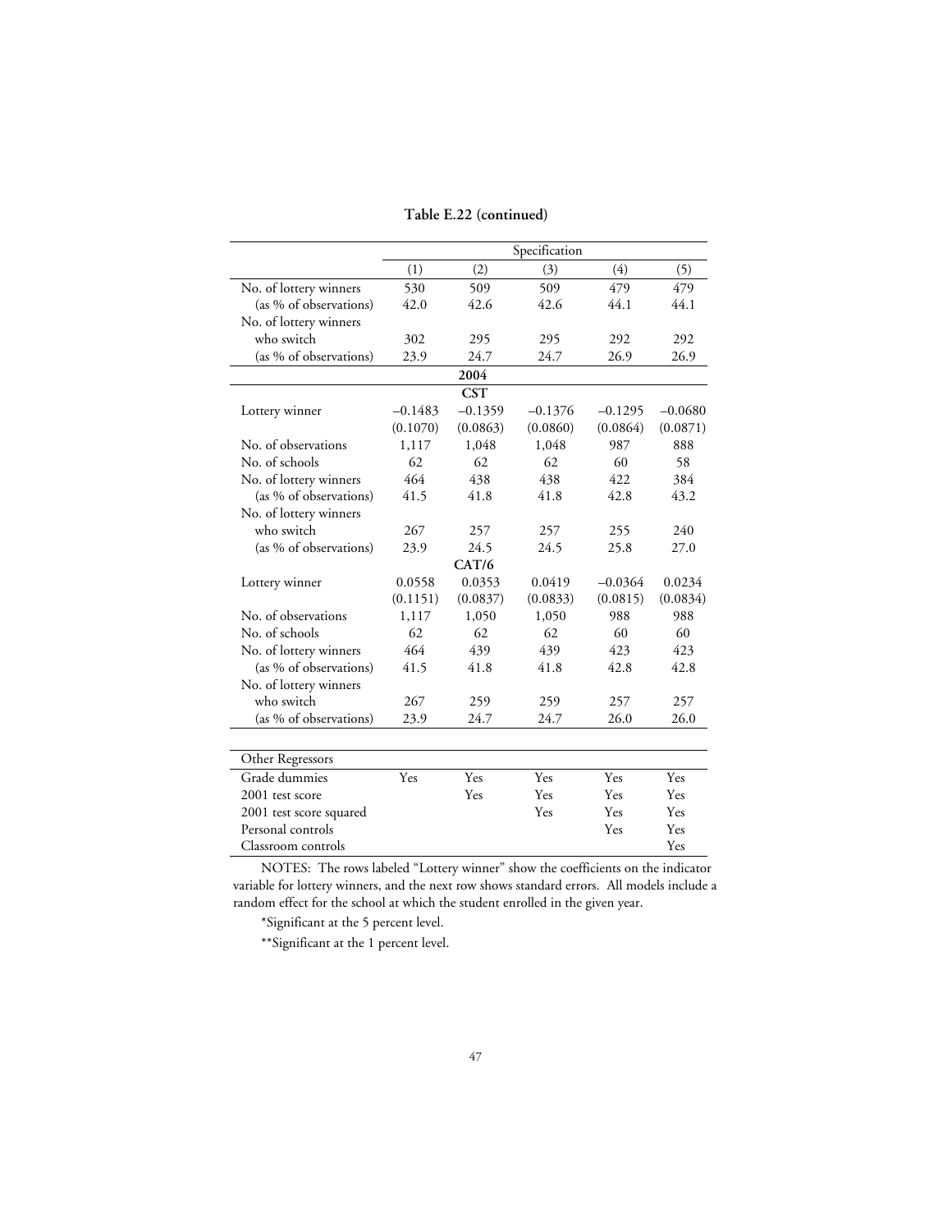**Table E.22 (continued)**

| | Specification | | | | |
|---|---|---|---|---|---|
| | (1) | (2) | (3) | (4) | (5) |
| No. of lottery winners | 530 | 509 | 509 | 479 | 479 |
| (as % of observations) | 42.0 | 42.6 | 42.6 | 44.1 | 44.1 |
| No. of lottery winners who switch | 302 | 295 | 295 | 292 | 292 |
| (as % of observations) | 23.9 | 24.7 | 24.7 | 26.9 | 26.9 |
| **2004** | | | | | |
| **CST** | | | | | |
| Lottery winner | −0.1483 | −0.1359 | −0.1376 | −0.1295 | −0.0680 |
| | (0.1070) | (0.0863) | (0.0860) | (0.0864) | (0.0871) |
| No. of observations | 1,117 | 1,048 | 1,048 | 987 | 888 |
| No. of schools | 62 | 62 | 62 | 60 | 58 |
| No. of lottery winners | 464 | 438 | 438 | 422 | 384 |
| (as % of observations) | 41.5 | 41.8 | 41.8 | 42.8 | 43.2 |
| No. of lottery winners who switch | 267 | 257 | 257 | 255 | 240 |
| (as % of observations) | 23.9 | 24.5 | 24.5 | 25.8 | 27.0 |
| **CAT/6** | | | | | |
| Lottery winner | 0.0558 | 0.0353 | 0.0419 | −0.0364 | 0.0234 |
| | (0.1151) | (0.0837) | (0.0833) | (0.0815) | (0.0834) |
| No. of observations | 1,117 | 1,050 | 1,050 | 988 | 988 |
| No. of schools | 62 | 62 | 62 | 60 | 60 |
| No. of lottery winners | 464 | 439 | 439 | 423 | 423 |
| (as % of observations) | 41.5 | 41.8 | 41.8 | 42.8 | 42.8 |
| No. of lottery winners who switch | 267 | 259 | 259 | 257 | 257 |
| (as % of observations) | 23.9 | 24.7 | 24.7 | 26.0 | 26.0 |

| Other Regressors | | | | | |
|---|---|---|---|---|---|
| Grade dummies | Yes | Yes | Yes | Yes | Yes |
| 2001 test score | | Yes | Yes | Yes | Yes |
| 2001 test score squared | | | Yes | Yes | Yes |
| Personal controls | | | | Yes | Yes |
| Classroom controls | | | | | Yes |

NOTES: The rows labeled "Lottery winner" show the coefficients on the indicator variable for lottery winners, and the next row shows standard errors. All models include a random effect for the school at which the student enrolled in the given year.

*Significant at the 5 percent level.

**Significant at the 1 percent level.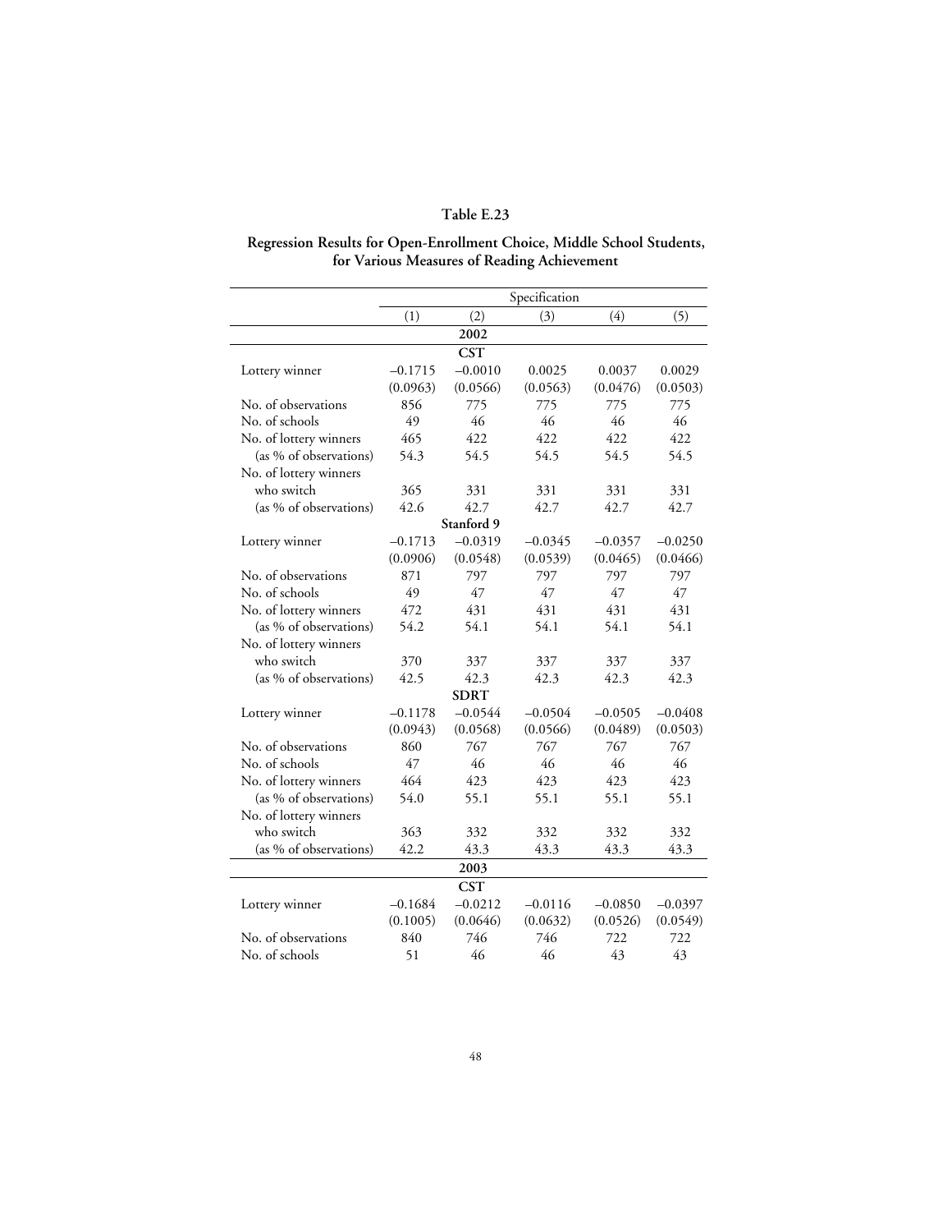# Table E.23

## Regression Results for Open-Enrollment Choice, Middle School Students, for Various Measures of Reading Achievement

| | Specification | | | | |
|---|---|---|---|---|---|
| | (1) | (2) | (3) | (4) | (5) |
| | | **2002** | | | |
| | | **CST** | | | |
| Lottery winner | –0.1715 | –0.0010 | 0.0025 | 0.0037 | 0.0029 |
| | (0.0963) | (0.0566) | (0.0563) | (0.0476) | (0.0503) |
| No. of observations | 856 | 775 | 775 | 775 | 775 |
| No. of schools | 49 | 46 | 46 | 46 | 46 |
| No. of lottery winners | 465 | 422 | 422 | 422 | 422 |
| (as % of observations) | 54.3 | 54.5 | 54.5 | 54.5 | 54.5 |
| No. of lottery winners who switch | 365 | 331 | 331 | 331 | 331 |
| (as % of observations) | 42.6 | 42.7 | 42.7 | 42.7 | 42.7 |
| | | **Stanford 9** | | | |
| Lottery winner | –0.1713 | –0.0319 | –0.0345 | –0.0357 | –0.0250 |
| | (0.0906) | (0.0548) | (0.0539) | (0.0465) | (0.0466) |
| No. of observations | 871 | 797 | 797 | 797 | 797 |
| No. of schools | 49 | 47 | 47 | 47 | 47 |
| No. of lottery winners | 472 | 431 | 431 | 431 | 431 |
| (as % of observations) | 54.2 | 54.1 | 54.1 | 54.1 | 54.1 |
| No. of lottery winners who switch | 370 | 337 | 337 | 337 | 337 |
| (as % of observations) | 42.5 | 42.3 | 42.3 | 42.3 | 42.3 |
| | | **SDRT** | | | |
| Lottery winner | –0.1178 | –0.0544 | –0.0504 | –0.0505 | –0.0408 |
| | (0.0943) | (0.0568) | (0.0566) | (0.0489) | (0.0503) |
| No. of observations | 860 | 767 | 767 | 767 | 767 |
| No. of schools | 47 | 46 | 46 | 46 | 46 |
| No. of lottery winners | 464 | 423 | 423 | 423 | 423 |
| (as % of observations) | 54.0 | 55.1 | 55.1 | 55.1 | 55.1 |
| No. of lottery winners who switch | 363 | 332 | 332 | 332 | 332 |
| (as % of observations) | 42.2 | 43.3 | 43.3 | 43.3 | 43.3 |
| | | **2003** | | | |
| | | **CST** | | | |
| Lottery winner | –0.1684 | –0.0212 | –0.0116 | –0.0850 | –0.0397 |
| | (0.1005) | (0.0646) | (0.0632) | (0.0526) | (0.0549) |
| No. of observations | 840 | 746 | 746 | 722 | 722 |
| No. of schools | 51 | 46 | 46 | 43 | 43 |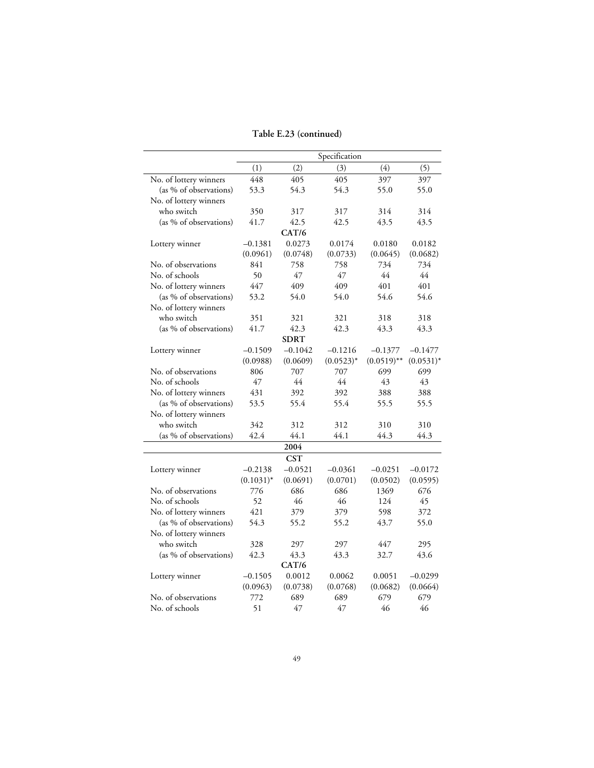**Table E.23 (continued)**

| | Specification | | | | |
|---|---|---|---|---|---|
| | (1) | (2) | (3) | (4) | (5) |
| No. of lottery winners | 448 | 405 | 405 | 397 | 397 |
| (as % of observations) | 53.3 | 54.3 | 54.3 | 55.0 | 55.0 |
| No. of lottery winners who switch | 350 | 317 | 317 | 314 | 314 |
| (as % of observations) | 41.7 | 42.5 | 42.5 | 43.5 | 43.5 |
| | | **CAT/6** | | | |
| Lottery winner | −0.1381 | 0.0273 | 0.0174 | 0.0180 | 0.0182 |
| | (0.0961) | (0.0748) | (0.0733) | (0.0645) | (0.0682) |
| No. of observations | 841 | 758 | 758 | 734 | 734 |
| No. of schools | 50 | 47 | 47 | 44 | 44 |
| No. of lottery winners | 447 | 409 | 409 | 401 | 401 |
| (as % of observations) | 53.2 | 54.0 | 54.0 | 54.6 | 54.6 |
| No. of lottery winners who switch | 351 | 321 | 321 | 318 | 318 |
| (as % of observations) | 41.7 | 42.3 | 42.3 | 43.3 | 43.3 |
| | | **SDRT** | | | |
| Lottery winner | −0.1509 | −0.1042 | −0.1216 | −0.1377 | −0.1477 |
| | (0.0988) | (0.0609) | (0.0523)* | (0.0519)** | (0.0531)* |
| No. of observations | 806 | 707 | 707 | 699 | 699 |
| No. of schools | 47 | 44 | 44 | 43 | 43 |
| No. of lottery winners | 431 | 392 | 392 | 388 | 388 |
| (as % of observations) | 53.5 | 55.4 | 55.4 | 55.5 | 55.5 |
| No. of lottery winners who switch | 342 | 312 | 312 | 310 | 310 |
| (as % of observations) | 42.4 | 44.1 | 44.1 | 44.3 | 44.3 |
| | | **2004** | | | |
| | | **CST** | | | |
| Lottery winner | −0.2138 | −0.0521 | −0.0361 | −0.0251 | −0.0172 |
| | (0.1031)* | (0.0691) | (0.0701) | (0.0502) | (0.0595) |
| No. of observations | 776 | 686 | 686 | 1369 | 676 |
| No. of schools | 52 | 46 | 46 | 124 | 45 |
| No. of lottery winners | 421 | 379 | 379 | 598 | 372 |
| (as % of observations) | 54.3 | 55.2 | 55.2 | 43.7 | 55.0 |
| No. of lottery winners who switch | 328 | 297 | 297 | 447 | 295 |
| (as % of observations) | 42.3 | 43.3 | 43.3 | 32.7 | 43.6 |
| | | **CAT/6** | | | |
| Lottery winner | −0.1505 | 0.0012 | 0.0062 | 0.0051 | −0.0299 |
| | (0.0963) | (0.0738) | (0.0768) | (0.0682) | (0.0664) |
| No. of observations | 772 | 689 | 689 | 679 | 679 |
| No. of schools | 51 | 47 | 47 | 46 | 46 |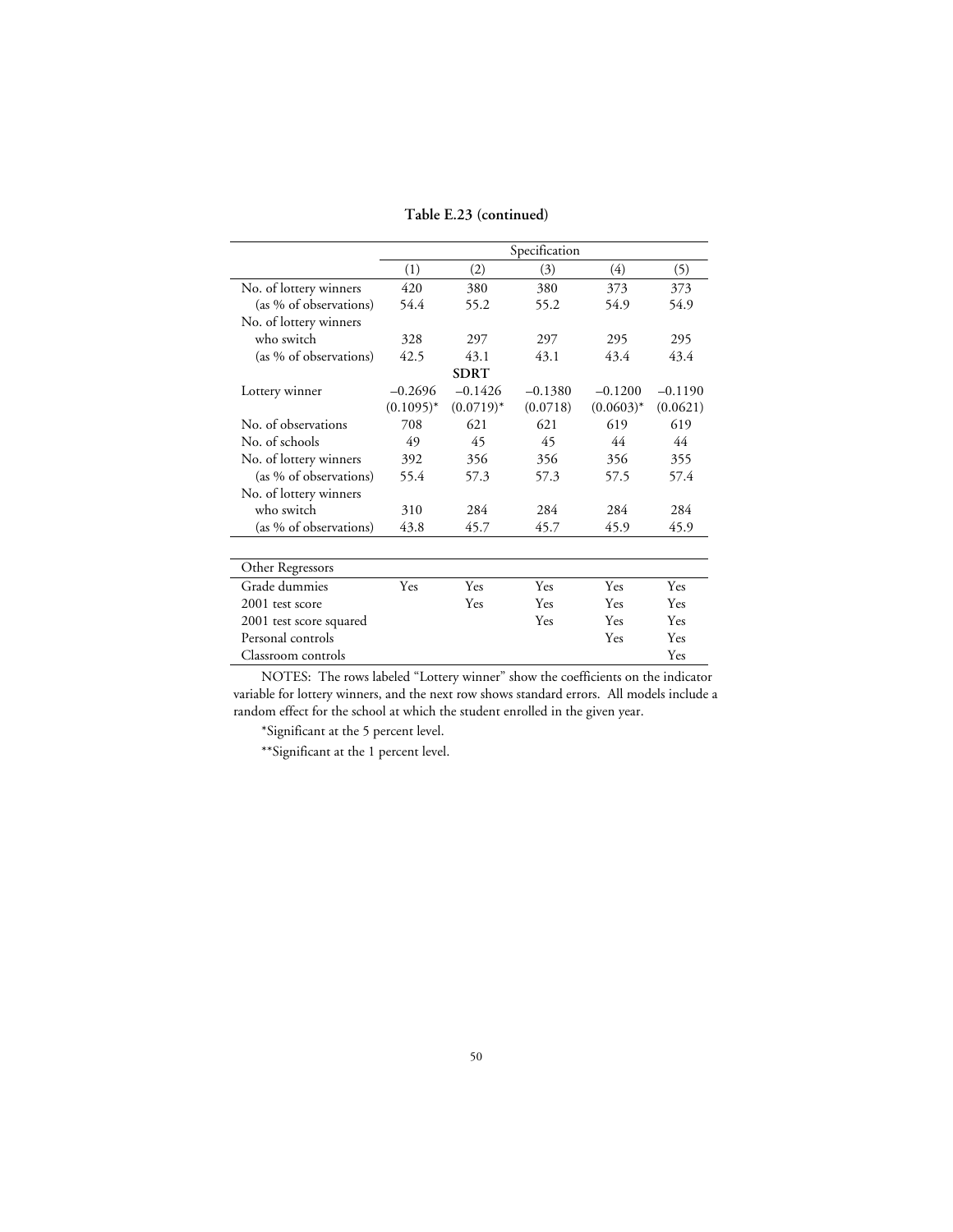**Table E.23 (continued)**

| | Specification | | | | |
|---|---|---|---|---|---|
| | (1) | (2) | (3) | (4) | (5) |
| No. of lottery winners | 420 | 380 | 380 | 373 | 373 |
| (as % of observations) | 54.4 | 55.2 | 55.2 | 54.9 | 54.9 |
| No. of lottery winners who switch | 328 | 297 | 297 | 295 | 295 |
| (as % of observations) | 42.5 | 43.1 | 43.1 | 43.4 | 43.4 |
| **SDRT** | | | | | |
| Lottery winner | –0.2696 | –0.1426 | –0.1380 | –0.1200 | –0.1190 |
| | (0.1095)* | (0.0719)* | (0.0718) | (0.0603)* | (0.0621) |
| No. of observations | 708 | 621 | 621 | 619 | 619 |
| No. of schools | 49 | 45 | 45 | 44 | 44 |
| No. of lottery winners | 392 | 356 | 356 | 356 | 355 |
| (as % of observations) | 55.4 | 57.3 | 57.3 | 57.5 | 57.4 |
| No. of lottery winners who switch | 310 | 284 | 284 | 284 | 284 |
| (as % of observations) | 43.8 | 45.7 | 45.7 | 45.9 | 45.9 |

| Other Regressors | | | | | |
|---|---|---|---|---|---|
| Grade dummies | Yes | Yes | Yes | Yes | Yes |
| 2001 test score | | Yes | Yes | Yes | Yes |
| 2001 test score squared | | | Yes | Yes | Yes |
| Personal controls | | | | Yes | Yes |
| Classroom controls | | | | | Yes |

NOTES: The rows labeled "Lottery winner" show the coefficients on the indicator variable for lottery winners, and the next row shows standard errors. All models include a random effect for the school at which the student enrolled in the given year.

*Significant at the 5 percent level.

**Significant at the 1 percent level.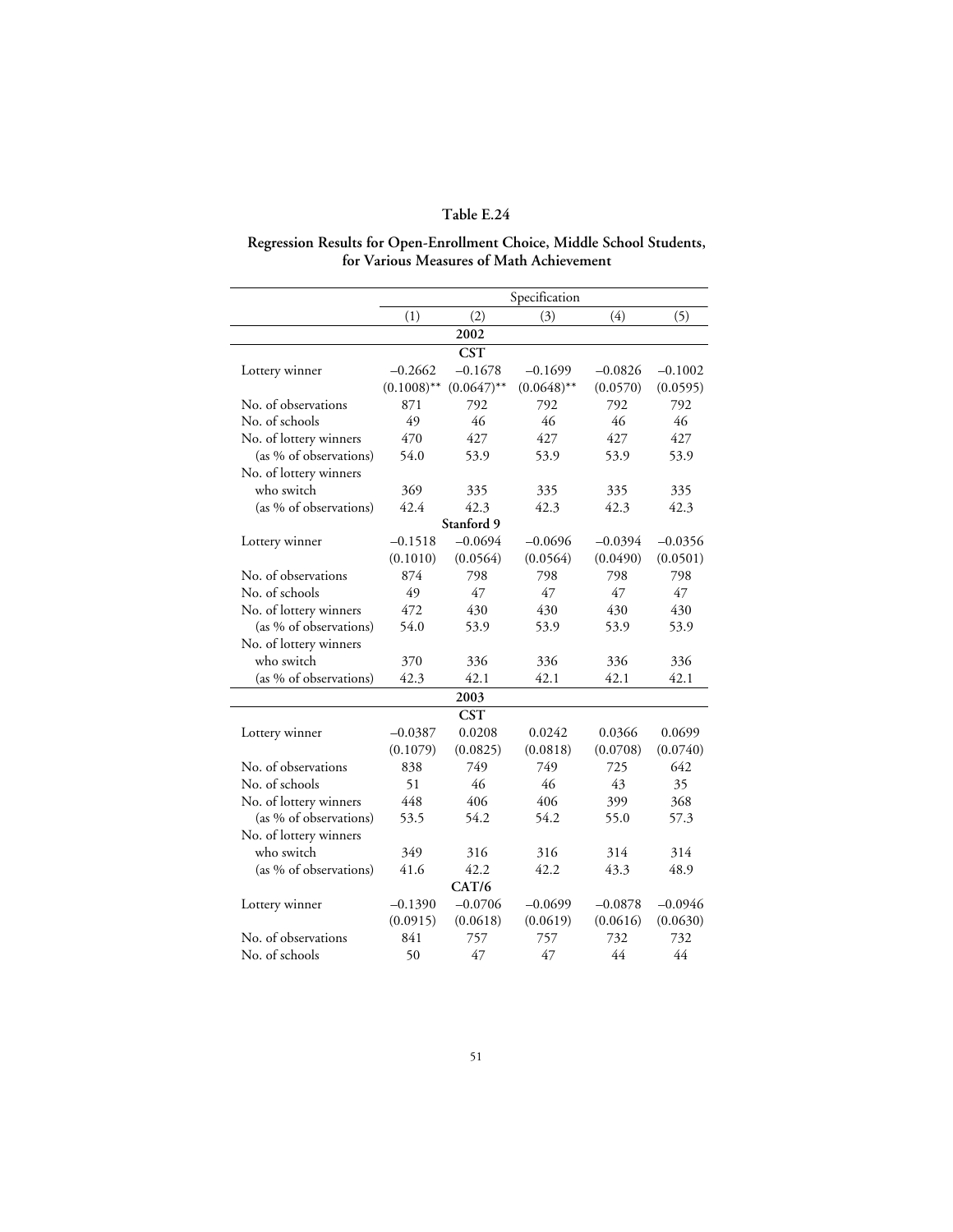**Table E.24**

**Regression Results for Open-Enrollment Choice, Middle School Students, for Various Measures of Math Achievement**

| | Specification | | | | |
|---|---|---|---|---|---|
| | (1) | (2) | (3) | (4) | (5) |
| **2002** | | | | | |
| **CST** | | | | | |
| Lottery winner | –0.2662 | –0.1678 | –0.1699 | –0.0826 | –0.1002 |
| | (0.1008)** | (0.0647)** | (0.0648)** | (0.0570) | (0.0595) |
| No. of observations | 871 | 792 | 792 | 792 | 792 |
| No. of schools | 49 | 46 | 46 | 46 | 46 |
| No. of lottery winners | 470 | 427 | 427 | 427 | 427 |
| (as % of observations) | 54.0 | 53.9 | 53.9 | 53.9 | 53.9 |
| No. of lottery winners who switch | 369 | 335 | 335 | 335 | 335 |
| (as % of observations) | 42.4 | 42.3 | 42.3 | 42.3 | 42.3 |
| **Stanford 9** | | | | | |
| Lottery winner | –0.1518 | –0.0694 | –0.0696 | –0.0394 | –0.0356 |
| | (0.1010) | (0.0564) | (0.0564) | (0.0490) | (0.0501) |
| No. of observations | 874 | 798 | 798 | 798 | 798 |
| No. of schools | 49 | 47 | 47 | 47 | 47 |
| No. of lottery winners | 472 | 430 | 430 | 430 | 430 |
| (as % of observations) | 54.0 | 53.9 | 53.9 | 53.9 | 53.9 |
| No. of lottery winners who switch | 370 | 336 | 336 | 336 | 336 |
| (as % of observations) | 42.3 | 42.1 | 42.1 | 42.1 | 42.1 |
| **2003** | | | | | |
| **CST** | | | | | |
| Lottery winner | –0.0387 | 0.0208 | 0.0242 | 0.0366 | 0.0699 |
| | (0.1079) | (0.0825) | (0.0818) | (0.0708) | (0.0740) |
| No. of observations | 838 | 749 | 749 | 725 | 642 |
| No. of schools | 51 | 46 | 46 | 43 | 35 |
| No. of lottery winners | 448 | 406 | 406 | 399 | 368 |
| (as % of observations) | 53.5 | 54.2 | 54.2 | 55.0 | 57.3 |
| No. of lottery winners who switch | 349 | 316 | 316 | 314 | 314 |
| (as % of observations) | 41.6 | 42.2 | 42.2 | 43.3 | 48.9 |
| **CAT/6** | | | | | |
| Lottery winner | –0.1390 | –0.0706 | –0.0699 | –0.0878 | –0.0946 |
| | (0.0915) | (0.0618) | (0.0619) | (0.0616) | (0.0630) |
| No. of observations | 841 | 757 | 757 | 732 | 732 |
| No. of schools | 50 | 47 | 47 | 44 | 44 |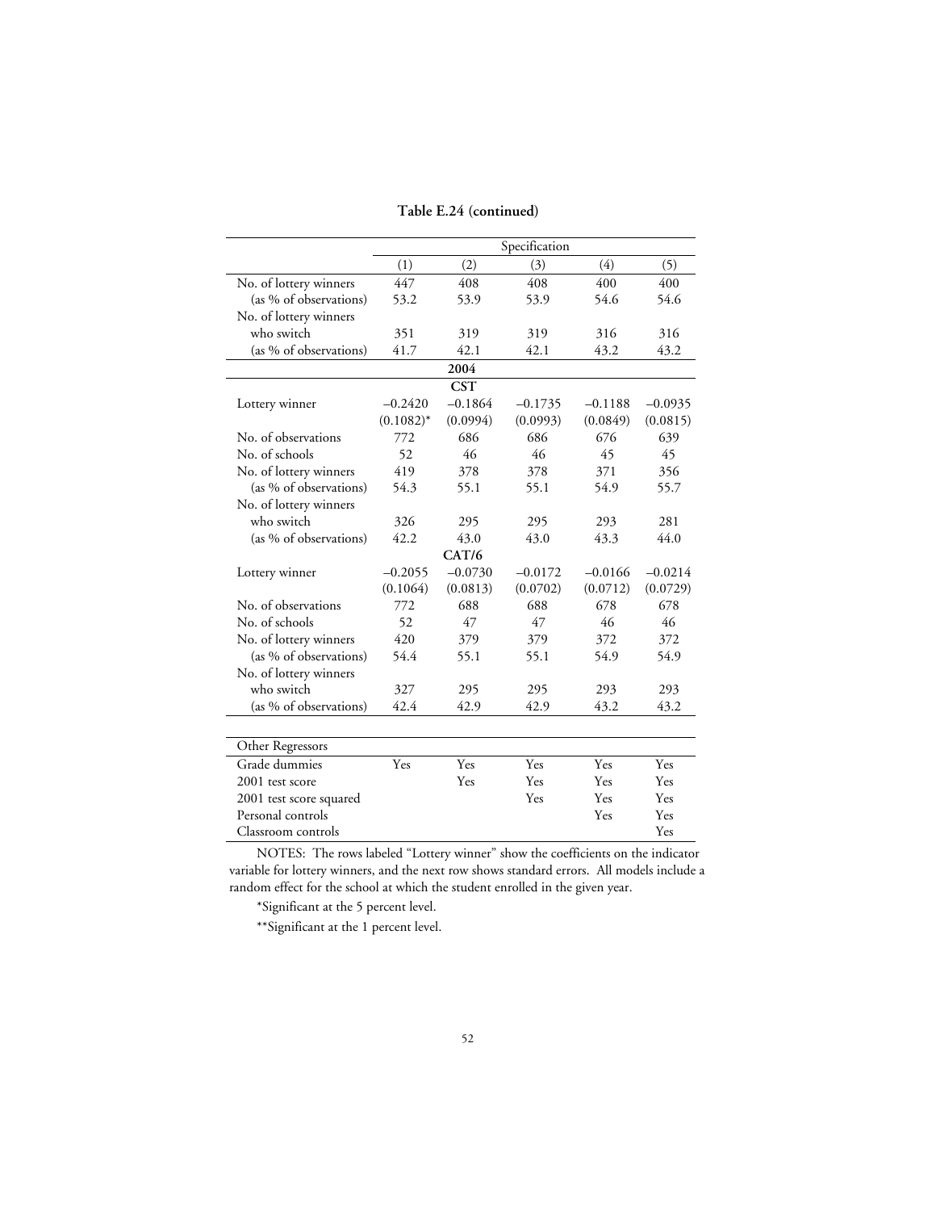**Table E.24 (continued)**

| | Specification | | | | |
|---|---|---|---|---|---|
| | (1) | (2) | (3) | (4) | (5) |
| No. of lottery winners | 447 | 408 | 408 | 400 | 400 |
| (as % of observations) | 53.2 | 53.9 | 53.9 | 54.6 | 54.6 |
| No. of lottery winners who switch | 351 | 319 | 319 | 316 | 316 |
| (as % of observations) | 41.7 | 42.1 | 42.1 | 43.2 | 43.2 |
| | | **2004** | | | |
| | | **CST** | | | |
| Lottery winner | −0.2420 | −0.1864 | −0.1735 | −0.1188 | −0.0935 |
| | (0.1082)* | (0.0994) | (0.0993) | (0.0849) | (0.0815) |
| No. of observations | 772 | 686 | 686 | 676 | 639 |
| No. of schools | 52 | 46 | 46 | 45 | 45 |
| No. of lottery winners | 419 | 378 | 378 | 371 | 356 |
| (as % of observations) | 54.3 | 55.1 | 55.1 | 54.9 | 55.7 |
| No. of lottery winners who switch | 326 | 295 | 295 | 293 | 281 |
| (as % of observations) | 42.2 | 43.0 | 43.0 | 43.3 | 44.0 |
| | | **CAT/6** | | | |
| Lottery winner | −0.2055 | −0.0730 | −0.0172 | −0.0166 | −0.0214 |
| | (0.1064) | (0.0813) | (0.0702) | (0.0712) | (0.0729) |
| No. of observations | 772 | 688 | 688 | 678 | 678 |
| No. of schools | 52 | 47 | 47 | 46 | 46 |
| No. of lottery winners | 420 | 379 | 379 | 372 | 372 |
| (as % of observations) | 54.4 | 55.1 | 55.1 | 54.9 | 54.9 |
| No. of lottery winners who switch | 327 | 295 | 295 | 293 | 293 |
| (as % of observations) | 42.4 | 42.9 | 42.9 | 43.2 | 43.2 |

| Other Regressors | | | | | |
|---|---|---|---|---|---|
| Grade dummies | Yes | Yes | Yes | Yes | Yes |
| 2001 test score | | Yes | Yes | Yes | Yes |
| 2001 test score squared | | | Yes | Yes | Yes |
| Personal controls | | | | Yes | Yes |
| Classroom controls | | | | | Yes |

NOTES: The rows labeled "Lottery winner" show the coefficients on the indicator variable for lottery winners, and the next row shows standard errors. All models include a random effect for the school at which the student enrolled in the given year.

*Significant at the 5 percent level.

**Significant at the 1 percent level.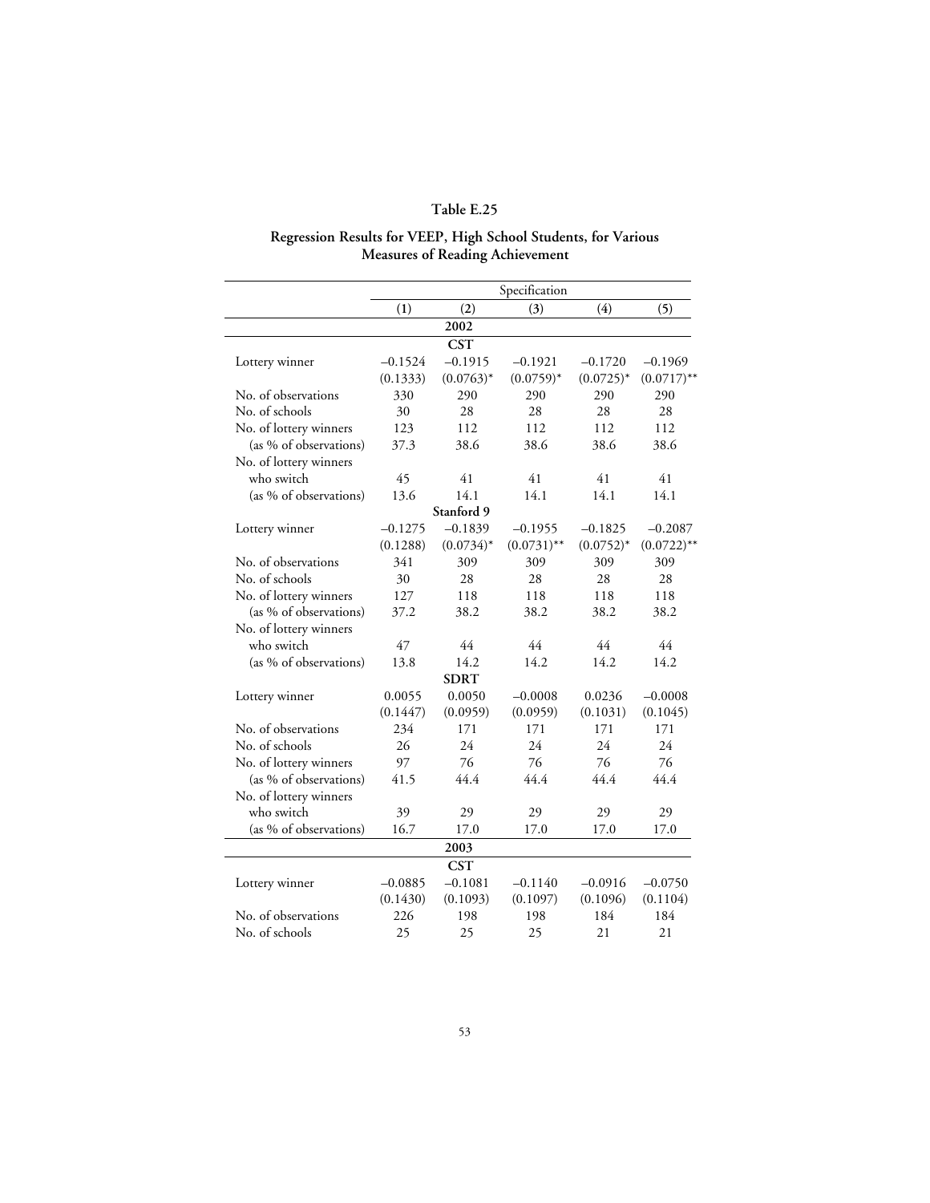# Table E.25

## Regression Results for VEEP, High School Students, for Various Measures of Reading Achievement

| | Specification | | | | |
|---|---|---|---|---|---|
| | (1) | (2) | (3) | (4) | (5) |
| | | **2002** | | | |
| | | **CST** | | | |
| Lottery winner | −0.1524 | −0.1915 | −0.1921 | −0.1720 | −0.1969 |
| | (0.1333) | (0.0763)* | (0.0759)* | (0.0725)* | (0.0717)** |
| No. of observations | 330 | 290 | 290 | 290 | 290 |
| No. of schools | 30 | 28 | 28 | 28 | 28 |
| No. of lottery winners | 123 | 112 | 112 | 112 | 112 |
| (as % of observations) | 37.3 | 38.6 | 38.6 | 38.6 | 38.6 |
| No. of lottery winners who switch | 45 | 41 | 41 | 41 | 41 |
| (as % of observations) | 13.6 | 14.1 | 14.1 | 14.1 | 14.1 |
| | | **Stanford 9** | | | |
| Lottery winner | −0.1275 | −0.1839 | −0.1955 | −0.1825 | −0.2087 |
| | (0.1288) | (0.0734)* | (0.0731)** | (0.0752)* | (0.0722)** |
| No. of observations | 341 | 309 | 309 | 309 | 309 |
| No. of schools | 30 | 28 | 28 | 28 | 28 |
| No. of lottery winners | 127 | 118 | 118 | 118 | 118 |
| (as % of observations) | 37.2 | 38.2 | 38.2 | 38.2 | 38.2 |
| No. of lottery winners who switch | 47 | 44 | 44 | 44 | 44 |
| (as % of observations) | 13.8 | 14.2 | 14.2 | 14.2 | 14.2 |
| | | **SDRT** | | | |
| Lottery winner | 0.0055 | 0.0050 | −0.0008 | 0.0236 | −0.0008 |
| | (0.1447) | (0.0959) | (0.0959) | (0.1031) | (0.1045) |
| No. of observations | 234 | 171 | 171 | 171 | 171 |
| No. of schools | 26 | 24 | 24 | 24 | 24 |
| No. of lottery winners | 97 | 76 | 76 | 76 | 76 |
| (as % of observations) | 41.5 | 44.4 | 44.4 | 44.4 | 44.4 |
| No. of lottery winners who switch | 39 | 29 | 29 | 29 | 29 |
| (as % of observations) | 16.7 | 17.0 | 17.0 | 17.0 | 17.0 |
| | | **2003** | | | |
| | | **CST** | | | |
| Lottery winner | −0.0885 | −0.1081 | −0.1140 | −0.0916 | −0.0750 |
| | (0.1430) | (0.1093) | (0.1097) | (0.1096) | (0.1104) |
| No. of observations | 226 | 198 | 198 | 184 | 184 |
| No. of schools | 25 | 25 | 25 | 21 | 21 |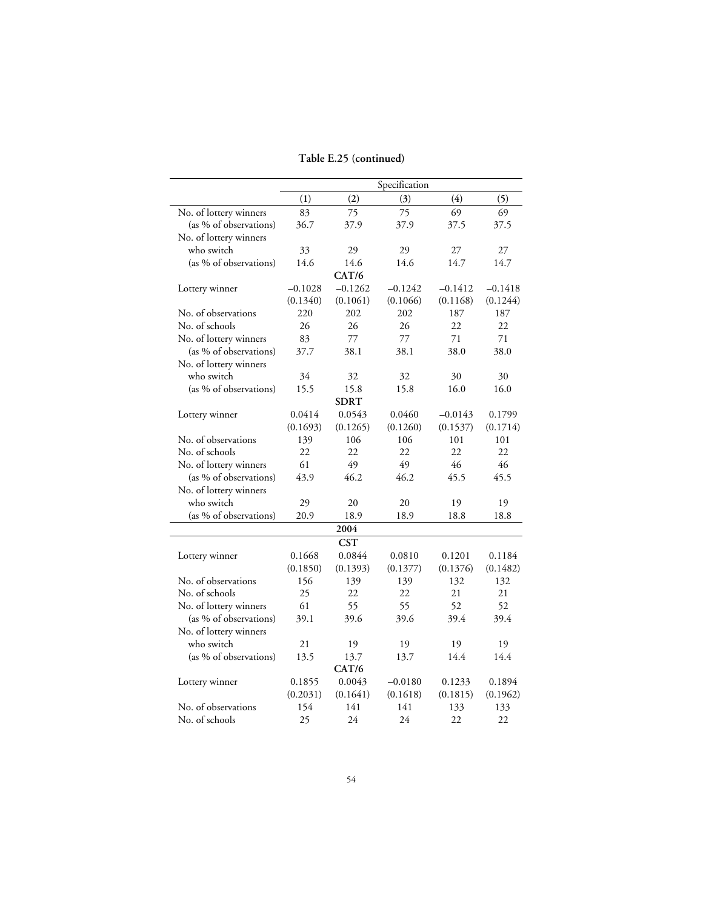**Table E.25 (continued)**

| | Specification | | | | |
|---|---|---|---|---|---|
| | (1) | (2) | (3) | (4) | (5) |
| No. of lottery winners | 83 | 75 | 75 | 69 | 69 |
| (as % of observations) | 36.7 | 37.9 | 37.9 | 37.5 | 37.5 |
| No. of lottery winners who switch | 33 | 29 | 29 | 27 | 27 |
| (as % of observations) | 14.6 | 14.6 | 14.6 | 14.7 | 14.7 |
| | | | **CAT/6** | | |
| Lottery winner | −0.1028 | −0.1262 | −0.1242 | −0.1412 | −0.1418 |
| | (0.1340) | (0.1061) | (0.1066) | (0.1168) | (0.1244) |
| No. of observations | 220 | 202 | 202 | 187 | 187 |
| No. of schools | 26 | 26 | 26 | 22 | 22 |
| No. of lottery winners | 83 | 77 | 77 | 71 | 71 |
| (as % of observations) | 37.7 | 38.1 | 38.1 | 38.0 | 38.0 |
| No. of lottery winners who switch | 34 | 32 | 32 | 30 | 30 |
| (as % of observations) | 15.5 | 15.8 | 15.8 | 16.0 | 16.0 |
| | | | **SDRT** | | |
| Lottery winner | 0.0414 | 0.0543 | 0.0460 | −0.0143 | 0.1799 |
| | (0.1693) | (0.1265) | (0.1260) | (0.1537) | (0.1714) |
| No. of observations | 139 | 106 | 106 | 101 | 101 |
| No. of schools | 22 | 22 | 22 | 22 | 22 |
| No. of lottery winners | 61 | 49 | 49 | 46 | 46 |
| (as % of observations) | 43.9 | 46.2 | 46.2 | 45.5 | 45.5 |
| No. of lottery winners who switch | 29 | 20 | 20 | 19 | 19 |
| (as % of observations) | 20.9 | 18.9 | 18.9 | 18.8 | 18.8 |
| | | | **2004** | | |
| | | | **CST** | | |
| Lottery winner | 0.1668 | 0.0844 | 0.0810 | 0.1201 | 0.1184 |
| | (0.1850) | (0.1393) | (0.1377) | (0.1376) | (0.1482) |
| No. of observations | 156 | 139 | 139 | 132 | 132 |
| No. of schools | 25 | 22 | 22 | 21 | 21 |
| No. of lottery winners | 61 | 55 | 55 | 52 | 52 |
| (as % of observations) | 39.1 | 39.6 | 39.6 | 39.4 | 39.4 |
| No. of lottery winners who switch | 21 | 19 | 19 | 19 | 19 |
| (as % of observations) | 13.5 | 13.7 | 13.7 | 14.4 | 14.4 |
| | | | **CAT/6** | | |
| Lottery winner | 0.1855 | 0.0043 | −0.0180 | 0.1233 | 0.1894 |
| | (0.2031) | (0.1641) | (0.1618) | (0.1815) | (0.1962) |
| No. of observations | 154 | 141 | 141 | 133 | 133 |
| No. of schools | 25 | 24 | 24 | 22 | 22 |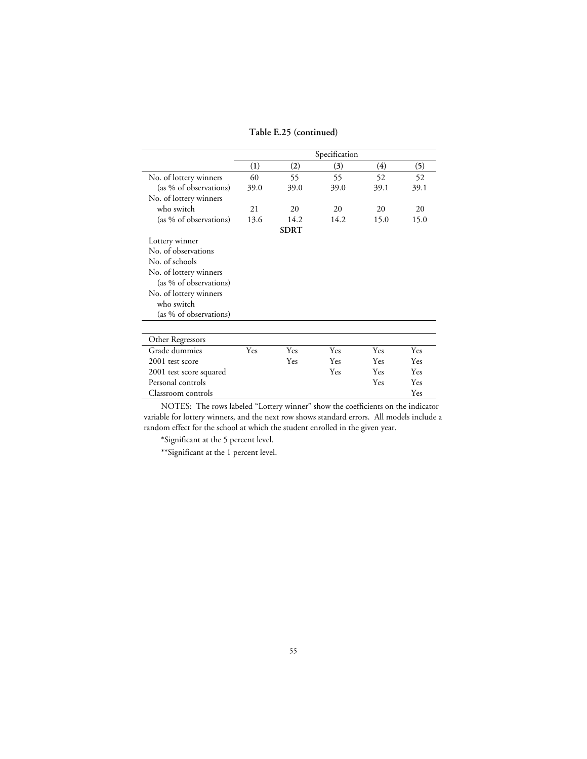**Table E.25 (continued)**

| | Specification | | | | |
|---|---|---|---|---|---|
| | (1) | (2) | (3) | (4) | (5) |
| No. of lottery winners | 60 | 55 | 55 | 52 | 52 |
| (as % of observations) | 39.0 | 39.0 | 39.0 | 39.1 | 39.1 |
| No. of lottery winners who switch | 21 | 20 | 20 | 20 | 20 |
| (as % of observations) | 13.6 | 14.2 | 14.2 | 15.0 | 15.0 |
| | | **SDRT** | | | |
| Lottery winner | | | | | |
| No. of observations | | | | | |
| No. of schools | | | | | |
| No. of lottery winners | | | | | |
| (as % of observations) | | | | | |
| No. of lottery winners who switch | | | | | |
| (as % of observations) | | | | | |
| Other Regressors | | | | | |
| Grade dummies | Yes | Yes | Yes | Yes | Yes |
| 2001 test score | | Yes | Yes | Yes | Yes |
| 2001 test score squared | | | Yes | Yes | Yes |
| Personal controls | | | | Yes | Yes |
| Classroom controls | | | | | Yes |

NOTES: The rows labeled "Lottery winner" show the coefficients on the indicator variable for lottery winners, and the next row shows standard errors. All models include a random effect for the school at which the student enrolled in the given year.

*Significant at the 5 percent level.

**Significant at the 1 percent level.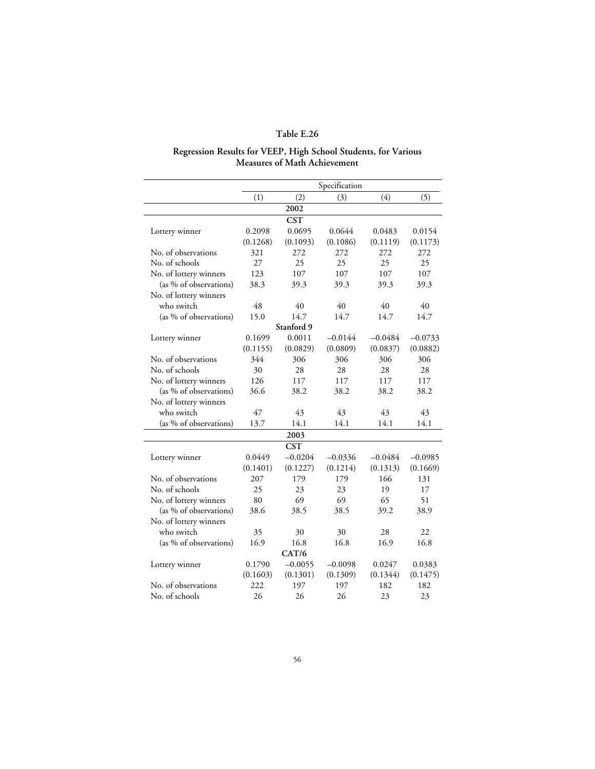**Table E.26**

**Regression Results for VEEP, High School Students, for Various Measures of Math Achievement**

| | Specification | | | | |
|---|---|---|---|---|---|
| | (1) | (2) | (3) | (4) | (5) |
| | | **2002** | | | |
| | | **CST** | | | |
| Lottery winner | 0.2098 | 0.0695 | 0.0644 | 0.0483 | 0.0154 |
| | (0.1268) | (0.1093) | (0.1086) | (0.1119) | (0.1173) |
| No. of observations | 321 | 272 | 272 | 272 | 272 |
| No. of schools | 27 | 25 | 25 | 25 | 25 |
| No. of lottery winners | 123 | 107 | 107 | 107 | 107 |
| (as % of observations) | 38.3 | 39.3 | 39.3 | 39.3 | 39.3 |
| No. of lottery winners who switch | 48 | 40 | 40 | 40 | 40 |
| (as % of observations) | 15.0 | 14.7 | 14.7 | 14.7 | 14.7 |
| | | **Stanford 9** | | | |
| Lottery winner | 0.1699 | 0.0011 | –0.0144 | –0.0484 | –0.0733 |
| | (0.1155) | (0.0829) | (0.0809) | (0.0837) | (0.0882) |
| No. of observations | 344 | 306 | 306 | 306 | 306 |
| No. of schools | 30 | 28 | 28 | 28 | 28 |
| No. of lottery winners | 126 | 117 | 117 | 117 | 117 |
| (as % of observations) | 36.6 | 38.2 | 38.2 | 38.2 | 38.2 |
| No. of lottery winners who switch | 47 | 43 | 43 | 43 | 43 |
| (as % of observations) | 13.7 | 14.1 | 14.1 | 14.1 | 14.1 |
| | | **2003** | | | |
| | | **CST** | | | |
| Lottery winner | 0.0449 | –0.0204 | –0.0336 | –0.0484 | –0.0985 |
| | (0.1401) | (0.1227) | (0.1214) | (0.1313) | (0.1669) |
| No. of observations | 207 | 179 | 179 | 166 | 131 |
| No. of schools | 25 | 23 | 23 | 19 | 17 |
| No. of lottery winners | 80 | 69 | 69 | 65 | 51 |
| (as % of observations) | 38.6 | 38.5 | 38.5 | 39.2 | 38.9 |
| No. of lottery winners who switch | 35 | 30 | 30 | 28 | 22 |
| (as % of observations) | 16.9 | 16.8 | 16.8 | 16.9 | 16.8 |
| | | **CAT/6** | | | |
| Lottery winner | 0.1790 | –0.0055 | –0.0098 | 0.0247 | 0.0383 |
| | (0.1603) | (0.1301) | (0.1309) | (0.1344) | (0.1475) |
| No. of observations | 222 | 197 | 197 | 182 | 182 |
| No. of schools | 26 | 26 | 26 | 23 | 23 |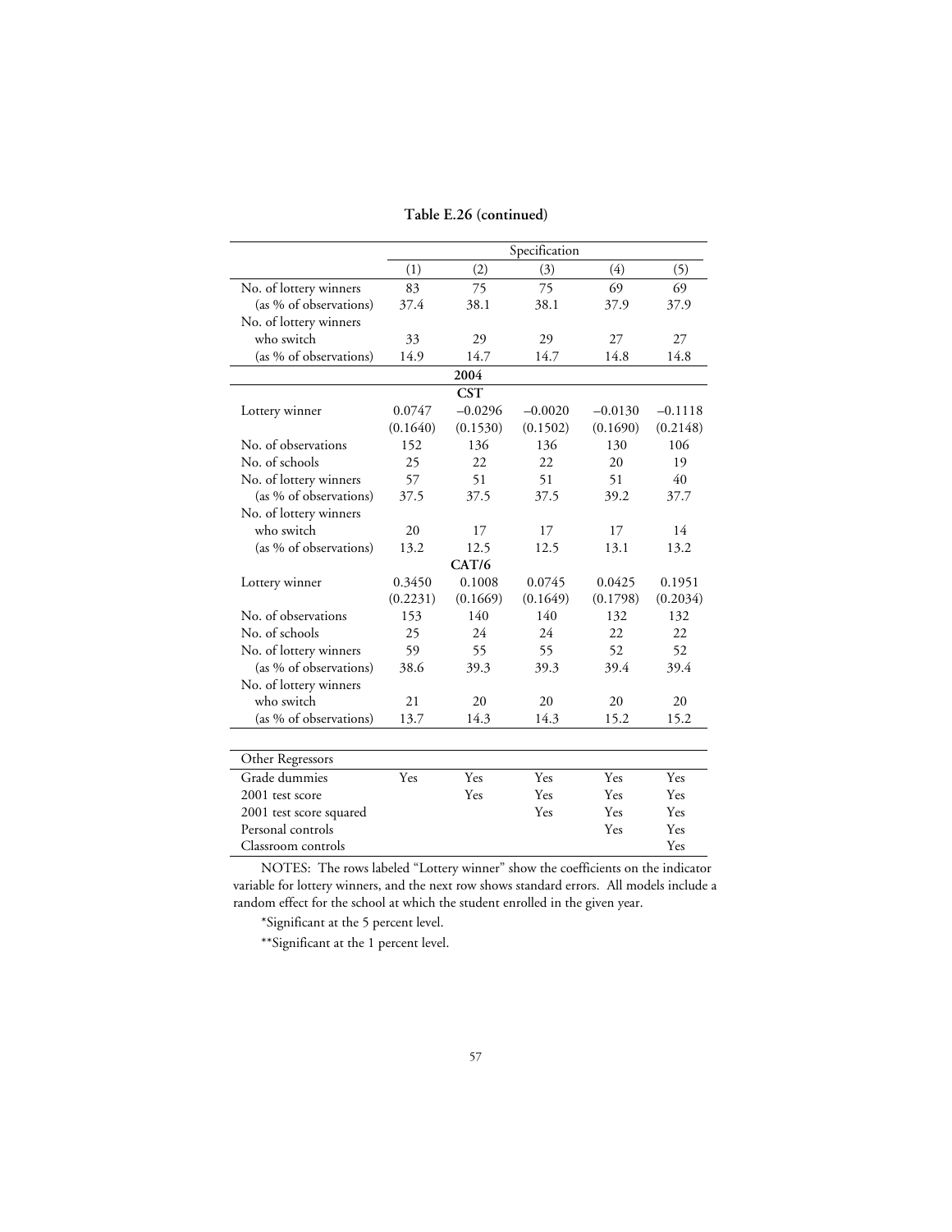**Table E.26 (continued)**

| | Specification | | | | |
|---|---|---|---|---|---|
| | (1) | (2) | (3) | (4) | (5) |
| No. of lottery winners | 83 | 75 | 75 | 69 | 69 |
| (as % of observations) | 37.4 | 38.1 | 38.1 | 37.9 | 37.9 |
| No. of lottery winners who switch | 33 | 29 | 29 | 27 | 27 |
| (as % of observations) | 14.9 | 14.7 | 14.7 | 14.8 | 14.8 |
| **2004** | | | | | |
| **CST** | | | | | |
| Lottery winner | 0.0747 | –0.0296 | –0.0020 | –0.0130 | –0.1118 |
| | (0.1640) | (0.1530) | (0.1502) | (0.1690) | (0.2148) |
| No. of observations | 152 | 136 | 136 | 130 | 106 |
| No. of schools | 25 | 22 | 22 | 20 | 19 |
| No. of lottery winners | 57 | 51 | 51 | 51 | 40 |
| (as % of observations) | 37.5 | 37.5 | 37.5 | 39.2 | 37.7 |
| No. of lottery winners who switch | 20 | 17 | 17 | 17 | 14 |
| (as % of observations) | 13.2 | 12.5 | 12.5 | 13.1 | 13.2 |
| **CAT/6** | | | | | |
| Lottery winner | 0.3450 | 0.1008 | 0.0745 | 0.0425 | 0.1951 |
| | (0.2231) | (0.1669) | (0.1649) | (0.1798) | (0.2034) |
| No. of observations | 153 | 140 | 140 | 132 | 132 |
| No. of schools | 25 | 24 | 24 | 22 | 22 |
| No. of lottery winners | 59 | 55 | 55 | 52 | 52 |
| (as % of observations) | 38.6 | 39.3 | 39.3 | 39.4 | 39.4 |
| No. of lottery winners who switch | 21 | 20 | 20 | 20 | 20 |
| (as % of observations) | 13.7 | 14.3 | 14.3 | 15.2 | 15.2 |

| Other Regressors | | | | | |
|---|---|---|---|---|---|
| Grade dummies | Yes | Yes | Yes | Yes | Yes |
| 2001 test score | | Yes | Yes | Yes | Yes |
| 2001 test score squared | | | Yes | Yes | Yes |
| Personal controls | | | | Yes | Yes |
| Classroom controls | | | | | Yes |

NOTES: The rows labeled "Lottery winner" show the coefficients on the indicator variable for lottery winners, and the next row shows standard errors. All models include a random effect for the school at which the student enrolled in the given year.

*Significant at the 5 percent level.

**Significant at the 1 percent level.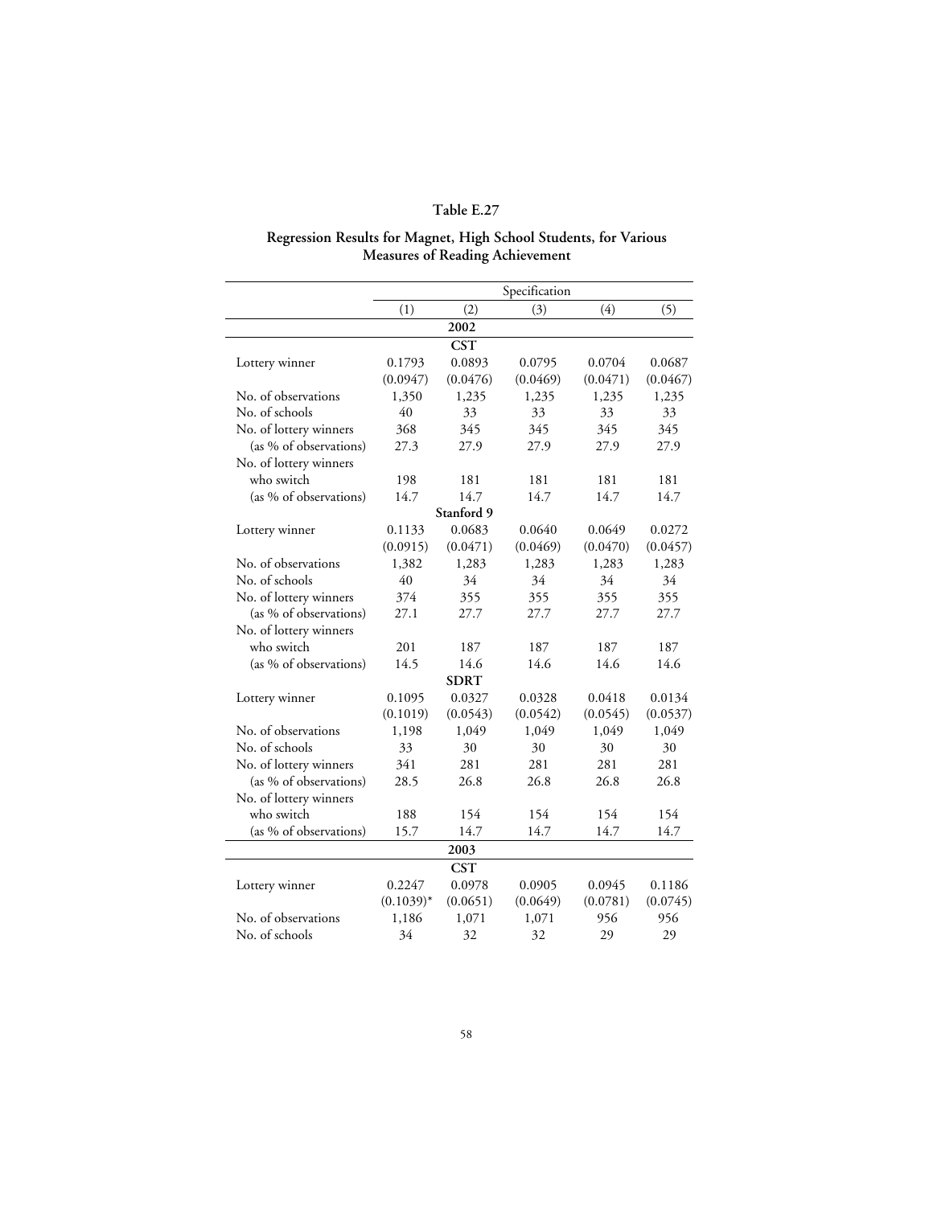**Table E.27**

**Regression Results for Magnet, High School Students, for Various Measures of Reading Achievement**

| | Specification | | | | |
|---|---|---|---|---|---|
| | (1) | (2) | (3) | (4) | (5) |
| **2002** | | | | | |
| **CST** | | | | | |
| Lottery winner | 0.1793 | 0.0893 | 0.0795 | 0.0704 | 0.0687 |
| | (0.0947) | (0.0476) | (0.0469) | (0.0471) | (0.0467) |
| No. of observations | 1,350 | 1,235 | 1,235 | 1,235 | 1,235 |
| No. of schools | 40 | 33 | 33 | 33 | 33 |
| No. of lottery winners | 368 | 345 | 345 | 345 | 345 |
| (as % of observations) | 27.3 | 27.9 | 27.9 | 27.9 | 27.9 |
| No. of lottery winners who switch | 198 | 181 | 181 | 181 | 181 |
| (as % of observations) | 14.7 | 14.7 | 14.7 | 14.7 | 14.7 |
| **Stanford 9** | | | | | |
| Lottery winner | 0.1133 | 0.0683 | 0.0640 | 0.0649 | 0.0272 |
| | (0.0915) | (0.0471) | (0.0469) | (0.0470) | (0.0457) |
| No. of observations | 1,382 | 1,283 | 1,283 | 1,283 | 1,283 |
| No. of schools | 40 | 34 | 34 | 34 | 34 |
| No. of lottery winners | 374 | 355 | 355 | 355 | 355 |
| (as % of observations) | 27.1 | 27.7 | 27.7 | 27.7 | 27.7 |
| No. of lottery winners who switch | 201 | 187 | 187 | 187 | 187 |
| (as % of observations) | 14.5 | 14.6 | 14.6 | 14.6 | 14.6 |
| **SDRT** | | | | | |
| Lottery winner | 0.1095 | 0.0327 | 0.0328 | 0.0418 | 0.0134 |
| | (0.1019) | (0.0543) | (0.0542) | (0.0545) | (0.0537) |
| No. of observations | 1,198 | 1,049 | 1,049 | 1,049 | 1,049 |
| No. of schools | 33 | 30 | 30 | 30 | 30 |
| No. of lottery winners | 341 | 281 | 281 | 281 | 281 |
| (as % of observations) | 28.5 | 26.8 | 26.8 | 26.8 | 26.8 |
| No. of lottery winners who switch | 188 | 154 | 154 | 154 | 154 |
| (as % of observations) | 15.7 | 14.7 | 14.7 | 14.7 | 14.7 |
| **2003** | | | | | |
| **CST** | | | | | |
| Lottery winner | 0.2247 | 0.0978 | 0.0905 | 0.0945 | 0.1186 |
| | (0.1039)* | (0.0651) | (0.0649) | (0.0781) | (0.0745) |
| No. of observations | 1,186 | 1,071 | 1,071 | 956 | 956 |
| No. of schools | 34 | 32 | 32 | 29 | 29 |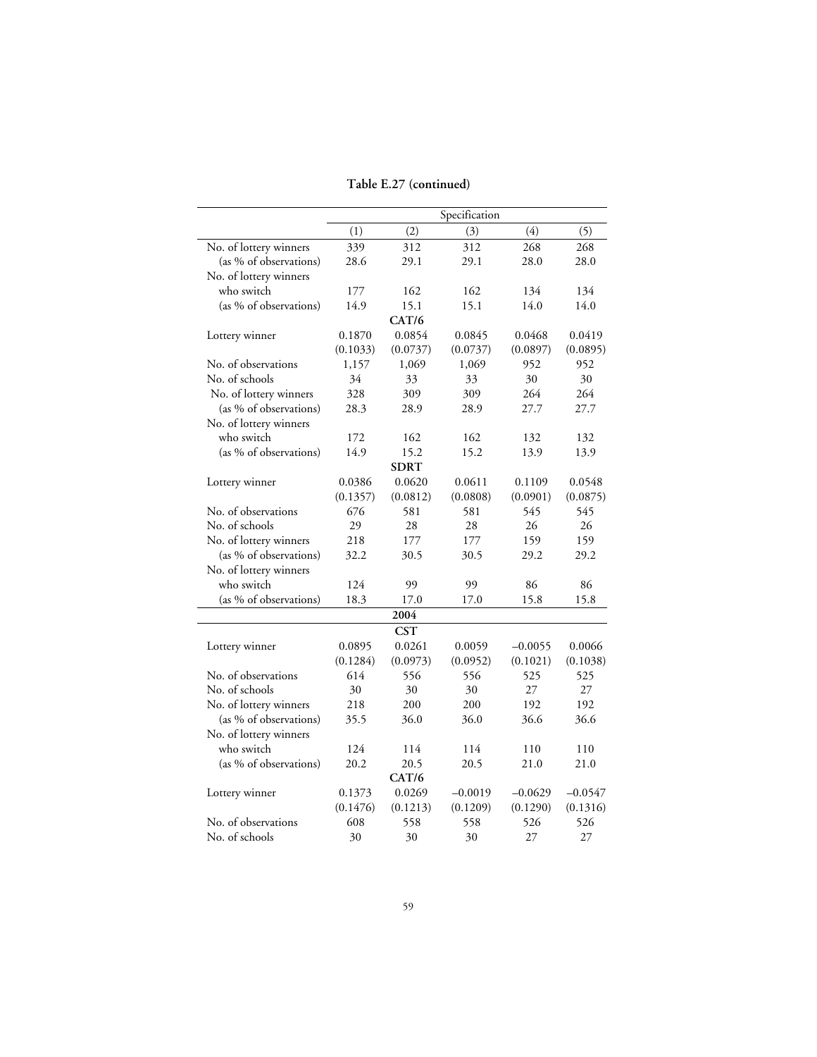**Table E.27 (continued)**

| | Specification | | | | |
|---|---|---|---|---|---|
| | (1) | (2) | (3) | (4) | (5) |
| No. of lottery winners | 339 | 312 | 312 | 268 | 268 |
| (as % of observations) | 28.6 | 29.1 | 29.1 | 28.0 | 28.0 |
| No. of lottery winners who switch | 177 | 162 | 162 | 134 | 134 |
| (as % of observations) | 14.9 | 15.1 | 15.1 | 14.0 | 14.0 |
| **CAT/6** | | | | | |
| Lottery winner | 0.1870 | 0.0854 | 0.0845 | 0.0468 | 0.0419 |
| | (0.1033) | (0.0737) | (0.0737) | (0.0897) | (0.0895) |
| No. of observations | 1,157 | 1,069 | 1,069 | 952 | 952 |
| No. of schools | 34 | 33 | 33 | 30 | 30 |
| No. of lottery winners | 328 | 309 | 309 | 264 | 264 |
| (as % of observations) | 28.3 | 28.9 | 28.9 | 27.7 | 27.7 |
| No. of lottery winners who switch | 172 | 162 | 162 | 132 | 132 |
| (as % of observations) | 14.9 | 15.2 | 15.2 | 13.9 | 13.9 |
| **SDRT** | | | | | |
| Lottery winner | 0.0386 | 0.0620 | 0.0611 | 0.1109 | 0.0548 |
| | (0.1357) | (0.0812) | (0.0808) | (0.0901) | (0.0875) |
| No. of observations | 676 | 581 | 581 | 545 | 545 |
| No. of schools | 29 | 28 | 28 | 26 | 26 |
| No. of lottery winners | 218 | 177 | 177 | 159 | 159 |
| (as % of observations) | 32.2 | 30.5 | 30.5 | 29.2 | 29.2 |
| No. of lottery winners who switch | 124 | 99 | 99 | 86 | 86 |
| (as % of observations) | 18.3 | 17.0 | 17.0 | 15.8 | 15.8 |
| **2004** | | | | | |
| **CST** | | | | | |
| Lottery winner | 0.0895 | 0.0261 | 0.0059 | −0.0055 | 0.0066 |
| | (0.1284) | (0.0973) | (0.0952) | (0.1021) | (0.1038) |
| No. of observations | 614 | 556 | 556 | 525 | 525 |
| No. of schools | 30 | 30 | 30 | 27 | 27 |
| No. of lottery winners | 218 | 200 | 200 | 192 | 192 |
| (as % of observations) | 35.5 | 36.0 | 36.0 | 36.6 | 36.6 |
| No. of lottery winners who switch | 124 | 114 | 114 | 110 | 110 |
| (as % of observations) | 20.2 | 20.5 | 20.5 | 21.0 | 21.0 |
| **CAT/6** | | | | | |
| Lottery winner | 0.1373 | 0.0269 | −0.0019 | −0.0629 | −0.0547 |
| | (0.1476) | (0.1213) | (0.1209) | (0.1290) | (0.1316) |
| No. of observations | 608 | 558 | 558 | 526 | 526 |
| No. of schools | 30 | 30 | 30 | 27 | 27 |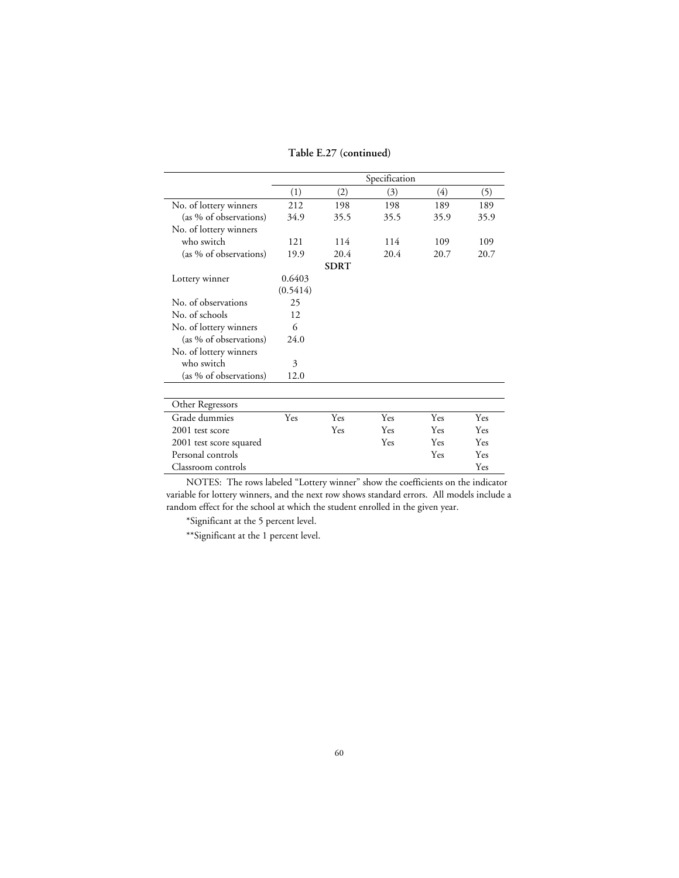**Table E.27 (continued)**

| | Specification | | | | |
|---|---|---|---|---|---|
| | (1) | (2) | (3) | (4) | (5) |
| No. of lottery winners | 212 | 198 | 198 | 189 | 189 |
| (as % of observations) | 34.9 | 35.5 | 35.5 | 35.9 | 35.9 |
| No. of lottery winners who switch | 121 | 114 | 114 | 109 | 109 |
| (as % of observations) | 19.9 | 20.4 | 20.4 | 20.7 | 20.7 |
| | | **SDRT** | | | |
| Lottery winner | 0.6403 | | | | |
| | (0.5414) | | | | |
| No. of observations | 25 | | | | |
| No. of schools | 12 | | | | |
| No. of lottery winners | 6 | | | | |
| (as % of observations) | 24.0 | | | | |
| No. of lottery winners who switch | 3 | | | | |
| (as % of observations) | 12.0 | | | | |
| Other Regressors | | | | | |
| Grade dummies | Yes | Yes | Yes | Yes | Yes |
| 2001 test score | | Yes | Yes | Yes | Yes |
| 2001 test score squared | | | Yes | Yes | Yes |
| Personal controls | | | | Yes | Yes |
| Classroom controls | | | | | Yes |

NOTES: The rows labeled "Lottery winner" show the coefficients on the indicator variable for lottery winners, and the next row shows standard errors. All models include a random effect for the school at which the student enrolled in the given year.

*Significant at the 5 percent level.

**Significant at the 1 percent level.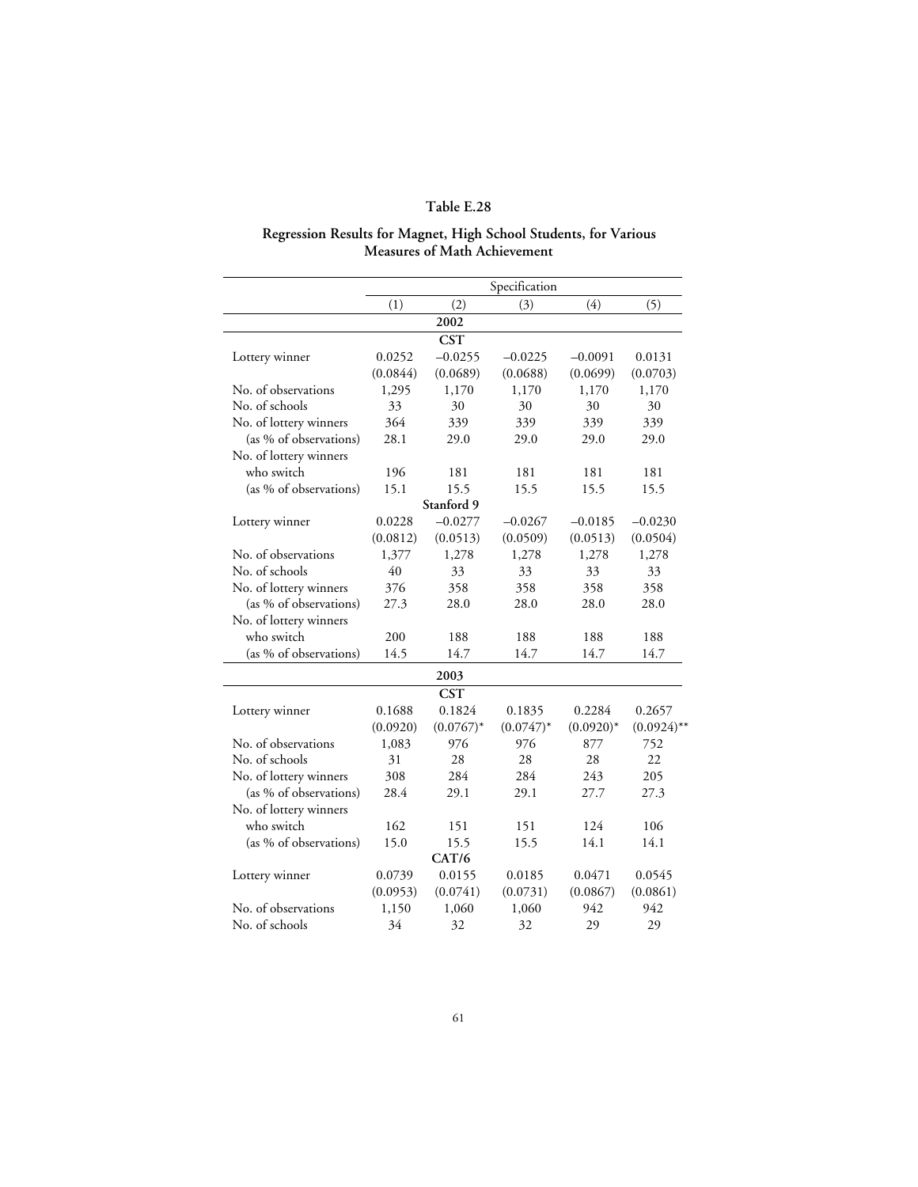**Table E.28**

**Regression Results for Magnet, High School Students, for Various Measures of Math Achievement**

| | Specification | | | | |
|---|---|---|---|---|---|
| | (1) | (2) | (3) | (4) | (5) |
| | | **2002** | | | |
| | | **CST** | | | |
| Lottery winner | 0.0252 | –0.0255 | –0.0225 | –0.0091 | 0.0131 |
| | (0.0844) | (0.0689) | (0.0688) | (0.0699) | (0.0703) |
| No. of observations | 1,295 | 1,170 | 1,170 | 1,170 | 1,170 |
| No. of schools | 33 | 30 | 30 | 30 | 30 |
| No. of lottery winners | 364 | 339 | 339 | 339 | 339 |
| (as % of observations) | 28.1 | 29.0 | 29.0 | 29.0 | 29.0 |
| No. of lottery winners who switch | 196 | 181 | 181 | 181 | 181 |
| (as % of observations) | 15.1 | 15.5 | 15.5 | 15.5 | 15.5 |
| | | **Stanford 9** | | | |
| Lottery winner | 0.0228 | –0.0277 | –0.0267 | –0.0185 | –0.0230 |
| | (0.0812) | (0.0513) | (0.0509) | (0.0513) | (0.0504) |
| No. of observations | 1,377 | 1,278 | 1,278 | 1,278 | 1,278 |
| No. of schools | 40 | 33 | 33 | 33 | 33 |
| No. of lottery winners | 376 | 358 | 358 | 358 | 358 |
| (as % of observations) | 27.3 | 28.0 | 28.0 | 28.0 | 28.0 |
| No. of lottery winners who switch | 200 | 188 | 188 | 188 | 188 |
| (as % of observations) | 14.5 | 14.7 | 14.7 | 14.7 | 14.7 |
| | | **2003** | | | |
| | | **CST** | | | |
| Lottery winner | 0.1688 | 0.1824 | 0.1835 | 0.2284 | 0.2657 |
| | (0.0920) | (0.0767)* | (0.0747)* | (0.0920)* | (0.0924)** |
| No. of observations | 1,083 | 976 | 976 | 877 | 752 |
| No. of schools | 31 | 28 | 28 | 28 | 22 |
| No. of lottery winners | 308 | 284 | 284 | 243 | 205 |
| (as % of observations) | 28.4 | 29.1 | 29.1 | 27.7 | 27.3 |
| No. of lottery winners who switch | 162 | 151 | 151 | 124 | 106 |
| (as % of observations) | 15.0 | 15.5 | 15.5 | 14.1 | 14.1 |
| | | **CAT/6** | | | |
| Lottery winner | 0.0739 | 0.0155 | 0.0185 | 0.0471 | 0.0545 |
| | (0.0953) | (0.0741) | (0.0731) | (0.0867) | (0.0861) |
| No. of observations | 1,150 | 1,060 | 1,060 | 942 | 942 |
| No. of schools | 34 | 32 | 32 | 29 | 29 |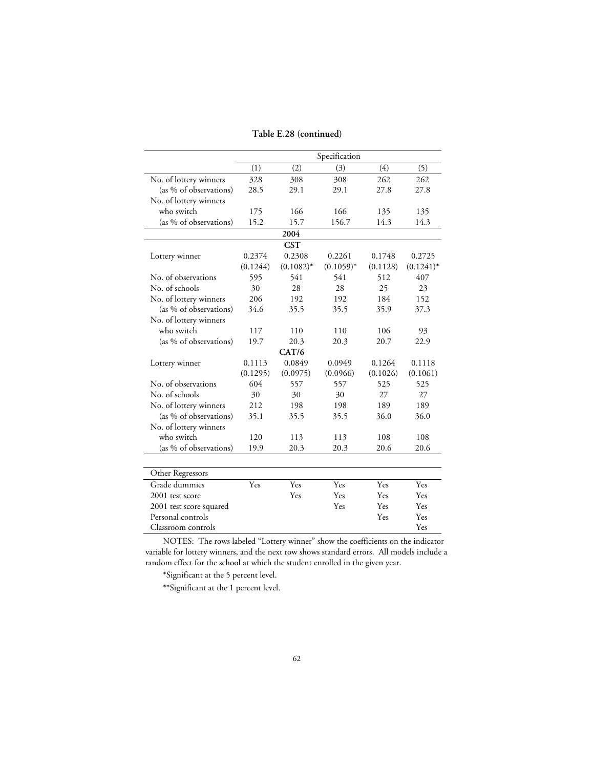**Table E.28 (continued)**

| | Specification | | | | |
|---|---|---|---|---|---|
| | (1) | (2) | (3) | (4) | (5) |
| No. of lottery winners | 328 | 308 | 308 | 262 | 262 |
| (as % of observations) | 28.5 | 29.1 | 29.1 | 27.8 | 27.8 |
| No. of lottery winners who switch | 175 | 166 | 166 | 135 | 135 |
| (as % of observations) | 15.2 | 15.7 | 156.7 | 14.3 | 14.3 |
| **2004** | | | | | |
| **CST** | | | | | |
| Lottery winner | 0.2374 | 0.2308 | 0.2261 | 0.1748 | 0.2725 |
| | (0.1244) | (0.1082)* | (0.1059)* | (0.1128) | (0.1241)* |
| No. of observations | 595 | 541 | 541 | 512 | 407 |
| No. of schools | 30 | 28 | 28 | 25 | 23 |
| No. of lottery winners | 206 | 192 | 192 | 184 | 152 |
| (as % of observations) | 34.6 | 35.5 | 35.5 | 35.9 | 37.3 |
| No. of lottery winners who switch | 117 | 110 | 110 | 106 | 93 |
| (as % of observations) | 19.7 | 20.3 | 20.3 | 20.7 | 22.9 |
| **CAT/6** | | | | | |
| Lottery winner | 0.1113 | 0.0849 | 0.0949 | 0.1264 | 0.1118 |
| | (0.1295) | (0.0975) | (0.0966) | (0.1026) | (0.1061) |
| No. of observations | 604 | 557 | 557 | 525 | 525 |
| No. of schools | 30 | 30 | 30 | 27 | 27 |
| No. of lottery winners | 212 | 198 | 198 | 189 | 189 |
| (as % of observations) | 35.1 | 35.5 | 35.5 | 36.0 | 36.0 |
| No. of lottery winners who switch | 120 | 113 | 113 | 108 | 108 |
| (as % of observations) | 19.9 | 20.3 | 20.3 | 20.6 | 20.6 |

| Other Regressors | | | | | |
|---|---|---|---|---|---|
| Grade dummies | Yes | Yes | Yes | Yes | Yes |
| 2001 test score | | Yes | Yes | Yes | Yes |
| 2001 test score squared | | | Yes | Yes | Yes |
| Personal controls | | | | Yes | Yes |
| Classroom controls | | | | | Yes |

NOTES: The rows labeled "Lottery winner" show the coefficients on the indicator variable for lottery winners, and the next row shows standard errors. All models include a random effect for the school at which the student enrolled in the given year.

*Significant at the 5 percent level.

**Significant at the 1 percent level.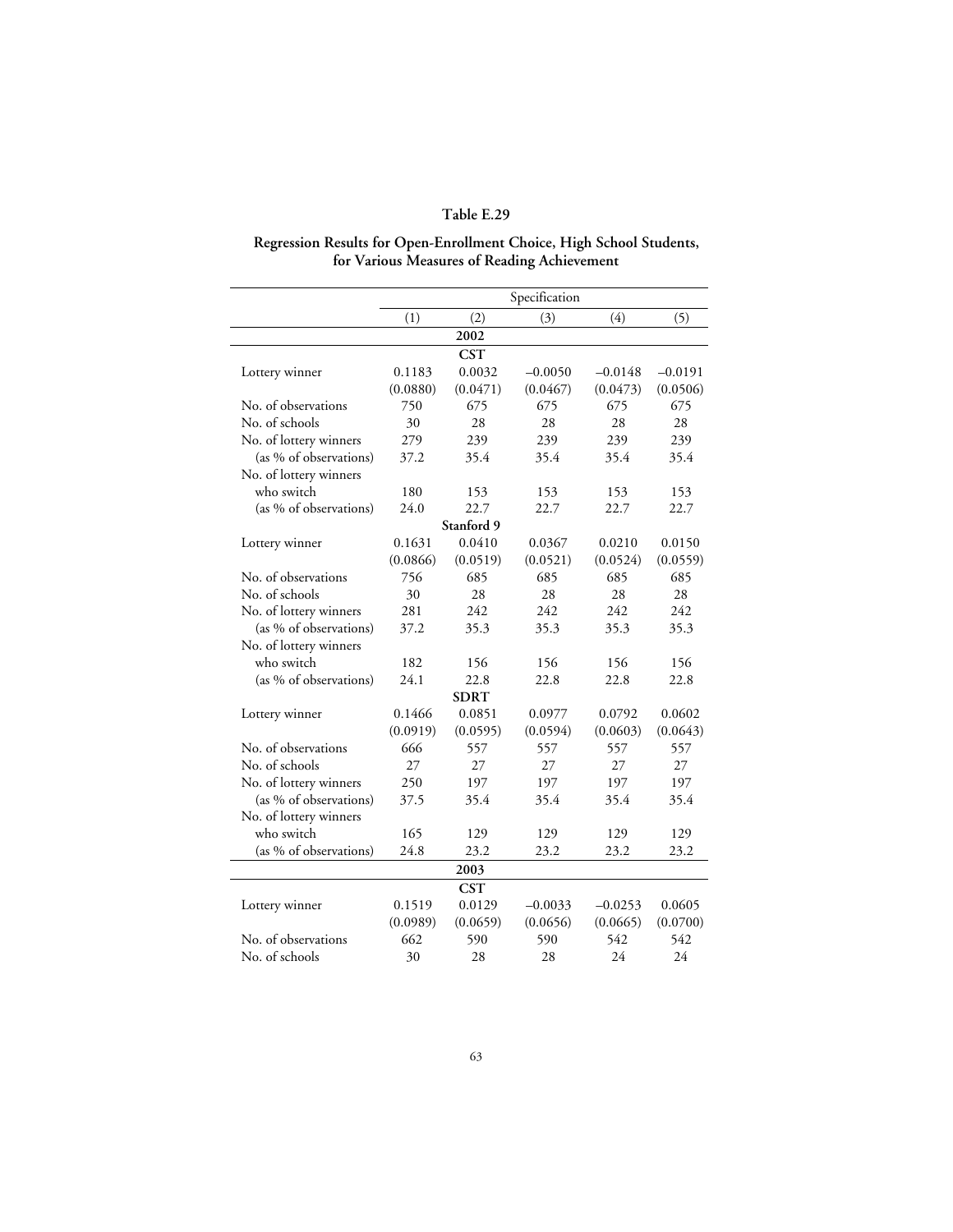**Table E.29**

**Regression Results for Open-Enrollment Choice, High School Students, for Various Measures of Reading Achievement**

| | Specification | | | | |
|---|---|---|---|---|---|
| | (1) | (2) | (3) | (4) | (5) |
| | | **2002** | | | |
| | | **CST** | | | |
| Lottery winner | 0.1183 | 0.0032 | −0.0050 | −0.0148 | −0.0191 |
| | (0.0880) | (0.0471) | (0.0467) | (0.0473) | (0.0506) |
| No. of observations | 750 | 675 | 675 | 675 | 675 |
| No. of schools | 30 | 28 | 28 | 28 | 28 |
| No. of lottery winners | 279 | 239 | 239 | 239 | 239 |
| (as % of observations) | 37.2 | 35.4 | 35.4 | 35.4 | 35.4 |
| No. of lottery winners who switch | 180 | 153 | 153 | 153 | 153 |
| (as % of observations) | 24.0 | 22.7 | 22.7 | 22.7 | 22.7 |
| | | **Stanford 9** | | | |
| Lottery winner | 0.1631 | 0.0410 | 0.0367 | 0.0210 | 0.0150 |
| | (0.0866) | (0.0519) | (0.0521) | (0.0524) | (0.0559) |
| No. of observations | 756 | 685 | 685 | 685 | 685 |
| No. of schools | 30 | 28 | 28 | 28 | 28 |
| No. of lottery winners | 281 | 242 | 242 | 242 | 242 |
| (as % of observations) | 37.2 | 35.3 | 35.3 | 35.3 | 35.3 |
| No. of lottery winners who switch | 182 | 156 | 156 | 156 | 156 |
| (as % of observations) | 24.1 | 22.8 | 22.8 | 22.8 | 22.8 |
| | | **SDRT** | | | |
| Lottery winner | 0.1466 | 0.0851 | 0.0977 | 0.0792 | 0.0602 |
| | (0.0919) | (0.0595) | (0.0594) | (0.0603) | (0.0643) |
| No. of observations | 666 | 557 | 557 | 557 | 557 |
| No. of schools | 27 | 27 | 27 | 27 | 27 |
| No. of lottery winners | 250 | 197 | 197 | 197 | 197 |
| (as % of observations) | 37.5 | 35.4 | 35.4 | 35.4 | 35.4 |
| No. of lottery winners who switch | 165 | 129 | 129 | 129 | 129 |
| (as % of observations) | 24.8 | 23.2 | 23.2 | 23.2 | 23.2 |
| | | **2003** | | | |
| | | **CST** | | | |
| Lottery winner | 0.1519 | 0.0129 | −0.0033 | −0.0253 | 0.0605 |
| | (0.0989) | (0.0659) | (0.0656) | (0.0665) | (0.0700) |
| No. of observations | 662 | 590 | 590 | 542 | 542 |
| No. of schools | 30 | 28 | 28 | 24 | 24 |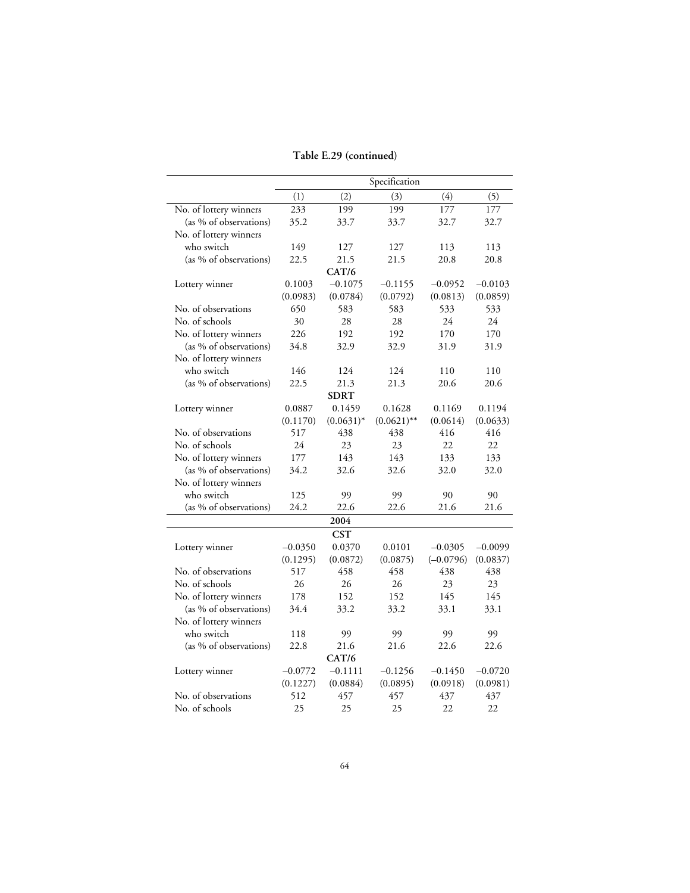**Table E.29 (continued)**

| | Specification | | | | |
|---|---|---|---|---|---|
| | (1) | (2) | (3) | (4) | (5) |
| No. of lottery winners | 233 | 199 | 199 | 177 | 177 |
| (as % of observations) | 35.2 | 33.7 | 33.7 | 32.7 | 32.7 |
| No. of lottery winners who switch | 149 | 127 | 127 | 113 | 113 |
| (as % of observations) | 22.5 | 21.5 | 21.5 | 20.8 | 20.8 |
| **CAT/6** | | | | | |
| Lottery winner | 0.1003 | –0.1075 | –0.1155 | –0.0952 | –0.0103 |
| | (0.0983) | (0.0784) | (0.0792) | (0.0813) | (0.0859) |
| No. of observations | 650 | 583 | 583 | 533 | 533 |
| No. of schools | 30 | 28 | 28 | 24 | 24 |
| No. of lottery winners | 226 | 192 | 192 | 170 | 170 |
| (as % of observations) | 34.8 | 32.9 | 32.9 | 31.9 | 31.9 |
| No. of lottery winners who switch | 146 | 124 | 124 | 110 | 110 |
| (as % of observations) | 22.5 | 21.3 | 21.3 | 20.6 | 20.6 |
| **SDRT** | | | | | |
| Lottery winner | 0.0887 | 0.1459 | 0.1628 | 0.1169 | 0.1194 |
| | (0.1170) | (0.0631)* | (0.0621)** | (0.0614) | (0.0633) |
| No. of observations | 517 | 438 | 438 | 416 | 416 |
| No. of schools | 24 | 23 | 23 | 22 | 22 |
| No. of lottery winners | 177 | 143 | 143 | 133 | 133 |
| (as % of observations) | 34.2 | 32.6 | 32.6 | 32.0 | 32.0 |
| No. of lottery winners who switch | 125 | 99 | 99 | 90 | 90 |
| (as % of observations) | 24.2 | 22.6 | 22.6 | 21.6 | 21.6 |
| **2004** | | | | | |
| **CST** | | | | | |
| Lottery winner | –0.0350 | 0.0370 | 0.0101 | –0.0305 | –0.0099 |
| | (0.1295) | (0.0872) | (0.0875) | (–0.0796) | (0.0837) |
| No. of observations | 517 | 458 | 458 | 438 | 438 |
| No. of schools | 26 | 26 | 26 | 23 | 23 |
| No. of lottery winners | 178 | 152 | 152 | 145 | 145 |
| (as % of observations) | 34.4 | 33.2 | 33.2 | 33.1 | 33.1 |
| No. of lottery winners who switch | 118 | 99 | 99 | 99 | 99 |
| (as % of observations) | 22.8 | 21.6 | 21.6 | 22.6 | 22.6 |
| **CAT/6** | | | | | |
| Lottery winner | –0.0772 | –0.1111 | –0.1256 | –0.1450 | –0.0720 |
| | (0.1227) | (0.0884) | (0.0895) | (0.0918) | (0.0981) |
| No. of observations | 512 | 457 | 457 | 437 | 437 |
| No. of schools | 25 | 25 | 25 | 22 | 22 |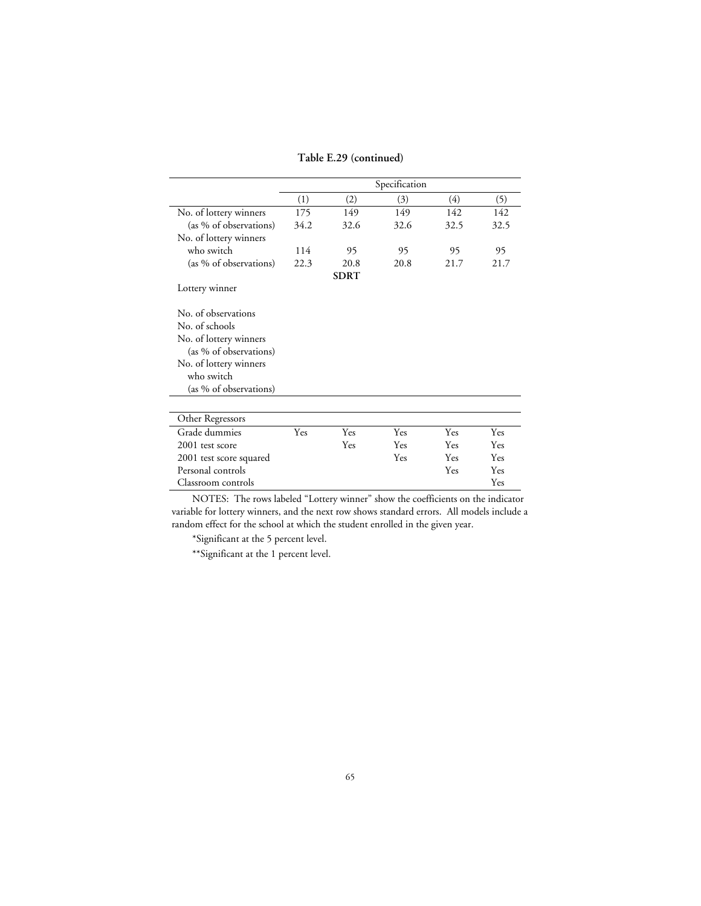**Table E.29 (continued)**

| | Specification | | | | |
|---|---|---|---|---|---|
| | (1) | (2) | (3) | (4) | (5) |
| No. of lottery winners | 175 | 149 | 149 | 142 | 142 |
| (as % of observations) | 34.2 | 32.6 | 32.6 | 32.5 | 32.5 |
| No. of lottery winners who switch | 114 | 95 | 95 | 95 | 95 |
| (as % of observations) | 22.3 | 20.8 | 20.8 | 21.7 | 21.7 |
| | | **SDRT** | | | |
| Lottery winner | | | | | |
| | | | | | |
| No. of observations | | | | | |
| No. of schools | | | | | |
| No. of lottery winners | | | | | |
| (as % of observations) | | | | | |
| No. of lottery winners who switch | | | | | |
| (as % of observations) | | | | | |
| | | | | | |
| Other Regressors | | | | | |
| Grade dummies | Yes | Yes | Yes | Yes | Yes |
| 2001 test score | | Yes | Yes | Yes | Yes |
| 2001 test score squared | | | Yes | Yes | Yes |
| Personal controls | | | | Yes | Yes |
| Classroom controls | | | | | Yes |

NOTES: The rows labeled "Lottery winner" show the coefficients on the indicator variable for lottery winners, and the next row shows standard errors. All models include a random effect for the school at which the student enrolled in the given year.

*Significant at the 5 percent level.

**Significant at the 1 percent level.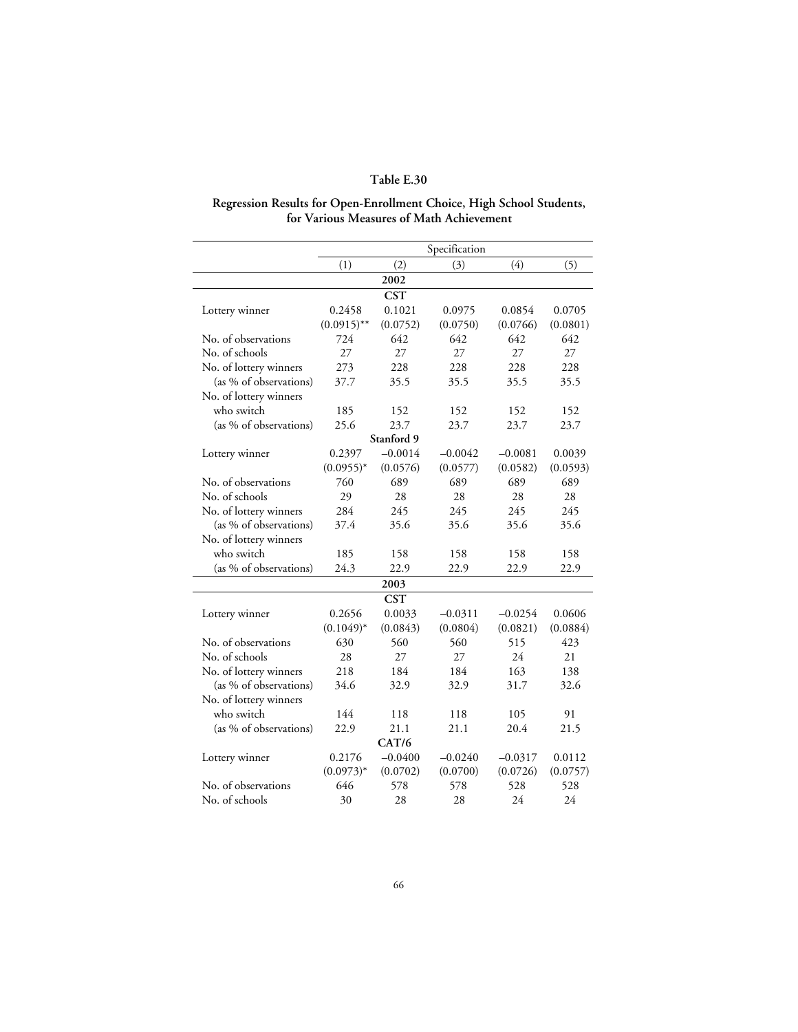# Table E.30

## Regression Results for Open-Enrollment Choice, High School Students, for Various Measures of Math Achievement

| | Specification | | | | |
|---|---|---|---|---|---|
| | (1) | (2) | (3) | (4) | (5) |
| | | **2002** | | | |
| | | **CST** | | | |
| Lottery winner | 0.2458 | 0.1021 | 0.0975 | 0.0854 | 0.0705 |
| | (0.0915)** | (0.0752) | (0.0750) | (0.0766) | (0.0801) |
| No. of observations | 724 | 642 | 642 | 642 | 642 |
| No. of schools | 27 | 27 | 27 | 27 | 27 |
| No. of lottery winners | 273 | 228 | 228 | 228 | 228 |
| (as % of observations) | 37.7 | 35.5 | 35.5 | 35.5 | 35.5 |
| No. of lottery winners who switch | 185 | 152 | 152 | 152 | 152 |
| (as % of observations) | 25.6 | 23.7 | 23.7 | 23.7 | 23.7 |
| | | **Stanford 9** | | | |
| Lottery winner | 0.2397 | –0.0014 | –0.0042 | –0.0081 | 0.0039 |
| | (0.0955)* | (0.0576) | (0.0577) | (0.0582) | (0.0593) |
| No. of observations | 760 | 689 | 689 | 689 | 689 |
| No. of schools | 29 | 28 | 28 | 28 | 28 |
| No. of lottery winners | 284 | 245 | 245 | 245 | 245 |
| (as % of observations) | 37.4 | 35.6 | 35.6 | 35.6 | 35.6 |
| No. of lottery winners who switch | 185 | 158 | 158 | 158 | 158 |
| (as % of observations) | 24.3 | 22.9 | 22.9 | 22.9 | 22.9 |
| | | **2003** | | | |
| | | **CST** | | | |
| Lottery winner | 0.2656 | 0.0033 | –0.0311 | –0.0254 | 0.0606 |
| | (0.1049)* | (0.0843) | (0.0804) | (0.0821) | (0.0884) |
| No. of observations | 630 | 560 | 560 | 515 | 423 |
| No. of schools | 28 | 27 | 27 | 24 | 21 |
| No. of lottery winners | 218 | 184 | 184 | 163 | 138 |
| (as % of observations) | 34.6 | 32.9 | 32.9 | 31.7 | 32.6 |
| No. of lottery winners who switch | 144 | 118 | 118 | 105 | 91 |
| (as % of observations) | 22.9 | 21.1 | 21.1 | 20.4 | 21.5 |
| | | **CAT/6** | | | |
| Lottery winner | 0.2176 | –0.0400 | –0.0240 | –0.0317 | 0.0112 |
| | (0.0973)* | (0.0702) | (0.0700) | (0.0726) | (0.0757) |
| No. of observations | 646 | 578 | 578 | 528 | 528 |
| No. of schools | 30 | 28 | 28 | 24 | 24 |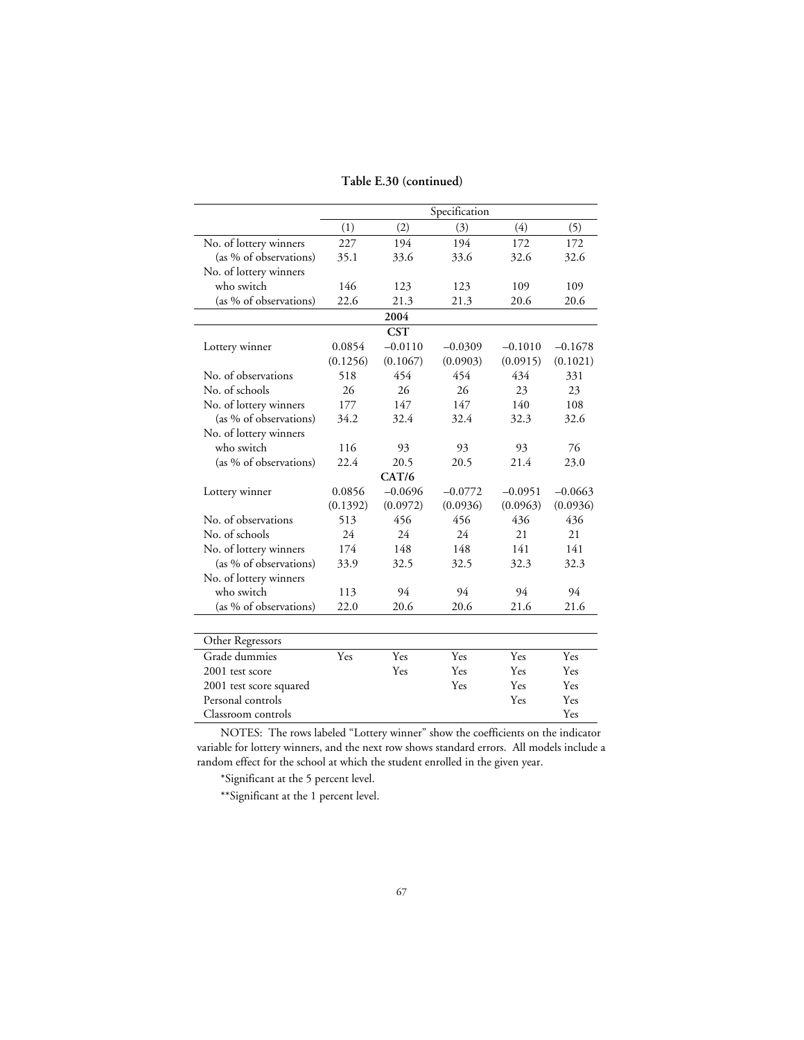**Table E.30 (continued)**

| | Specification | | | | |
|---|---|---|---|---|---|
| | (1) | (2) | (3) | (4) | (5) |
| No. of lottery winners | 227 | 194 | 194 | 172 | 172 |
| (as % of observations) | 35.1 | 33.6 | 33.6 | 32.6 | 32.6 |
| No. of lottery winners who switch | 146 | 123 | 123 | 109 | 109 |
| (as % of observations) | 22.6 | 21.3 | 21.3 | 20.6 | 20.6 |
| **2004** | | | | | |
| **CST** | | | | | |
| Lottery winner | 0.0854 | −0.0110 | −0.0309 | −0.1010 | −0.1678 |
| | (0.1256) | (0.1067) | (0.0903) | (0.0915) | (0.1021) |
| No. of observations | 518 | 454 | 454 | 434 | 331 |
| No. of schools | 26 | 26 | 26 | 23 | 23 |
| No. of lottery winners | 177 | 147 | 147 | 140 | 108 |
| (as % of observations) | 34.2 | 32.4 | 32.4 | 32.3 | 32.6 |
| No. of lottery winners who switch | 116 | 93 | 93 | 93 | 76 |
| (as % of observations) | 22.4 | 20.5 | 20.5 | 21.4 | 23.0 |
| **CAT/6** | | | | | |
| Lottery winner | 0.0856 | −0.0696 | −0.0772 | −0.0951 | −0.0663 |
| | (0.1392) | (0.0972) | (0.0936) | (0.0963) | (0.0936) |
| No. of observations | 513 | 456 | 456 | 436 | 436 |
| No. of schools | 24 | 24 | 24 | 21 | 21 |
| No. of lottery winners | 174 | 148 | 148 | 141 | 141 |
| (as % of observations) | 33.9 | 32.5 | 32.5 | 32.3 | 32.3 |
| No. of lottery winners who switch | 113 | 94 | 94 | 94 | 94 |
| (as % of observations) | 22.0 | 20.6 | 20.6 | 21.6 | 21.6 |
| Other Regressors | | | | | |
| Grade dummies | Yes | Yes | Yes | Yes | Yes |
| 2001 test score | | Yes | Yes | Yes | Yes |
| 2001 test score squared | | | Yes | Yes | Yes |
| Personal controls | | | | Yes | Yes |
| Classroom controls | | | | | Yes |

NOTES: The rows labeled "Lottery winner" show the coefficients on the indicator variable for lottery winners, and the next row shows standard errors. All models include a random effect for the school at which the student enrolled in the given year.

*Significant at the 5 percent level.

**Significant at the 1 percent level.